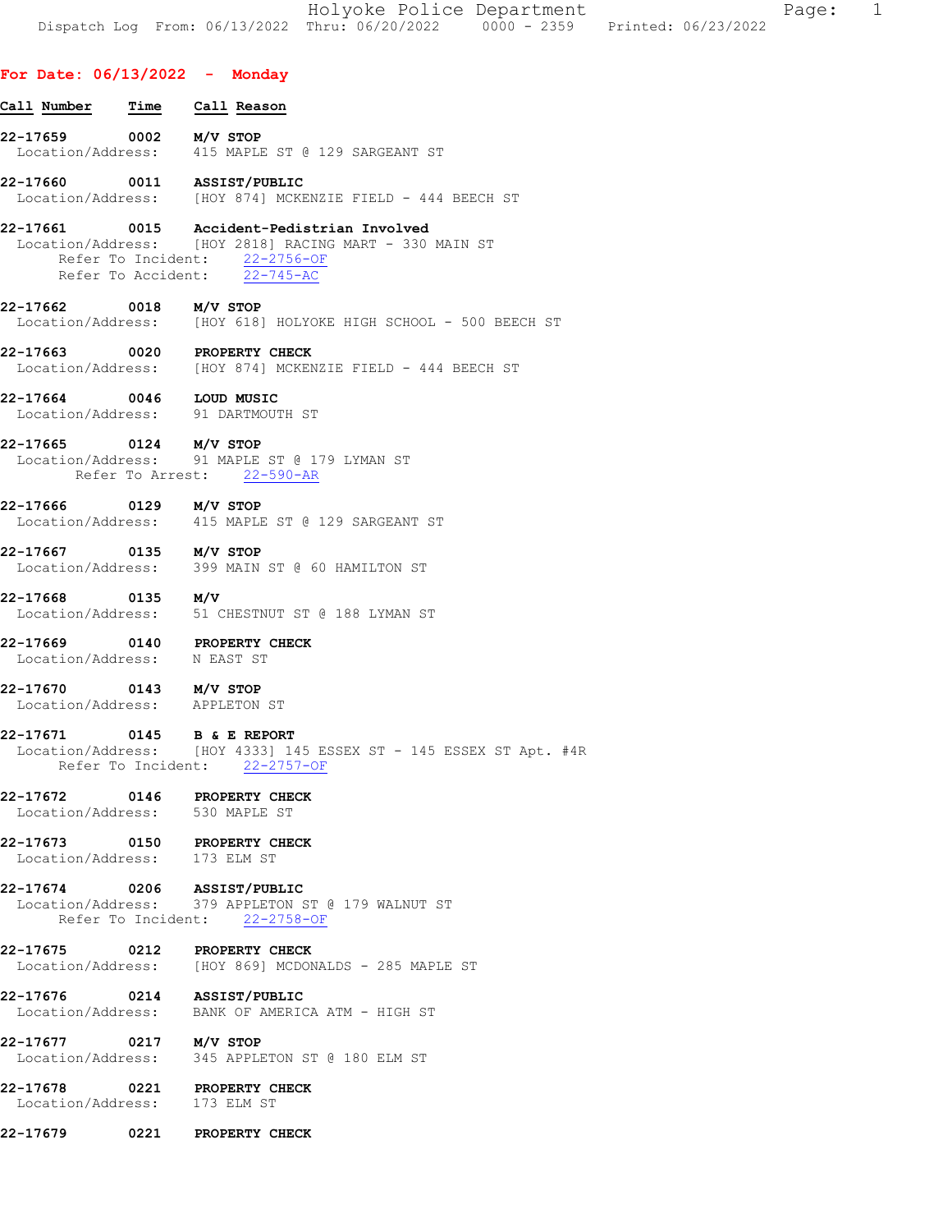## For Date: 06/13/2022 - Monday

**Call Number** | **Time** | **Call Reason**

**22-17659 0002 M/V STOP**
Location/Address: 415 MAPLE ST @ 129 SARGEANT ST

**22-17660 0011 ASSIST/PUBLIC**
Location/Address: [HOY 874] MCKENZIE FIELD - 444 BEECH ST

**22-17661 0015 Accident-Pedistrian Involved**
Location/Address: [HOY 2818] RACING MART - 330 MAIN ST
Refer To Incident: 22-2756-OF
Refer To Accident: 22-745-AC

**22-17662 0018 M/V STOP**
Location/Address: [HOY 618] HOLYOKE HIGH SCHOOL - 500 BEECH ST

**22-17663 0020 PROPERTY CHECK**
Location/Address: [HOY 874] MCKENZIE FIELD - 444 BEECH ST

**22-17664 0046 LOUD MUSIC**
Location/Address: 91 DARTMOUTH ST

**22-17665 0124 M/V STOP**
Location/Address: 91 MAPLE ST @ 179 LYMAN ST
Refer To Arrest: 22-590-AR

**22-17666 0129 M/V STOP**
Location/Address: 415 MAPLE ST @ 129 SARGEANT ST

**22-17667 0135 M/V STOP**
Location/Address: 399 MAIN ST @ 60 HAMILTON ST

**22-17668 0135 M/V**
Location/Address: 51 CHESTNUT ST @ 188 LYMAN ST

**22-17669 0140 PROPERTY CHECK**
Location/Address: N EAST ST

**22-17670 0143 M/V STOP**
Location/Address: APPLETON ST

**22-17671 0145 B & E REPORT**
Location/Address: [HOY 4333] 145 ESSEX ST - 145 ESSEX ST Apt. #4R
Refer To Incident: 22-2757-OF

**22-17672 0146 PROPERTY CHECK**
Location/Address: 530 MAPLE ST

**22-17673 0150 PROPERTY CHECK**
Location/Address: 173 ELM ST

**22-17674 0206 ASSIST/PUBLIC**
Location/Address: 379 APPLETON ST @ 179 WALNUT ST
Refer To Incident: 22-2758-OF

**22-17675 0212 PROPERTY CHECK**
Location/Address: [HOY 869] MCDONALDS - 285 MAPLE ST

**22-17676 0214 ASSIST/PUBLIC**
Location/Address: BANK OF AMERICA ATM - HIGH ST

**22-17677 0217 M/V STOP**
Location/Address: 345 APPLETON ST @ 180 ELM ST

**22-17678 0221 PROPERTY CHECK**
Location/Address: 173 ELM ST

**22-17679 0221 PROPERTY CHECK**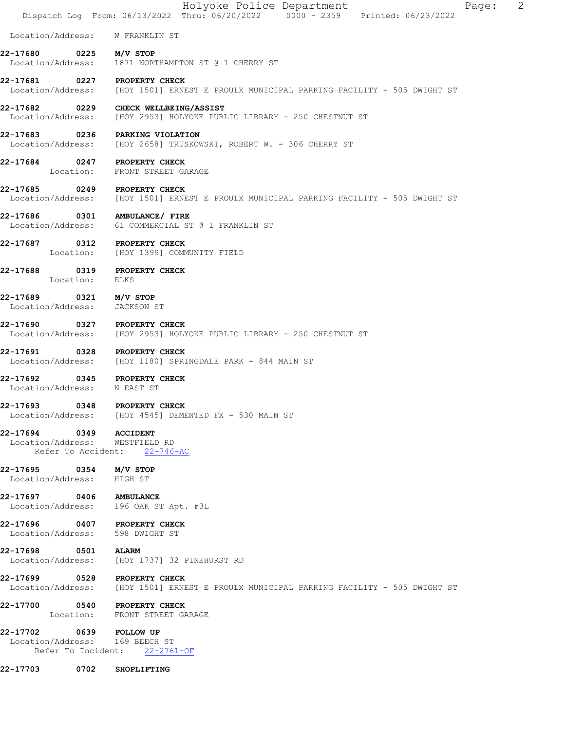Location/Address: W FRANKLIN ST

**22-17680 0225 M/V STOP**
Location/Address: 1871 NORTHAMPTON ST @ 1 CHERRY ST

**22-17681 0227 PROPERTY CHECK**
Location/Address: [HOY 1501] ERNEST E PROULX MUNICIPAL PARKING FACILITY - 505 DWIGHT ST

**22-17682 0229 CHECK WELLBEING/ASSIST**
Location/Address: [HOY 2953] HOLYOKE PUBLIC LIBRARY - 250 CHESTNUT ST

**22-17683 0236 PARKING VIOLATION**
Location/Address: [HOY 2658] TRUSKOWSKI, ROBERT W. - 306 CHERRY ST

**22-17684 0247 PROPERTY CHECK**
Location: FRONT STREET GARAGE

**22-17685 0249 PROPERTY CHECK**
Location/Address: [HOY 1501] ERNEST E PROULX MUNICIPAL PARKING FACILITY - 505 DWIGHT ST

**22-17686 0301 AMBULANCE/ FIRE**
Location/Address: 61 COMMERCIAL ST @ 1 FRANKLIN ST

**22-17687 0312 PROPERTY CHECK**
Location: [HOY 1399] COMMUNITY FIELD

**22-17688 0319 PROPERTY CHECK**
Location: ELKS

**22-17689 0321 M/V STOP**
Location/Address: JACKSON ST

**22-17690 0327 PROPERTY CHECK**
Location/Address: [HOY 2953] HOLYOKE PUBLIC LIBRARY - 250 CHESTNUT ST

**22-17691 0328 PROPERTY CHECK**
Location/Address: [HOY 1180] SPRINGDALE PARK - 844 MAIN ST

**22-17692 0345 PROPERTY CHECK**
Location/Address: N EAST ST

**22-17693 0348 PROPERTY CHECK**
Location/Address: [HOY 4545] DEMENTED FX - 530 MAIN ST

**22-17694 0349 ACCIDENT**
Location/Address: WESTFIELD RD
Refer To Accident: 22-746-AC

**22-17695 0354 M/V STOP**
Location/Address: HIGH ST

**22-17697 0406 AMBULANCE**
Location/Address: 196 OAK ST Apt. #3L

**22-17696 0407 PROPERTY CHECK**
Location/Address: 598 DWIGHT ST

**22-17698 0501 ALARM**
Location/Address: [HOY 1737] 32 PINEHURST RD

**22-17699 0528 PROPERTY CHECK**
Location/Address: [HOY 1501] ERNEST E PROULX MUNICIPAL PARKING FACILITY - 505 DWIGHT ST

**22-17700 0540 PROPERTY CHECK**
Location: FRONT STREET GARAGE

**22-17702 0639 FOLLOW UP**
Location/Address: 169 BEECH ST
Refer To Incident: 22-2761-OF

**22-17703 0702 SHOPLIFTING**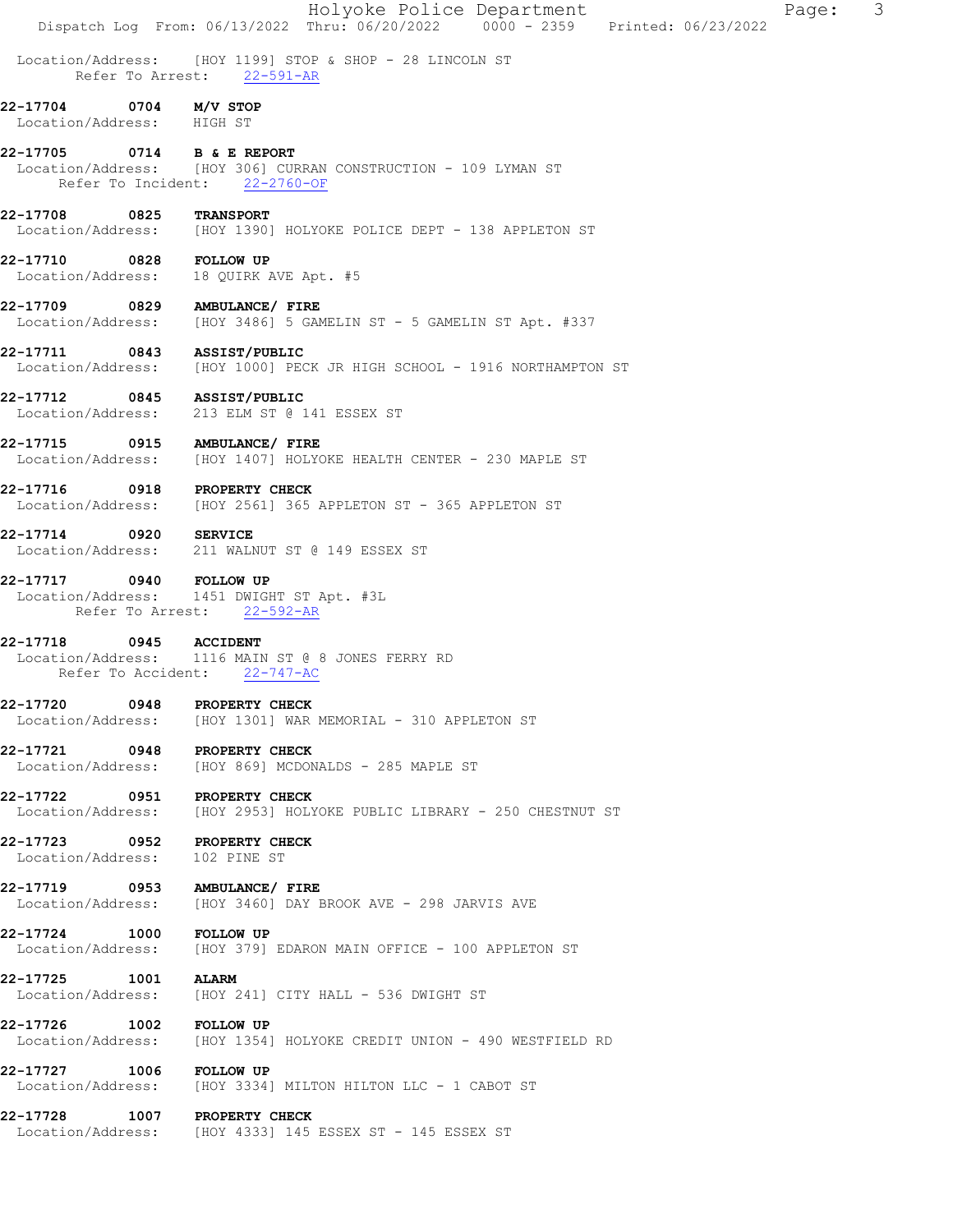Location/Address: [HOY 1199] STOP & SHOP - 28 LINCOLN ST
Refer To Arrest: 22-591-AR

**22-17704 0704 M/V STOP**
Location/Address: HIGH ST

**22-17705 0714 B & E REPORT**
Location/Address: [HOY 306] CURRAN CONSTRUCTION - 109 LYMAN ST
Refer To Incident: 22-2760-OF

**22-17708 0825 TRANSPORT**
Location/Address: [HOY 1390] HOLYOKE POLICE DEPT - 138 APPLETON ST

**22-17710 0828 FOLLOW UP**
Location/Address: 18 QUIRK AVE Apt. #5

**22-17709 0829 AMBULANCE/ FIRE**
Location/Address: [HOY 3486] 5 GAMELIN ST - 5 GAMELIN ST Apt. #337

**22-17711 0843 ASSIST/PUBLIC**
Location/Address: [HOY 1000] PECK JR HIGH SCHOOL - 1916 NORTHAMPTON ST

**22-17712 0845 ASSIST/PUBLIC**
Location/Address: 213 ELM ST @ 141 ESSEX ST

**22-17715 0915 AMBULANCE/ FIRE**
Location/Address: [HOY 1407] HOLYOKE HEALTH CENTER - 230 MAPLE ST

**22-17716 0918 PROPERTY CHECK**
Location/Address: [HOY 2561] 365 APPLETON ST - 365 APPLETON ST

**22-17714 0920 SERVICE**
Location/Address: 211 WALNUT ST @ 149 ESSEX ST

**22-17717 0940 FOLLOW UP**
Location/Address: 1451 DWIGHT ST Apt. #3L
Refer To Arrest: 22-592-AR

**22-17718 0945 ACCIDENT**
Location/Address: 1116 MAIN ST @ 8 JONES FERRY RD
Refer To Accident: 22-747-AC

**22-17720 0948 PROPERTY CHECK**
Location/Address: [HOY 1301] WAR MEMORIAL - 310 APPLETON ST

**22-17721 0948 PROPERTY CHECK**
Location/Address: [HOY 869] MCDONALDS - 285 MAPLE ST

**22-17722 0951 PROPERTY CHECK**
Location/Address: [HOY 2953] HOLYOKE PUBLIC LIBRARY - 250 CHESTNUT ST

**22-17723 0952 PROPERTY CHECK**
Location/Address: 102 PINE ST

**22-17719 0953 AMBULANCE/ FIRE**
Location/Address: [HOY 3460] DAY BROOK AVE - 298 JARVIS AVE

**22-17724 1000 FOLLOW UP**
Location/Address: [HOY 379] EDARON MAIN OFFICE - 100 APPLETON ST

**22-17725 1001 ALARM**
Location/Address: [HOY 241] CITY HALL - 536 DWIGHT ST

**22-17726 1002 FOLLOW UP**
Location/Address: [HOY 1354] HOLYOKE CREDIT UNION - 490 WESTFIELD RD

**22-17727 1006 FOLLOW UP**
Location/Address: [HOY 3334] MILTON HILTON LLC - 1 CABOT ST

**22-17728 1007 PROPERTY CHECK**
Location/Address: [HOY 4333] 145 ESSEX ST - 145 ESSEX ST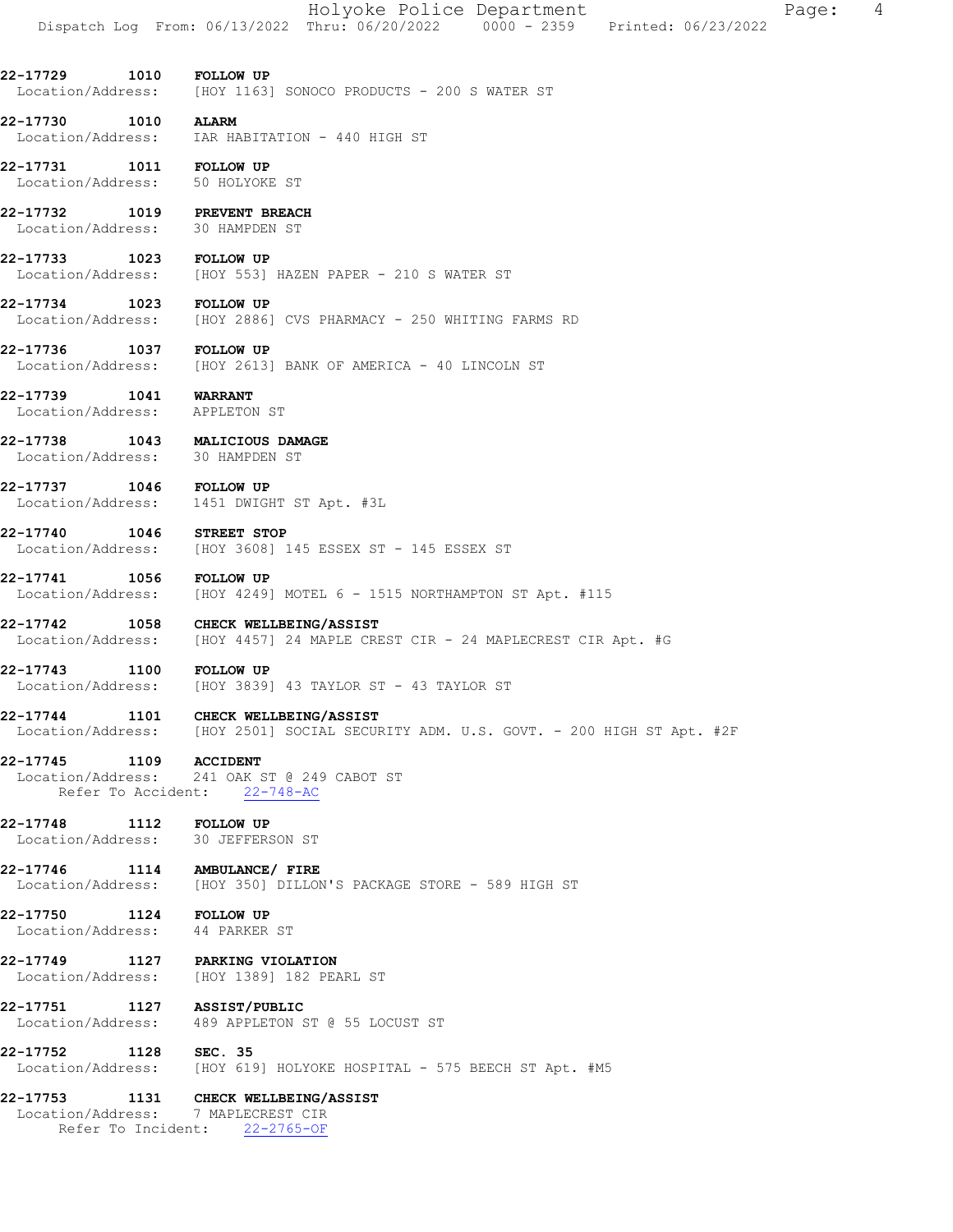**22-17729** 1010 **FOLLOW UP**
Location/Address: [HOY 1163] SONOCO PRODUCTS - 200 S WATER ST

**22-17730** 1010 **ALARM**
Location/Address: IAR HABITATION - 440 HIGH ST

**22-17731** 1011 **FOLLOW UP**
Location/Address: 50 HOLYOKE ST

**22-17732** 1019 **PREVENT BREACH**
Location/Address: 30 HAMPDEN ST

**22-17733** 1023 **FOLLOW UP**
Location/Address: [HOY 553] HAZEN PAPER - 210 S WATER ST

**22-17734** 1023 **FOLLOW UP**
Location/Address: [HOY 2886] CVS PHARMACY - 250 WHITING FARMS RD

**22-17736** 1037 **FOLLOW UP**
Location/Address: [HOY 2613] BANK OF AMERICA - 40 LINCOLN ST

**22-17739** 1041 **WARRANT**
Location/Address: APPLETON ST

**22-17738** 1043 **MALICIOUS DAMAGE**
Location/Address: 30 HAMPDEN ST

**22-17737** 1046 **FOLLOW UP**
Location/Address: 1451 DWIGHT ST Apt. #3L

**22-17740** 1046 **STREET STOP**
Location/Address: [HOY 3608] 145 ESSEX ST - 145 ESSEX ST

**22-17741** 1056 **FOLLOW UP**
Location/Address: [HOY 4249] MOTEL 6 - 1515 NORTHAMPTON ST Apt. #115

**22-17742** 1058 **CHECK WELLBEING/ASSIST**
Location/Address: [HOY 4457] 24 MAPLE CREST CIR - 24 MAPLECREST CIR Apt. #G

**22-17743** 1100 **FOLLOW UP**
Location/Address: [HOY 3839] 43 TAYLOR ST - 43 TAYLOR ST

**22-17744** 1101 **CHECK WELLBEING/ASSIST**
Location/Address: [HOY 2501] SOCIAL SECURITY ADM. U.S. GOVT. - 200 HIGH ST Apt. #2F

**22-17745** 1109 **ACCIDENT**
Location/Address: 241 OAK ST @ 249 CABOT ST
Refer To Accident: 22-748-AC

**22-17748** 1112 **FOLLOW UP**
Location/Address: 30 JEFFERSON ST

**22-17746** 1114 **AMBULANCE/ FIRE**
Location/Address: [HOY 350] DILLON'S PACKAGE STORE - 589 HIGH ST

**22-17750** 1124 **FOLLOW UP**
Location/Address: 44 PARKER ST

**22-17749** 1127 **PARKING VIOLATION**
Location/Address: [HOY 1389] 182 PEARL ST

**22-17751** 1127 **ASSIST/PUBLIC**
Location/Address: 489 APPLETON ST @ 55 LOCUST ST

**22-17752** 1128 **SEC. 35**
Location/Address: [HOY 619] HOLYOKE HOSPITAL - 575 BEECH ST Apt. #M5

**22-17753** 1131 **CHECK WELLBEING/ASSIST**
Location/Address: 7 MAPLECREST CIR
Refer To Incident: 22-2765-OF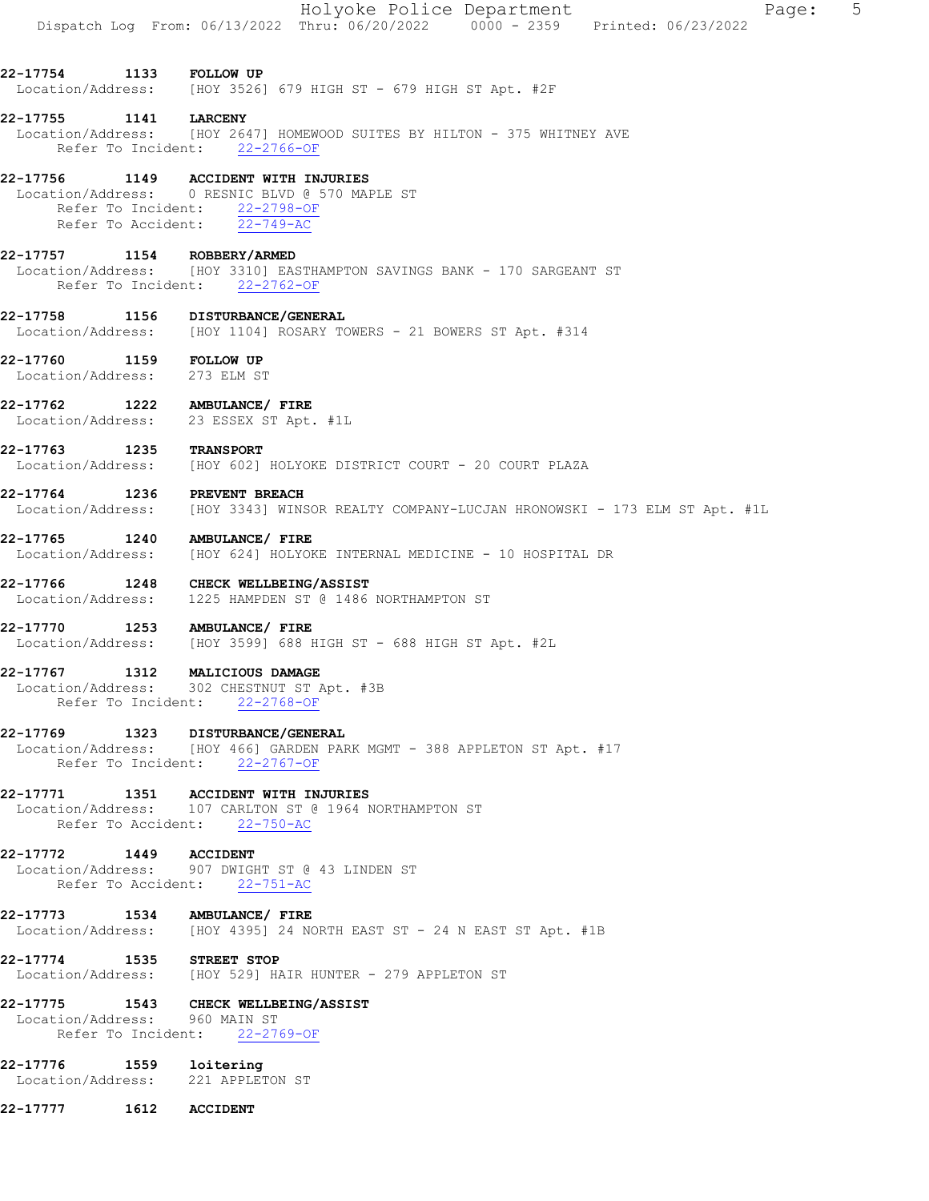**22-17754 1133 FOLLOW UP**
Location/Address: [HOY 3526] 679 HIGH ST - 679 HIGH ST Apt. #2F

**22-17755 1141 LARCENY**
Location/Address: [HOY 2647] HOMEWOOD SUITES BY HILTON - 375 WHITNEY AVE
Refer To Incident: 22-2766-OF

**22-17756 1149 ACCIDENT WITH INJURIES**
Location/Address: 0 RESNIC BLVD @ 570 MAPLE ST
Refer To Incident: 22-2798-OF
Refer To Accident: 22-749-AC

**22-17757 1154 ROBBERY/ARMED**
Location/Address: [HOY 3310] EASTHAMPTON SAVINGS BANK - 170 SARGEANT ST
Refer To Incident: 22-2762-OF

**22-17758 1156 DISTURBANCE/GENERAL**
Location/Address: [HOY 1104] ROSARY TOWERS - 21 BOWERS ST Apt. #314

**22-17760 1159 FOLLOW UP**
Location/Address: 273 ELM ST

**22-17762 1222 AMBULANCE/ FIRE**
Location/Address: 23 ESSEX ST Apt. #1L

**22-17763 1235 TRANSPORT**
Location/Address: [HOY 602] HOLYOKE DISTRICT COURT - 20 COURT PLAZA

**22-17764 1236 PREVENT BREACH**
Location/Address: [HOY 3343] WINSOR REALTY COMPANY-LUCJAN HRONOWSKI - 173 ELM ST Apt. #1L

**22-17765 1240 AMBULANCE/ FIRE**
Location/Address: [HOY 624] HOLYOKE INTERNAL MEDICINE - 10 HOSPITAL DR

**22-17766 1248 CHECK WELLBEING/ASSIST**
Location/Address: 1225 HAMPDEN ST @ 1486 NORTHAMPTON ST

**22-17770 1253 AMBULANCE/ FIRE**
Location/Address: [HOY 3599] 688 HIGH ST - 688 HIGH ST Apt. #2L

**22-17767 1312 MALICIOUS DAMAGE**
Location/Address: 302 CHESTNUT ST Apt. #3B
Refer To Incident: 22-2768-OF

**22-17769 1323 DISTURBANCE/GENERAL**
Location/Address: [HOY 466] GARDEN PARK MGMT - 388 APPLETON ST Apt. #17
Refer To Incident: 22-2767-OF

**22-17771 1351 ACCIDENT WITH INJURIES**
Location/Address: 107 CARLTON ST @ 1964 NORTHAMPTON ST
Refer To Accident: 22-750-AC

**22-17772 1449 ACCIDENT**
Location/Address: 907 DWIGHT ST @ 43 LINDEN ST
Refer To Accident: 22-751-AC

**22-17773 1534 AMBULANCE/ FIRE**
Location/Address: [HOY 4395] 24 NORTH EAST ST - 24 N EAST ST Apt. #1B

**22-17774 1535 STREET STOP**
Location/Address: [HOY 529] HAIR HUNTER - 279 APPLETON ST

**22-17775 1543 CHECK WELLBEING/ASSIST**
Location/Address: 960 MAIN ST
Refer To Incident: 22-2769-OF

**22-17776 1559 loitering**
Location/Address: 221 APPLETON ST

**22-17777 1612 ACCIDENT**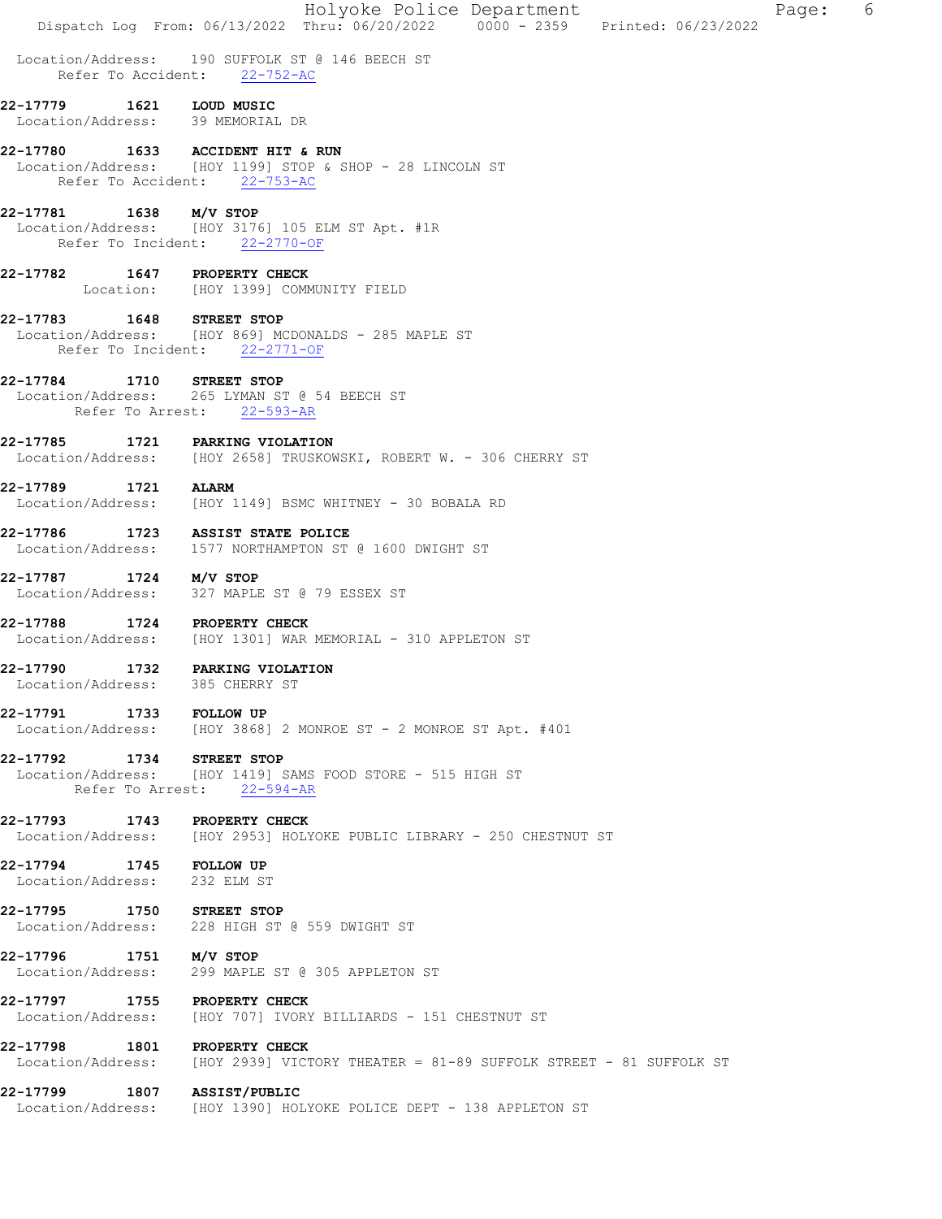Location/Address: 190 SUFFOLK ST @ 146 BEECH ST
Refer To Accident: 22-752-AC

**22-17779 1621 LOUD MUSIC**
Location/Address: 39 MEMORIAL DR

**22-17780 1633 ACCIDENT HIT & RUN**
Location/Address: [HOY 1199] STOP & SHOP - 28 LINCOLN ST
Refer To Accident: 22-753-AC

**22-17781 1638 M/V STOP**
Location/Address: [HOY 3176] 105 ELM ST Apt. #1R
Refer To Incident: 22-2770-OF

**22-17782 1647 PROPERTY CHECK**
Location: [HOY 1399] COMMUNITY FIELD

**22-17783 1648 STREET STOP**
Location/Address: [HOY 869] MCDONALDS - 285 MAPLE ST
Refer To Incident: 22-2771-OF

**22-17784 1710 STREET STOP**
Location/Address: 265 LYMAN ST @ 54 BEECH ST
Refer To Arrest: 22-593-AR

**22-17785 1721 PARKING VIOLATION**
Location/Address: [HOY 2658] TRUSKOWSKI, ROBERT W. - 306 CHERRY ST

**22-17789 1721 ALARM**
Location/Address: [HOY 1149] BSMC WHITNEY - 30 BOBALA RD

**22-17786 1723 ASSIST STATE POLICE**
Location/Address: 1577 NORTHAMPTON ST @ 1600 DWIGHT ST

**22-17787 1724 M/V STOP**
Location/Address: 327 MAPLE ST @ 79 ESSEX ST

**22-17788 1724 PROPERTY CHECK**
Location/Address: [HOY 1301] WAR MEMORIAL - 310 APPLETON ST

**22-17790 1732 PARKING VIOLATION**
Location/Address: 385 CHERRY ST

**22-17791 1733 FOLLOW UP**
Location/Address: [HOY 3868] 2 MONROE ST - 2 MONROE ST Apt. #401

**22-17792 1734 STREET STOP**
Location/Address: [HOY 1419] SAMS FOOD STORE - 515 HIGH ST
Refer To Arrest: 22-594-AR

**22-17793 1743 PROPERTY CHECK**
Location/Address: [HOY 2953] HOLYOKE PUBLIC LIBRARY - 250 CHESTNUT ST

**22-17794 1745 FOLLOW UP**
Location/Address: 232 ELM ST

**22-17795 1750 STREET STOP**
Location/Address: 228 HIGH ST @ 559 DWIGHT ST

**22-17796 1751 M/V STOP**
Location/Address: 299 MAPLE ST @ 305 APPLETON ST

**22-17797 1755 PROPERTY CHECK**
Location/Address: [HOY 707] IVORY BILLIARDS - 151 CHESTNUT ST

**22-17798 1801 PROPERTY CHECK**
Location/Address: [HOY 2939] VICTORY THEATER = 81-89 SUFFOLK STREET - 81 SUFFOLK ST

**22-17799 1807 ASSIST/PUBLIC**
Location/Address: [HOY 1390] HOLYOKE POLICE DEPT - 138 APPLETON ST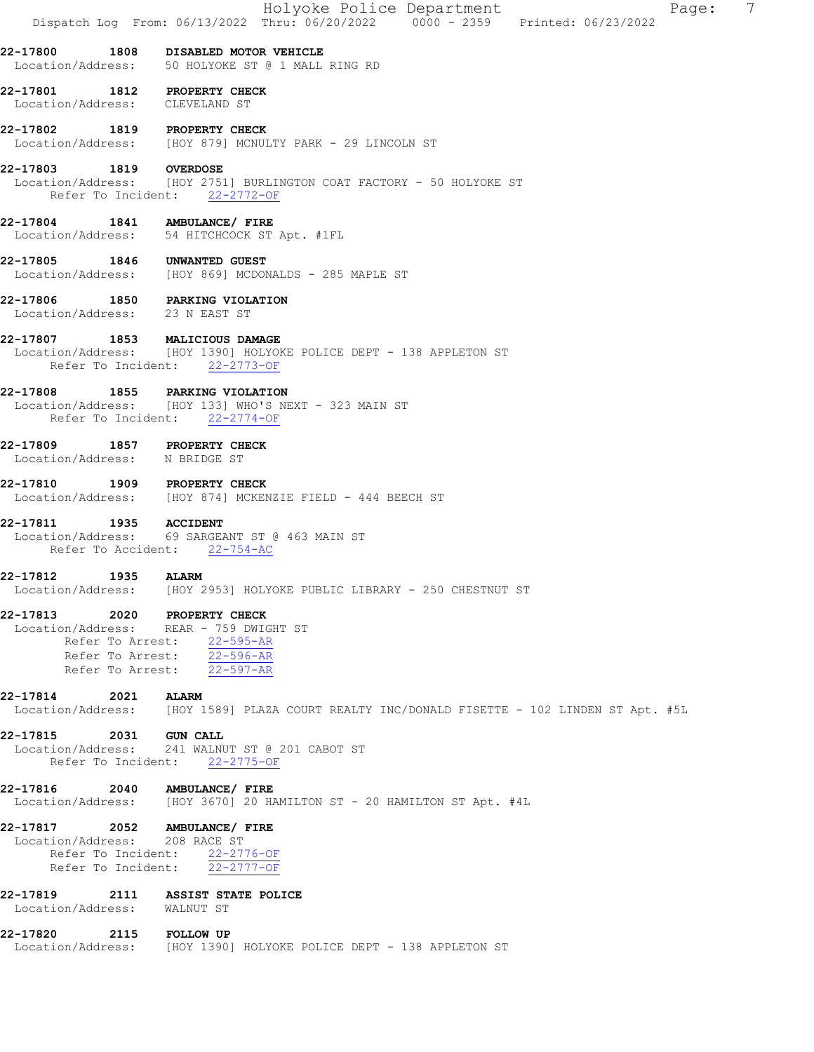**22-17800 1808 DISABLED MOTOR VEHICLE**
Location/Address: 50 HOLYOKE ST @ 1 MALL RING RD

**22-17801 1812 PROPERTY CHECK**
Location/Address: CLEVELAND ST

**22-17802 1819 PROPERTY CHECK**
Location/Address: [HOY 879] MCNULTY PARK - 29 LINCOLN ST

**22-17803 1819 OVERDOSE**
Location/Address: [HOY 2751] BURLINGTON COAT FACTORY - 50 HOLYOKE ST
Refer To Incident: 22-2772-OF

**22-17804 1841 AMBULANCE/ FIRE**
Location/Address: 54 HITCHCOCK ST Apt. #1FL

**22-17805 1846 UNWANTED GUEST**
Location/Address: [HOY 869] MCDONALDS - 285 MAPLE ST

**22-17806 1850 PARKING VIOLATION**
Location/Address: 23 N EAST ST

**22-17807 1853 MALICIOUS DAMAGE**
Location/Address: [HOY 1390] HOLYOKE POLICE DEPT - 138 APPLETON ST
Refer To Incident: 22-2773-OF

**22-17808 1855 PARKING VIOLATION**
Location/Address: [HOY 133] WHO'S NEXT - 323 MAIN ST
Refer To Incident: 22-2774-OF

**22-17809 1857 PROPERTY CHECK**
Location/Address: N BRIDGE ST

**22-17810 1909 PROPERTY CHECK**
Location/Address: [HOY 874] MCKENZIE FIELD - 444 BEECH ST

**22-17811 1935 ACCIDENT**
Location/Address: 69 SARGEANT ST @ 463 MAIN ST
Refer To Accident: 22-754-AC

**22-17812 1935 ALARM**
Location/Address: [HOY 2953] HOLYOKE PUBLIC LIBRARY - 250 CHESTNUT ST

**22-17813 2020 PROPERTY CHECK**
Location/Address: REAR - 759 DWIGHT ST
Refer To Arrest: 22-595-AR
Refer To Arrest: 22-596-AR
Refer To Arrest: 22-597-AR

**22-17814 2021 ALARM**
Location/Address: [HOY 1589] PLAZA COURT REALTY INC/DONALD FISETTE - 102 LINDEN ST Apt. #5L

**22-17815 2031 GUN CALL**
Location/Address: 241 WALNUT ST @ 201 CABOT ST
Refer To Incident: 22-2775-OF

**22-17816 2040 AMBULANCE/ FIRE**
Location/Address: [HOY 3670] 20 HAMILTON ST - 20 HAMILTON ST Apt. #4L

**22-17817 2052 AMBULANCE/ FIRE**
Location/Address: 208 RACE ST
Refer To Incident: 22-2776-OF
Refer To Incident: 22-2777-OF

**22-17819 2111 ASSIST STATE POLICE**
Location/Address: WALNUT ST

**22-17820 2115 FOLLOW UP**
Location/Address: [HOY 1390] HOLYOKE POLICE DEPT - 138 APPLETON ST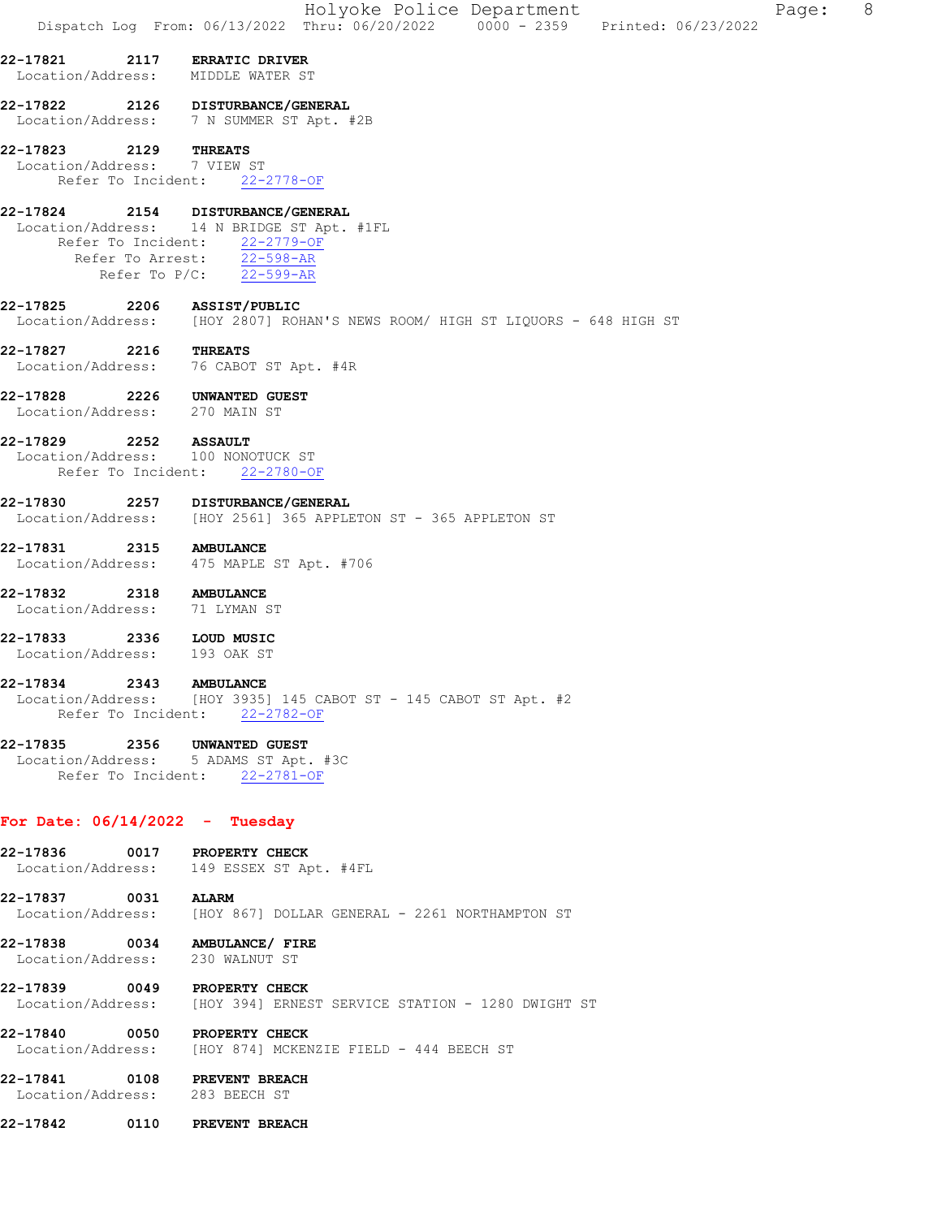**22-17821 2117 ERRATIC DRIVER**
Location/Address: MIDDLE WATER ST

**22-17822 2126 DISTURBANCE/GENERAL**
Location/Address: 7 N SUMMER ST Apt. #2B

**22-17823 2129 THREATS**
Location/Address: 7 VIEW ST
Refer To Incident: 22-2778-OF

**22-17824 2154 DISTURBANCE/GENERAL**
Location/Address: 14 N BRIDGE ST Apt. #1FL
Refer To Incident: 22-2779-OF
Refer To Arrest: 22-598-AR
Refer To P/C: 22-599-AR

**22-17825 2206 ASSIST/PUBLIC**
Location/Address: [HOY 2807] ROHAN'S NEWS ROOM/ HIGH ST LIQUORS - 648 HIGH ST

**22-17827 2216 THREATS**
Location/Address: 76 CABOT ST Apt. #4R

**22-17828 2226 UNWANTED GUEST**
Location/Address: 270 MAIN ST

**22-17829 2252 ASSAULT**
Location/Address: 100 NONOTUCK ST
Refer To Incident: 22-2780-OF

**22-17830 2257 DISTURBANCE/GENERAL**
Location/Address: [HOY 2561] 365 APPLETON ST - 365 APPLETON ST

**22-17831 2315 AMBULANCE**
Location/Address: 475 MAPLE ST Apt. #706

**22-17832 2318 AMBULANCE**
Location/Address: 71 LYMAN ST

**22-17833 2336 LOUD MUSIC**
Location/Address: 193 OAK ST

**22-17834 2343 AMBULANCE**
Location/Address: [HOY 3935] 145 CABOT ST - 145 CABOT ST Apt. #2
Refer To Incident: 22-2782-OF

**22-17835 2356 UNWANTED GUEST**
Location/Address: 5 ADAMS ST Apt. #3C
Refer To Incident: 22-2781-OF

## For Date: 06/14/2022 - Tuesday

**22-17836 0017 PROPERTY CHECK**
Location/Address: 149 ESSEX ST Apt. #4FL

**22-17837 0031 ALARM**
Location/Address: [HOY 867] DOLLAR GENERAL - 2261 NORTHAMPTON ST

**22-17838 0034 AMBULANCE/ FIRE**
Location/Address: 230 WALNUT ST

**22-17839 0049 PROPERTY CHECK**
Location/Address: [HOY 394] ERNEST SERVICE STATION - 1280 DWIGHT ST

**22-17840 0050 PROPERTY CHECK**
Location/Address: [HOY 874] MCKENZIE FIELD - 444 BEECH ST

**22-17841 0108 PREVENT BREACH**
Location/Address: 283 BEECH ST

**22-17842 0110 PREVENT BREACH**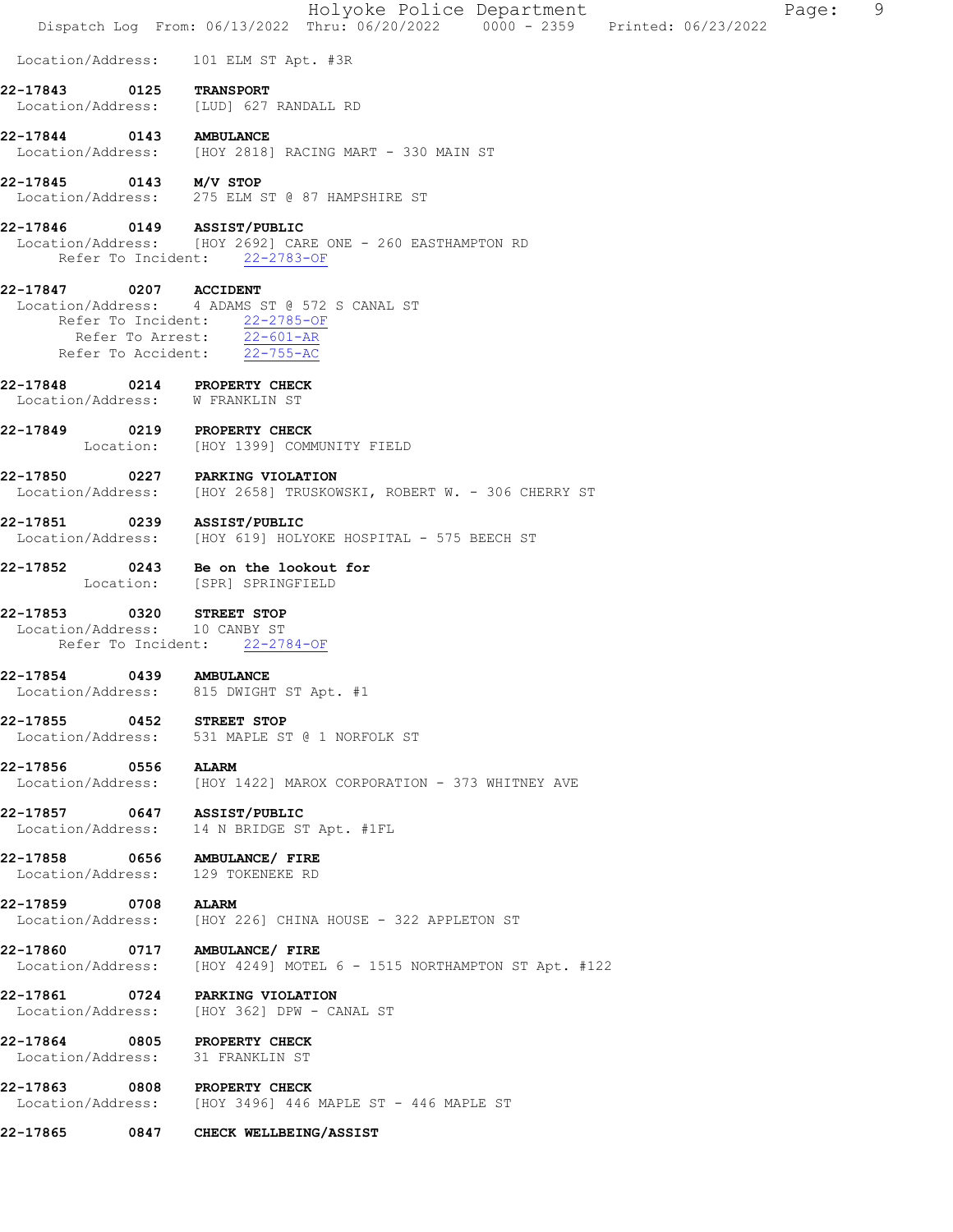Location/Address: 101 ELM ST Apt. #3R

**22-17843 0125 TRANSPORT**
Location/Address: [LUD] 627 RANDALL RD

**22-17844 0143 AMBULANCE**
Location/Address: [HOY 2818] RACING MART - 330 MAIN ST

**22-17845 0143 M/V STOP**
Location/Address: 275 ELM ST @ 87 HAMPSHIRE ST

**22-17846 0149 ASSIST/PUBLIC**
Location/Address: [HOY 2692] CARE ONE - 260 EASTHAMPTON RD
Refer To Incident: 22-2783-OF

**22-17847 0207 ACCIDENT**
Location/Address: 4 ADAMS ST @ 572 S CANAL ST
Refer To Incident: 22-2785-OF
Refer To Arrest: 22-601-AR
Refer To Accident: 22-755-AC

**22-17848 0214 PROPERTY CHECK**
Location/Address: W FRANKLIN ST

**22-17849 0219 PROPERTY CHECK**
Location: [HOY 1399] COMMUNITY FIELD

**22-17850 0227 PARKING VIOLATION**
Location/Address: [HOY 2658] TRUSKOWSKI, ROBERT W. - 306 CHERRY ST

**22-17851 0239 ASSIST/PUBLIC**
Location/Address: [HOY 619] HOLYOKE HOSPITAL - 575 BEECH ST

**22-17852 0243 Be on the lookout for**
Location: [SPR] SPRINGFIELD

**22-17853 0320 STREET STOP**
Location/Address: 10 CANBY ST
Refer To Incident: 22-2784-OF

**22-17854 0439 AMBULANCE**
Location/Address: 815 DWIGHT ST Apt. #1

**22-17855 0452 STREET STOP**
Location/Address: 531 MAPLE ST @ 1 NORFOLK ST

**22-17856 0556 ALARM**
Location/Address: [HOY 1422] MAROX CORPORATION - 373 WHITNEY AVE

**22-17857 0647 ASSIST/PUBLIC**
Location/Address: 14 N BRIDGE ST Apt. #1FL

**22-17858 0656 AMBULANCE/ FIRE**
Location/Address: 129 TOKENEKE RD

**22-17859 0708 ALARM**
Location/Address: [HOY 226] CHINA HOUSE - 322 APPLETON ST

**22-17860 0717 AMBULANCE/ FIRE**
Location/Address: [HOY 4249] MOTEL 6 - 1515 NORTHAMPTON ST Apt. #122

**22-17861 0724 PARKING VIOLATION**
Location/Address: [HOY 362] DPW - CANAL ST

**22-17864 0805 PROPERTY CHECK**
Location/Address: 31 FRANKLIN ST

**22-17863 0808 PROPERTY CHECK**
Location/Address: [HOY 3496] 446 MAPLE ST - 446 MAPLE ST

**22-17865 0847 CHECK WELLBEING/ASSIST**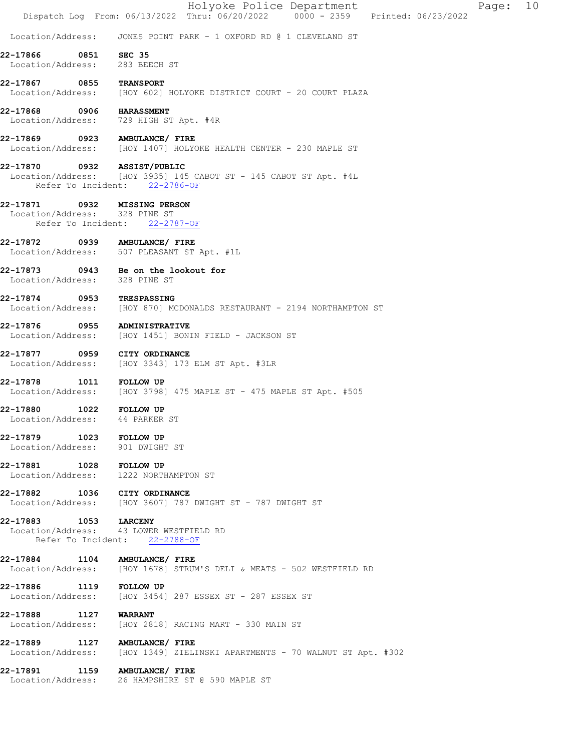Location/Address: JONES POINT PARK - 1 OXFORD RD @ 1 CLEVELAND ST

**22-17866 0851 SEC 35**
Location/Address: 283 BEECH ST

**22-17867 0855 TRANSPORT**
Location/Address: [HOY 602] HOLYOKE DISTRICT COURT - 20 COURT PLAZA

**22-17868 0906 HARASSMENT**
Location/Address: 729 HIGH ST Apt. #4R

**22-17869 0923 AMBULANCE/ FIRE**
Location/Address: [HOY 1407] HOLYOKE HEALTH CENTER - 230 MAPLE ST

**22-17870 0932 ASSIST/PUBLIC**
Location/Address: [HOY 3935] 145 CABOT ST - 145 CABOT ST Apt. #4L
Refer To Incident: 22-2786-OF

**22-17871 0932 MISSING PERSON**
Location/Address: 328 PINE ST
Refer To Incident: 22-2787-OF

**22-17872 0939 AMBULANCE/ FIRE**
Location/Address: 507 PLEASANT ST Apt. #1L

**22-17873 0943 Be on the lookout for**
Location/Address: 328 PINE ST

**22-17874 0953 TRESPASSING**
Location/Address: [HOY 870] MCDONALDS RESTAURANT - 2194 NORTHAMPTON ST

**22-17876 0955 ADMINISTRATIVE**
Location/Address: [HOY 1451] BONIN FIELD - JACKSON ST

**22-17877 0959 CITY ORDINANCE**
Location/Address: [HOY 3343] 173 ELM ST Apt. #3LR

**22-17878 1011 FOLLOW UP**
Location/Address: [HOY 3798] 475 MAPLE ST - 475 MAPLE ST Apt. #505

**22-17880 1022 FOLLOW UP**
Location/Address: 44 PARKER ST

**22-17879 1023 FOLLOW UP**
Location/Address: 901 DWIGHT ST

**22-17881 1028 FOLLOW UP**
Location/Address: 1222 NORTHAMPTON ST

**22-17882 1036 CITY ORDINANCE**
Location/Address: [HOY 3607] 787 DWIGHT ST - 787 DWIGHT ST

**22-17883 1053 LARCENY**
Location/Address: 43 LOWER WESTFIELD RD
Refer To Incident: 22-2788-OF

**22-17884 1104 AMBULANCE/ FIRE**
Location/Address: [HOY 1678] STRUM'S DELI & MEATS - 502 WESTFIELD RD

**22-17886 1119 FOLLOW UP**
Location/Address: [HOY 3454] 287 ESSEX ST - 287 ESSEX ST

**22-17888 1127 WARRANT**
Location/Address: [HOY 2818] RACING MART - 330 MAIN ST

**22-17889 1127 AMBULANCE/ FIRE**
Location/Address: [HOY 1349] ZIELINSKI APARTMENTS - 70 WALNUT ST Apt. #302

**22-17891 1159 AMBULANCE/ FIRE**
Location/Address: 26 HAMPSHIRE ST @ 590 MAPLE ST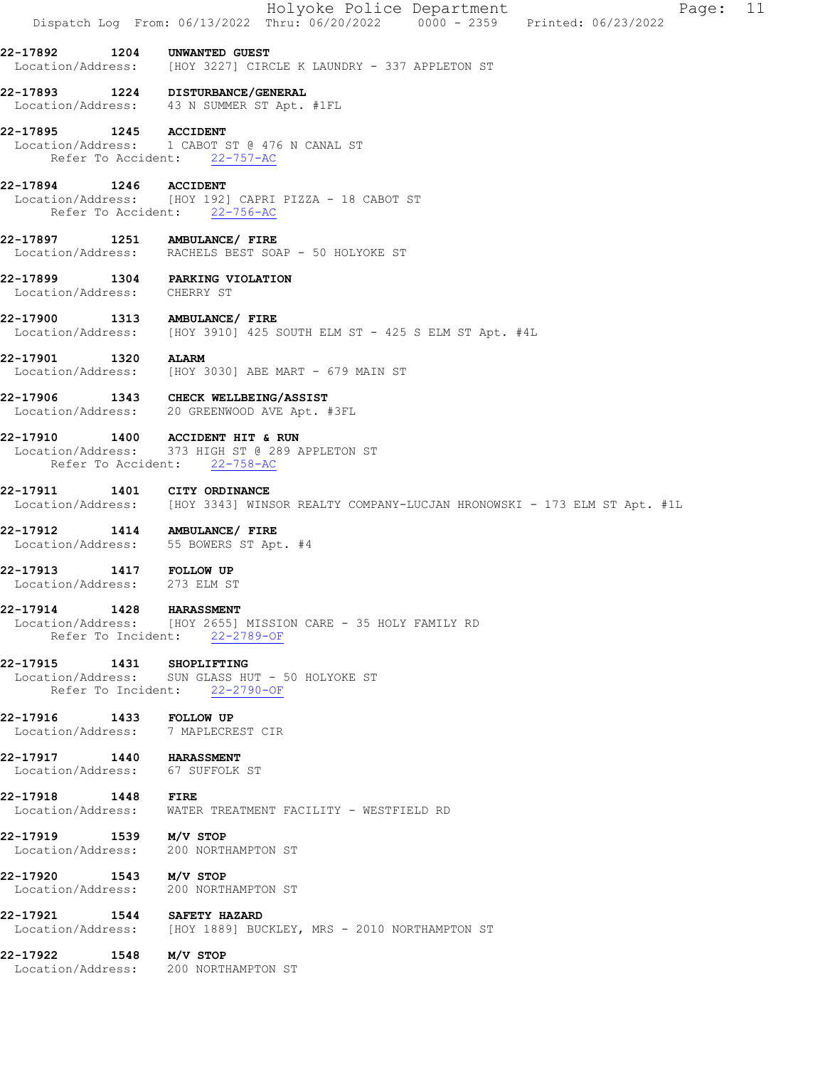**22-17892 1204 UNWANTED GUEST**
Location/Address: [HOY 3227] CIRCLE K LAUNDRY - 337 APPLETON ST

**22-17893 1224 DISTURBANCE/GENERAL**
Location/Address: 43 N SUMMER ST Apt. #1FL

**22-17895 1245 ACCIDENT**
Location/Address: 1 CABOT ST @ 476 N CANAL ST
Refer To Accident: 22-757-AC

**22-17894 1246 ACCIDENT**
Location/Address: [HOY 192] CAPRI PIZZA - 18 CABOT ST
Refer To Accident: 22-756-AC

**22-17897 1251 AMBULANCE/ FIRE**
Location/Address: RACHELS BEST SOAP - 50 HOLYOKE ST

**22-17899 1304 PARKING VIOLATION**
Location/Address: CHERRY ST

**22-17900 1313 AMBULANCE/ FIRE**
Location/Address: [HOY 3910] 425 SOUTH ELM ST - 425 S ELM ST Apt. #4L

**22-17901 1320 ALARM**
Location/Address: [HOY 3030] ABE MART - 679 MAIN ST

**22-17906 1343 CHECK WELLBEING/ASSIST**
Location/Address: 20 GREENWOOD AVE Apt. #3FL

**22-17910 1400 ACCIDENT HIT & RUN**
Location/Address: 373 HIGH ST @ 289 APPLETON ST
Refer To Accident: 22-758-AC

**22-17911 1401 CITY ORDINANCE**
Location/Address: [HOY 3343] WINSOR REALTY COMPANY-LUCJAN HRONOWSKI - 173 ELM ST Apt. #1L

**22-17912 1414 AMBULANCE/ FIRE**
Location/Address: 55 BOWERS ST Apt. #4

**22-17913 1417 FOLLOW UP**
Location/Address: 273 ELM ST

**22-17914 1428 HARASSMENT**
Location/Address: [HOY 2655] MISSION CARE - 35 HOLY FAMILY RD
Refer To Incident: 22-2789-OF

**22-17915 1431 SHOPLIFTING**
Location/Address: SUN GLASS HUT - 50 HOLYOKE ST
Refer To Incident: 22-2790-OF

**22-17916 1433 FOLLOW UP**
Location/Address: 7 MAPLECREST CIR

**22-17917 1440 HARASSMENT**
Location/Address: 67 SUFFOLK ST

**22-17918 1448 FIRE**
Location/Address: WATER TREATMENT FACILITY - WESTFIELD RD

**22-17919 1539 M/V STOP**
Location/Address: 200 NORTHAMPTON ST

**22-17920 1543 M/V STOP**
Location/Address: 200 NORTHAMPTON ST

**22-17921 1544 SAFETY HAZARD**
Location/Address: [HOY 1889] BUCKLEY, MRS - 2010 NORTHAMPTON ST

**22-17922 1548 M/V STOP**
Location/Address: 200 NORTHAMPTON ST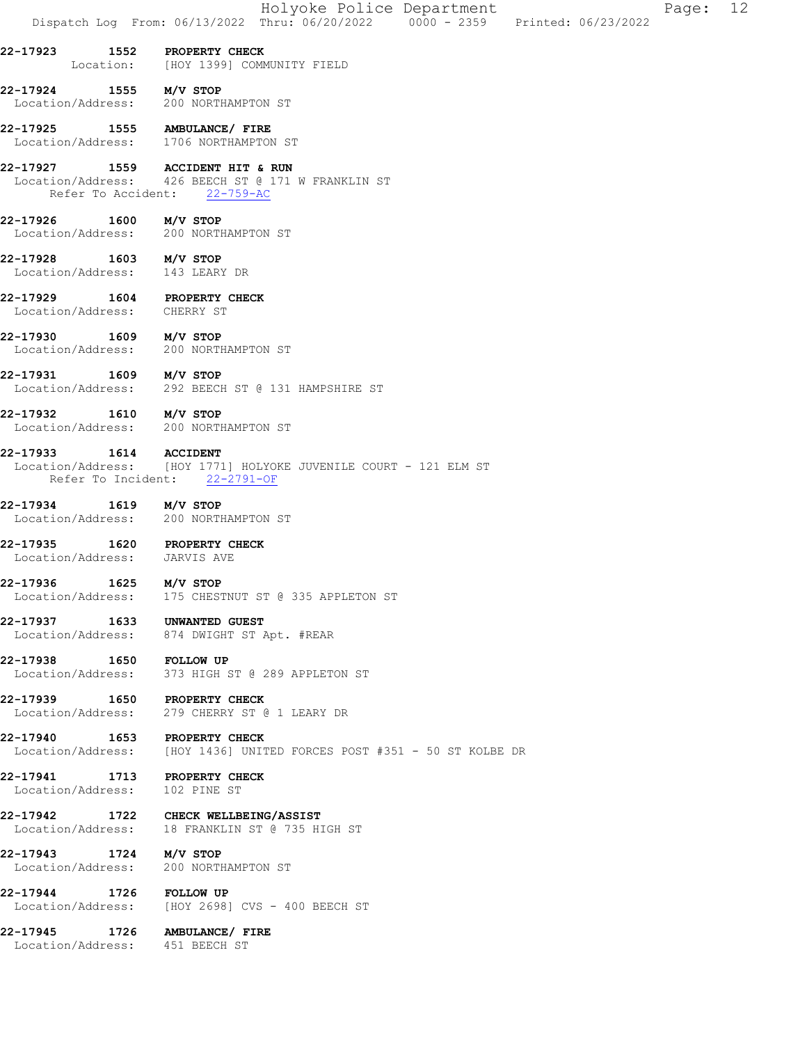**22-17923 1552 PROPERTY CHECK**
Location: [HOY 1399] COMMUNITY FIELD

**22-17924 1555 M/V STOP**
Location/Address: 200 NORTHAMPTON ST

**22-17925 1555 AMBULANCE/ FIRE**
Location/Address: 1706 NORTHAMPTON ST

**22-17927 1559 ACCIDENT HIT & RUN**
Location/Address: 426 BEECH ST @ 171 W FRANKLIN ST
Refer To Accident: 22-759-AC

**22-17926 1600 M/V STOP**
Location/Address: 200 NORTHAMPTON ST

**22-17928 1603 M/V STOP**
Location/Address: 143 LEARY DR

**22-17929 1604 PROPERTY CHECK**
Location/Address: CHERRY ST

**22-17930 1609 M/V STOP**
Location/Address: 200 NORTHAMPTON ST

**22-17931 1609 M/V STOP**
Location/Address: 292 BEECH ST @ 131 HAMPSHIRE ST

**22-17932 1610 M/V STOP**
Location/Address: 200 NORTHAMPTON ST

**22-17933 1614 ACCIDENT**
Location/Address: [HOY 1771] HOLYOKE JUVENILE COURT - 121 ELM ST
Refer To Incident: 22-2791-OF

**22-17934 1619 M/V STOP**
Location/Address: 200 NORTHAMPTON ST

**22-17935 1620 PROPERTY CHECK**
Location/Address: JARVIS AVE

**22-17936 1625 M/V STOP**
Location/Address: 175 CHESTNUT ST @ 335 APPLETON ST

**22-17937 1633 UNWANTED GUEST**
Location/Address: 874 DWIGHT ST Apt. #REAR

**22-17938 1650 FOLLOW UP**
Location/Address: 373 HIGH ST @ 289 APPLETON ST

**22-17939 1650 PROPERTY CHECK**
Location/Address: 279 CHERRY ST @ 1 LEARY DR

**22-17940 1653 PROPERTY CHECK**
Location/Address: [HOY 1436] UNITED FORCES POST #351 - 50 ST KOLBE DR

**22-17941 1713 PROPERTY CHECK**
Location/Address: 102 PINE ST

**22-17942 1722 CHECK WELLBEING/ASSIST**
Location/Address: 18 FRANKLIN ST @ 735 HIGH ST

**22-17943 1724 M/V STOP**
Location/Address: 200 NORTHAMPTON ST

**22-17944 1726 FOLLOW UP**
Location/Address: [HOY 2698] CVS - 400 BEECH ST

**22-17945 1726 AMBULANCE/ FIRE**
Location/Address: 451 BEECH ST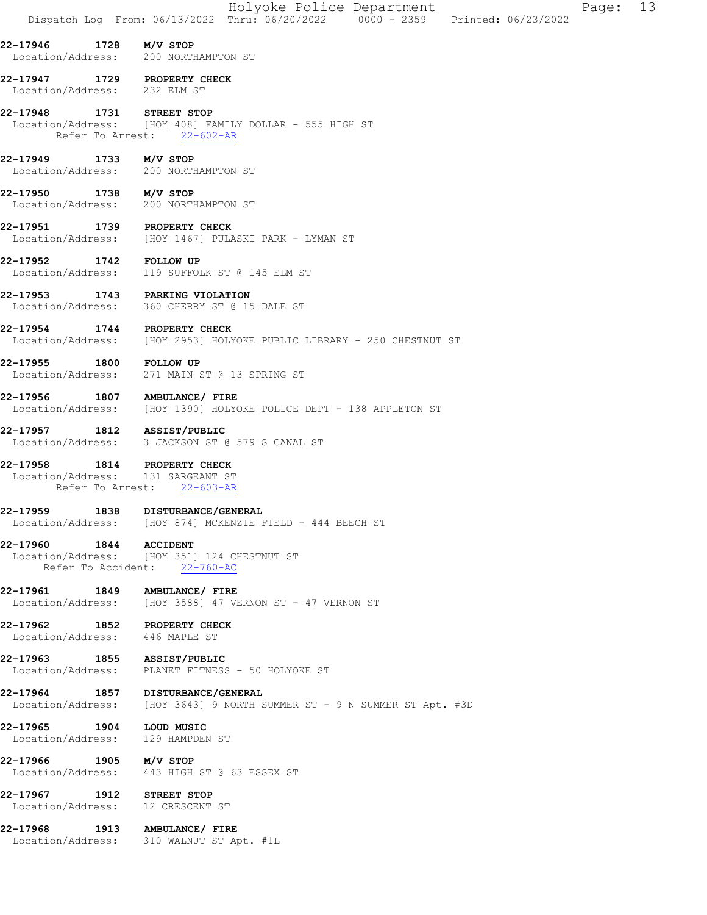22-17946 1728 **M/V STOP**
Location/Address: 200 NORTHAMPTON ST

22-17947 1729 **PROPERTY CHECK**
Location/Address: 232 ELM ST

22-17948 1731 **STREET STOP**
Location/Address: [HOY 408] FAMILY DOLLAR - 555 HIGH ST
Refer To Arrest: 22-602-AR

22-17949 1733 **M/V STOP**
Location/Address: 200 NORTHAMPTON ST

22-17950 1738 **M/V STOP**
Location/Address: 200 NORTHAMPTON ST

22-17951 1739 **PROPERTY CHECK**
Location/Address: [HOY 1467] PULASKI PARK - LYMAN ST

22-17952 1742 **FOLLOW UP**
Location/Address: 119 SUFFOLK ST @ 145 ELM ST

22-17953 1743 **PARKING VIOLATION**
Location/Address: 360 CHERRY ST @ 15 DALE ST

22-17954 1744 **PROPERTY CHECK**
Location/Address: [HOY 2953] HOLYOKE PUBLIC LIBRARY - 250 CHESTNUT ST

22-17955 1800 **FOLLOW UP**
Location/Address: 271 MAIN ST @ 13 SPRING ST

22-17956 1807 **AMBULANCE/ FIRE**
Location/Address: [HOY 1390] HOLYOKE POLICE DEPT - 138 APPLETON ST

22-17957 1812 **ASSIST/PUBLIC**
Location/Address: 3 JACKSON ST @ 579 S CANAL ST

22-17958 1814 **PROPERTY CHECK**
Location/Address: 131 SARGEANT ST
Refer To Arrest: 22-603-AR

22-17959 1838 **DISTURBANCE/GENERAL**
Location/Address: [HOY 874] MCKENZIE FIELD - 444 BEECH ST

22-17960 1844 **ACCIDENT**
Location/Address: [HOY 351] 124 CHESTNUT ST
Refer To Accident: 22-760-AC

22-17961 1849 **AMBULANCE/ FIRE**
Location/Address: [HOY 3588] 47 VERNON ST - 47 VERNON ST

22-17962 1852 **PROPERTY CHECK**
Location/Address: 446 MAPLE ST

22-17963 1855 **ASSIST/PUBLIC**
Location/Address: PLANET FITNESS - 50 HOLYOKE ST

22-17964 1857 **DISTURBANCE/GENERAL**
Location/Address: [HOY 3643] 9 NORTH SUMMER ST - 9 N SUMMER ST Apt. #3D

22-17965 1904 **LOUD MUSIC**
Location/Address: 129 HAMPDEN ST

22-17966 1905 **M/V STOP**
Location/Address: 443 HIGH ST @ 63 ESSEX ST

22-17967 1912 **STREET STOP**
Location/Address: 12 CRESCENT ST

22-17968 1913 **AMBULANCE/ FIRE**
Location/Address: 310 WALNUT ST Apt. #1L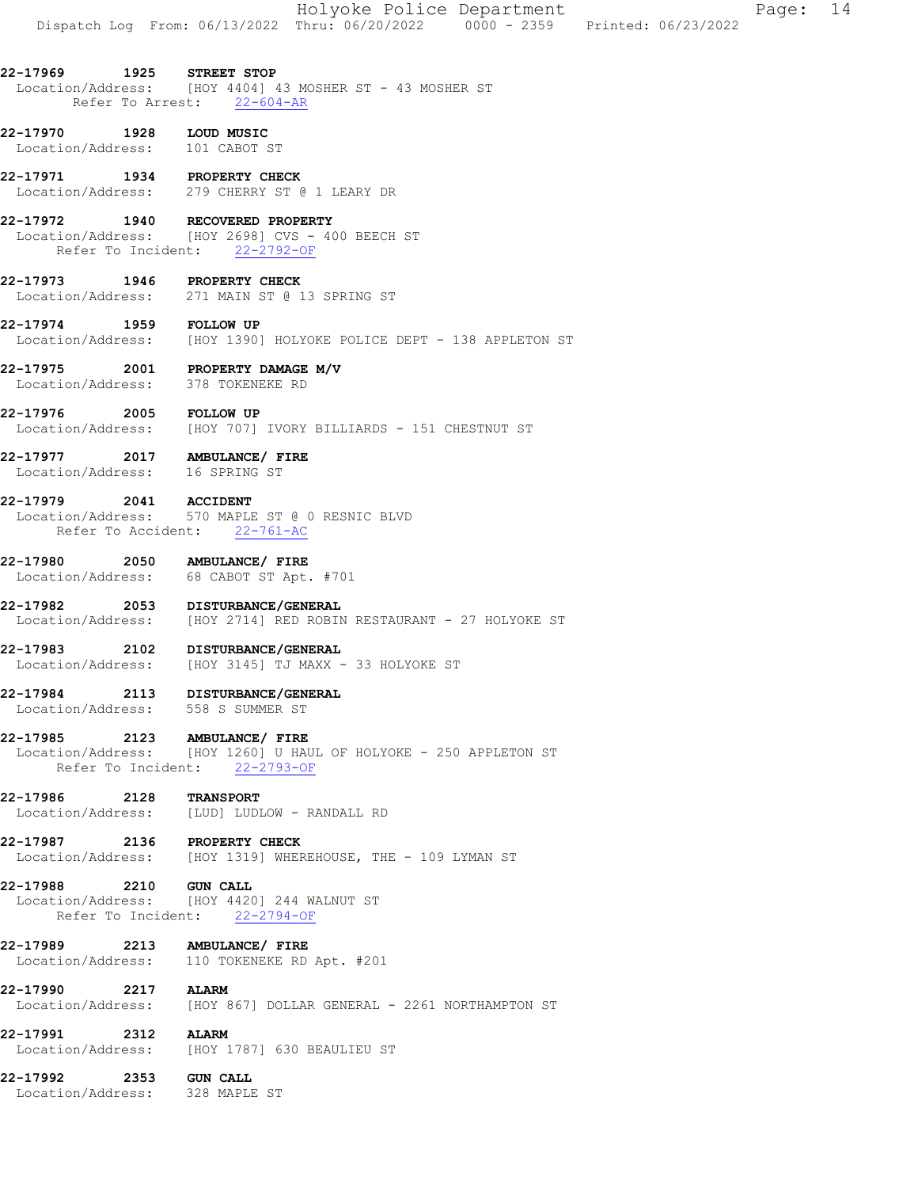**22-17969 1925 STREET STOP**
Location/Address: [HOY 4404] 43 MOSHER ST - 43 MOSHER ST
Refer To Arrest: 22-604-AR

**22-17970 1928 LOUD MUSIC**
Location/Address: 101 CABOT ST

**22-17971 1934 PROPERTY CHECK**
Location/Address: 279 CHERRY ST @ 1 LEARY DR

**22-17972 1940 RECOVERED PROPERTY**
Location/Address: [HOY 2698] CVS - 400 BEECH ST
Refer To Incident: 22-2792-OF

**22-17973 1946 PROPERTY CHECK**
Location/Address: 271 MAIN ST @ 13 SPRING ST

**22-17974 1959 FOLLOW UP**
Location/Address: [HOY 1390] HOLYOKE POLICE DEPT - 138 APPLETON ST

**22-17975 2001 PROPERTY DAMAGE M/V**
Location/Address: 378 TOKENEKE RD

**22-17976 2005 FOLLOW UP**
Location/Address: [HOY 707] IVORY BILLIARDS - 151 CHESTNUT ST

**22-17977 2017 AMBULANCE/ FIRE**
Location/Address: 16 SPRING ST

**22-17979 2041 ACCIDENT**
Location/Address: 570 MAPLE ST @ 0 RESNIC BLVD
Refer To Accident: 22-761-AC

**22-17980 2050 AMBULANCE/ FIRE**
Location/Address: 68 CABOT ST Apt. #701

**22-17982 2053 DISTURBANCE/GENERAL**
Location/Address: [HOY 2714] RED ROBIN RESTAURANT - 27 HOLYOKE ST

**22-17983 2102 DISTURBANCE/GENERAL**
Location/Address: [HOY 3145] TJ MAXX - 33 HOLYOKE ST

**22-17984 2113 DISTURBANCE/GENERAL**
Location/Address: 558 S SUMMER ST

**22-17985 2123 AMBULANCE/ FIRE**
Location/Address: [HOY 1260] U HAUL OF HOLYOKE - 250 APPLETON ST
Refer To Incident: 22-2793-OF

**22-17986 2128 TRANSPORT**
Location/Address: [LUD] LUDLOW - RANDALL RD

**22-17987 2136 PROPERTY CHECK**
Location/Address: [HOY 1319] WHEREHOUSE, THE - 109 LYMAN ST

**22-17988 2210 GUN CALL**
Location/Address: [HOY 4420] 244 WALNUT ST
Refer To Incident: 22-2794-OF

**22-17989 2213 AMBULANCE/ FIRE**
Location/Address: 110 TOKENEKE RD Apt. #201

**22-17990 2217 ALARM**
Location/Address: [HOY 867] DOLLAR GENERAL - 2261 NORTHAMPTON ST

**22-17991 2312 ALARM**
Location/Address: [HOY 1787] 630 BEAULIEU ST

**22-17992 2353 GUN CALL**
Location/Address: 328 MAPLE ST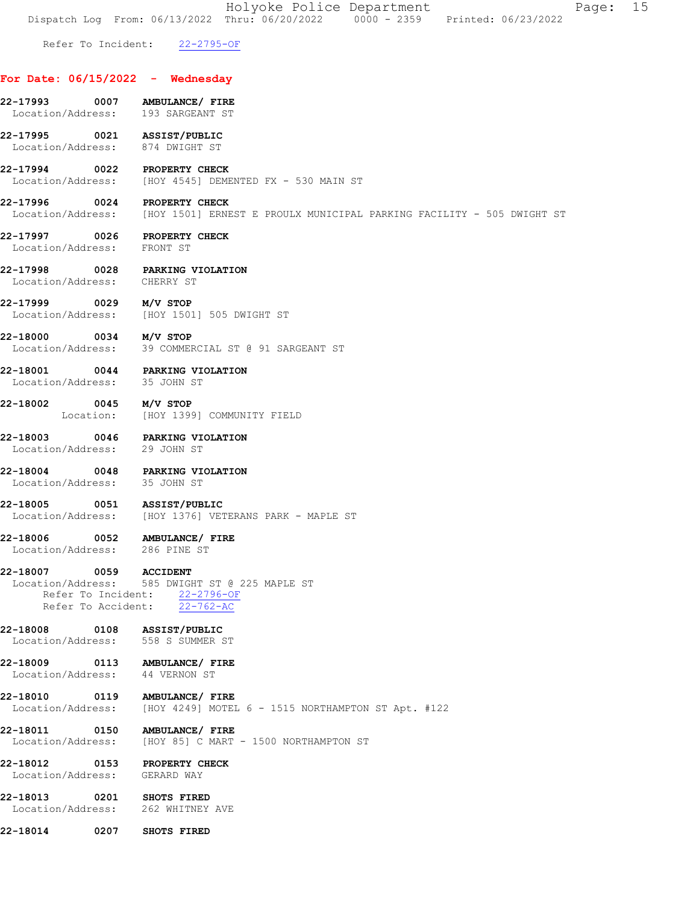Refer To Incident: 22-2795-OF

## For Date: 06/15/2022 - Wednesday

**22-17993 0007 AMBULANCE/ FIRE**
Location/Address: 193 SARGEANT ST

**22-17995 0021 ASSIST/PUBLIC**
Location/Address: 874 DWIGHT ST

**22-17994 0022 PROPERTY CHECK**
Location/Address: [HOY 4545] DEMENTED FX - 530 MAIN ST

**22-17996 0024 PROPERTY CHECK**
Location/Address: [HOY 1501] ERNEST E PROULX MUNICIPAL PARKING FACILITY - 505 DWIGHT ST

**22-17997 0026 PROPERTY CHECK**
Location/Address: FRONT ST

**22-17998 0028 PARKING VIOLATION**
Location/Address: CHERRY ST

**22-17999 0029 M/V STOP**
Location/Address: [HOY 1501] 505 DWIGHT ST

**22-18000 0034 M/V STOP**
Location/Address: 39 COMMERCIAL ST @ 91 SARGEANT ST

**22-18001 0044 PARKING VIOLATION**
Location/Address: 35 JOHN ST

**22-18002 0045 M/V STOP**
Location: [HOY 1399] COMMUNITY FIELD

**22-18003 0046 PARKING VIOLATION**
Location/Address: 29 JOHN ST

**22-18004 0048 PARKING VIOLATION**
Location/Address: 35 JOHN ST

**22-18005 0051 ASSIST/PUBLIC**
Location/Address: [HOY 1376] VETERANS PARK - MAPLE ST

**22-18006 0052 AMBULANCE/ FIRE**
Location/Address: 286 PINE ST

**22-18007 0059 ACCIDENT**
Location/Address: 585 DWIGHT ST @ 225 MAPLE ST
Refer To Incident: 22-2796-OF
Refer To Accident: 22-762-AC

**22-18008 0108 ASSIST/PUBLIC**
Location/Address: 558 S SUMMER ST

**22-18009 0113 AMBULANCE/ FIRE**
Location/Address: 44 VERNON ST

**22-18010 0119 AMBULANCE/ FIRE**
Location/Address: [HOY 4249] MOTEL 6 - 1515 NORTHAMPTON ST Apt. #122

**22-18011 0150 AMBULANCE/ FIRE**
Location/Address: [HOY 85] C MART - 1500 NORTHAMPTON ST

**22-18012 0153 PROPERTY CHECK**
Location/Address: GERARD WAY

**22-18013 0201 SHOTS FIRED**
Location/Address: 262 WHITNEY AVE

**22-18014 0207 SHOTS FIRED**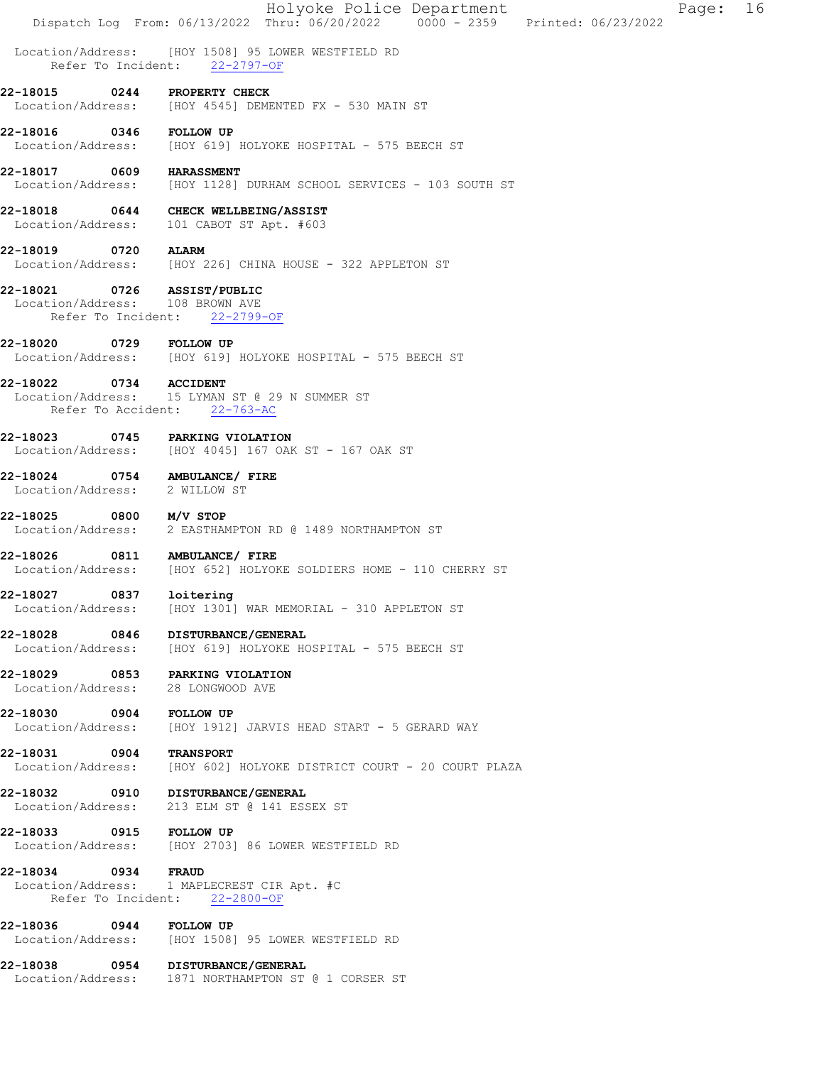Location/Address: [HOY 1508] 95 LOWER WESTFIELD RD
Refer To Incident: 22-2797-OF

**22-18015 0244 PROPERTY CHECK**
Location/Address: [HOY 4545] DEMENTED FX - 530 MAIN ST

**22-18016 0346 FOLLOW UP**
Location/Address: [HOY 619] HOLYOKE HOSPITAL - 575 BEECH ST

**22-18017 0609 HARASSMENT**
Location/Address: [HOY 1128] DURHAM SCHOOL SERVICES - 103 SOUTH ST

**22-18018 0644 CHECK WELLBEING/ASSIST**
Location/Address: 101 CABOT ST Apt. #603

**22-18019 0720 ALARM**
Location/Address: [HOY 226] CHINA HOUSE - 322 APPLETON ST

**22-18021 0726 ASSIST/PUBLIC**
Location/Address: 108 BROWN AVE
Refer To Incident: 22-2799-OF

**22-18020 0729 FOLLOW UP**
Location/Address: [HOY 619] HOLYOKE HOSPITAL - 575 BEECH ST

**22-18022 0734 ACCIDENT**
Location/Address: 15 LYMAN ST @ 29 N SUMMER ST
Refer To Accident: 22-763-AC

**22-18023 0745 PARKING VIOLATION**
Location/Address: [HOY 4045] 167 OAK ST - 167 OAK ST

**22-18024 0754 AMBULANCE/ FIRE**
Location/Address: 2 WILLOW ST

**22-18025 0800 M/V STOP**
Location/Address: 2 EASTHAMPTON RD @ 1489 NORTHAMPTON ST

**22-18026 0811 AMBULANCE/ FIRE**
Location/Address: [HOY 652] HOLYOKE SOLDIERS HOME - 110 CHERRY ST

**22-18027 0837 loitering**
Location/Address: [HOY 1301] WAR MEMORIAL - 310 APPLETON ST

**22-18028 0846 DISTURBANCE/GENERAL**
Location/Address: [HOY 619] HOLYOKE HOSPITAL - 575 BEECH ST

**22-18029 0853 PARKING VIOLATION**
Location/Address: 28 LONGWOOD AVE

**22-18030 0904 FOLLOW UP**
Location/Address: [HOY 1912] JARVIS HEAD START - 5 GERARD WAY

**22-18031 0904 TRANSPORT**
Location/Address: [HOY 602] HOLYOKE DISTRICT COURT - 20 COURT PLAZA

**22-18032 0910 DISTURBANCE/GENERAL**
Location/Address: 213 ELM ST @ 141 ESSEX ST

**22-18033 0915 FOLLOW UP**
Location/Address: [HOY 2703] 86 LOWER WESTFIELD RD

**22-18034 0934 FRAUD**
Location/Address: 1 MAPLECREST CIR Apt. #C
Refer To Incident: 22-2800-OF

**22-18036 0944 FOLLOW UP**
Location/Address: [HOY 1508] 95 LOWER WESTFIELD RD

**22-18038 0954 DISTURBANCE/GENERAL**
Location/Address: 1871 NORTHAMPTON ST @ 1 CORSER ST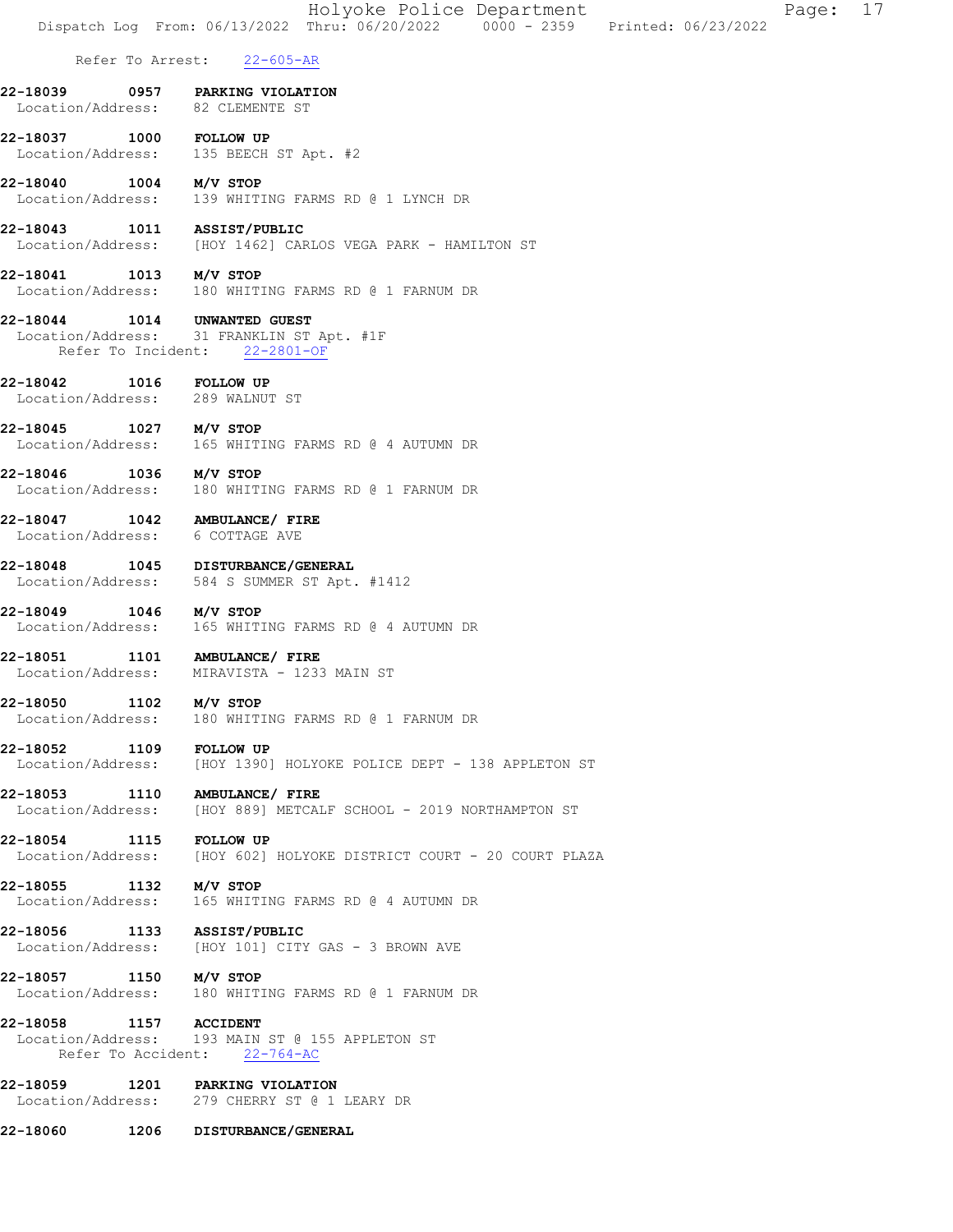Refer To Arrest: 22-605-AR

**22-18039 0957 PARKING VIOLATION**
Location/Address: 82 CLEMENTE ST

**22-18037 1000 FOLLOW UP**
Location/Address: 135 BEECH ST Apt. #2

**22-18040 1004 M/V STOP**
Location/Address: 139 WHITING FARMS RD @ 1 LYNCH DR

**22-18043 1011 ASSIST/PUBLIC**
Location/Address: [HOY 1462] CARLOS VEGA PARK - HAMILTON ST

**22-18041 1013 M/V STOP**
Location/Address: 180 WHITING FARMS RD @ 1 FARNUM DR

**22-18044 1014 UNWANTED GUEST**
Location/Address: 31 FRANKLIN ST Apt. #1F
Refer To Incident: 22-2801-OF

**22-18042 1016 FOLLOW UP**
Location/Address: 289 WALNUT ST

**22-18045 1027 M/V STOP**
Location/Address: 165 WHITING FARMS RD @ 4 AUTUMN DR

**22-18046 1036 M/V STOP**
Location/Address: 180 WHITING FARMS RD @ 1 FARNUM DR

**22-18047 1042 AMBULANCE/ FIRE**
Location/Address: 6 COTTAGE AVE

**22-18048 1045 DISTURBANCE/GENERAL**
Location/Address: 584 S SUMMER ST Apt. #1412

**22-18049 1046 M/V STOP**
Location/Address: 165 WHITING FARMS RD @ 4 AUTUMN DR

**22-18051 1101 AMBULANCE/ FIRE**
Location/Address: MIRAVISTA - 1233 MAIN ST

**22-18050 1102 M/V STOP**
Location/Address: 180 WHITING FARMS RD @ 1 FARNUM DR

**22-18052 1109 FOLLOW UP**
Location/Address: [HOY 1390] HOLYOKE POLICE DEPT - 138 APPLETON ST

**22-18053 1110 AMBULANCE/ FIRE**
Location/Address: [HOY 889] METCALF SCHOOL - 2019 NORTHAMPTON ST

**22-18054 1115 FOLLOW UP**
Location/Address: [HOY 602] HOLYOKE DISTRICT COURT - 20 COURT PLAZA

**22-18055 1132 M/V STOP**
Location/Address: 165 WHITING FARMS RD @ 4 AUTUMN DR

**22-18056 1133 ASSIST/PUBLIC**
Location/Address: [HOY 101] CITY GAS - 3 BROWN AVE

**22-18057 1150 M/V STOP**
Location/Address: 180 WHITING FARMS RD @ 1 FARNUM DR

**22-18058 1157 ACCIDENT**
Location/Address: 193 MAIN ST @ 155 APPLETON ST
Refer To Accident: 22-764-AC

**22-18059 1201 PARKING VIOLATION**
Location/Address: 279 CHERRY ST @ 1 LEARY DR

**22-18060 1206 DISTURBANCE/GENERAL**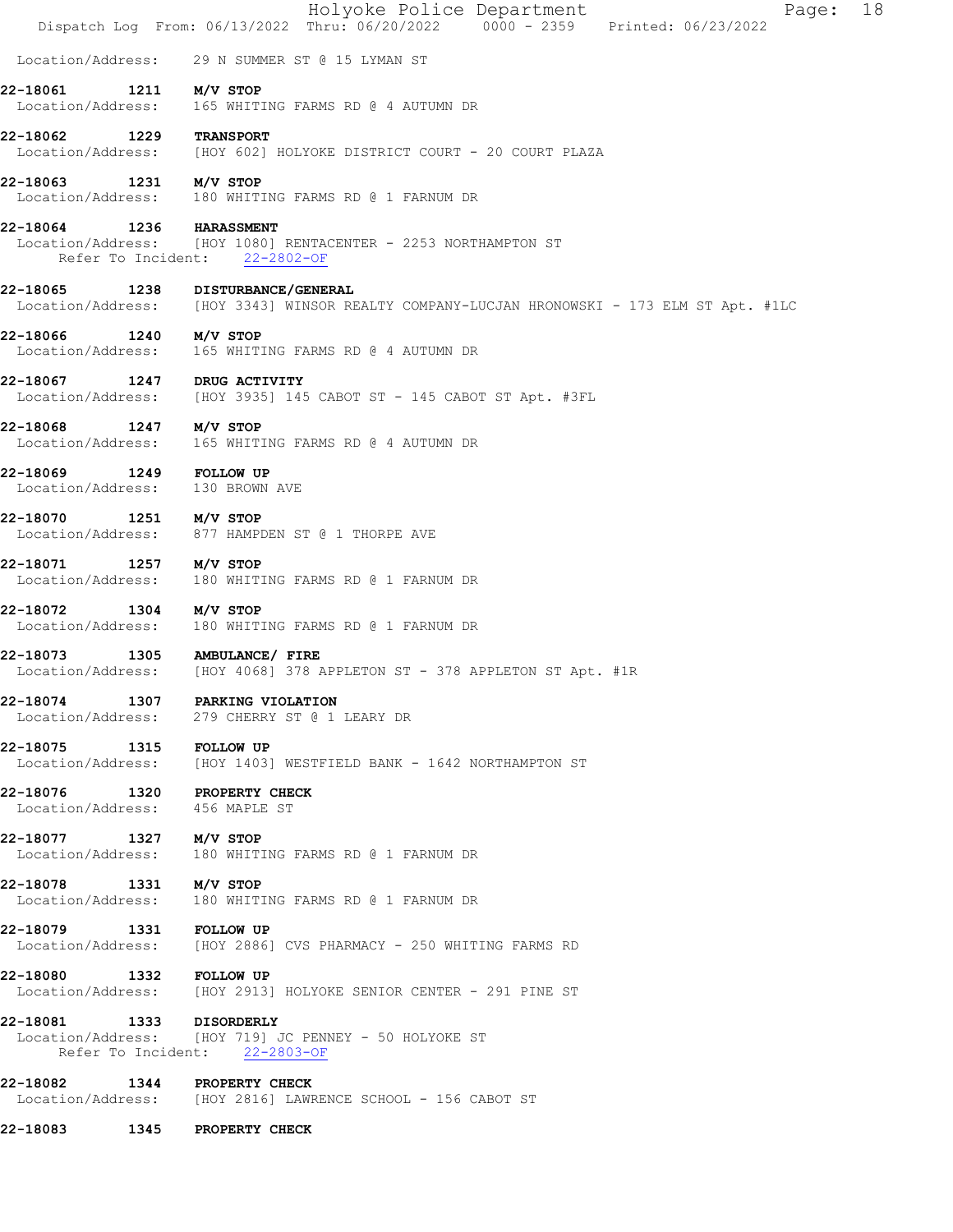Location/Address: 29 N SUMMER ST @ 15 LYMAN ST

**22-18061 1211 M/V STOP**
Location/Address: 165 WHITING FARMS RD @ 4 AUTUMN DR

**22-18062 1229 TRANSPORT**
Location/Address: [HOY 602] HOLYOKE DISTRICT COURT - 20 COURT PLAZA

**22-18063 1231 M/V STOP**
Location/Address: 180 WHITING FARMS RD @ 1 FARNUM DR

**22-18064 1236 HARASSMENT**
Location/Address: [HOY 1080] RENTACENTER - 2253 NORTHAMPTON ST
Refer To Incident: 22-2802-OF

**22-18065 1238 DISTURBANCE/GENERAL**
Location/Address: [HOY 3343] WINSOR REALTY COMPANY-LUCJAN HRONOWSKI - 173 ELM ST Apt. #1LC

**22-18066 1240 M/V STOP**
Location/Address: 165 WHITING FARMS RD @ 4 AUTUMN DR

**22-18067 1247 DRUG ACTIVITY**
Location/Address: [HOY 3935] 145 CABOT ST - 145 CABOT ST Apt. #3FL

**22-18068 1247 M/V STOP**
Location/Address: 165 WHITING FARMS RD @ 4 AUTUMN DR

**22-18069 1249 FOLLOW UP**
Location/Address: 130 BROWN AVE

**22-18070 1251 M/V STOP**
Location/Address: 877 HAMPDEN ST @ 1 THORPE AVE

**22-18071 1257 M/V STOP**
Location/Address: 180 WHITING FARMS RD @ 1 FARNUM DR

**22-18072 1304 M/V STOP**
Location/Address: 180 WHITING FARMS RD @ 1 FARNUM DR

**22-18073 1305 AMBULANCE/ FIRE**
Location/Address: [HOY 4068] 378 APPLETON ST - 378 APPLETON ST Apt. #1R

**22-18074 1307 PARKING VIOLATION**
Location/Address: 279 CHERRY ST @ 1 LEARY DR

**22-18075 1315 FOLLOW UP**
Location/Address: [HOY 1403] WESTFIELD BANK - 1642 NORTHAMPTON ST

**22-18076 1320 PROPERTY CHECK**
Location/Address: 456 MAPLE ST

**22-18077 1327 M/V STOP**
Location/Address: 180 WHITING FARMS RD @ 1 FARNUM DR

**22-18078 1331 M/V STOP**
Location/Address: 180 WHITING FARMS RD @ 1 FARNUM DR

**22-18079 1331 FOLLOW UP**
Location/Address: [HOY 2886] CVS PHARMACY - 250 WHITING FARMS RD

**22-18080 1332 FOLLOW UP**
Location/Address: [HOY 2913] HOLYOKE SENIOR CENTER - 291 PINE ST

**22-18081 1333 DISORDERLY**
Location/Address: [HOY 719] JC PENNEY - 50 HOLYOKE ST
Refer To Incident: 22-2803-OF

**22-18082 1344 PROPERTY CHECK**
Location/Address: [HOY 2816] LAWRENCE SCHOOL - 156 CABOT ST

**22-18083 1345 PROPERTY CHECK**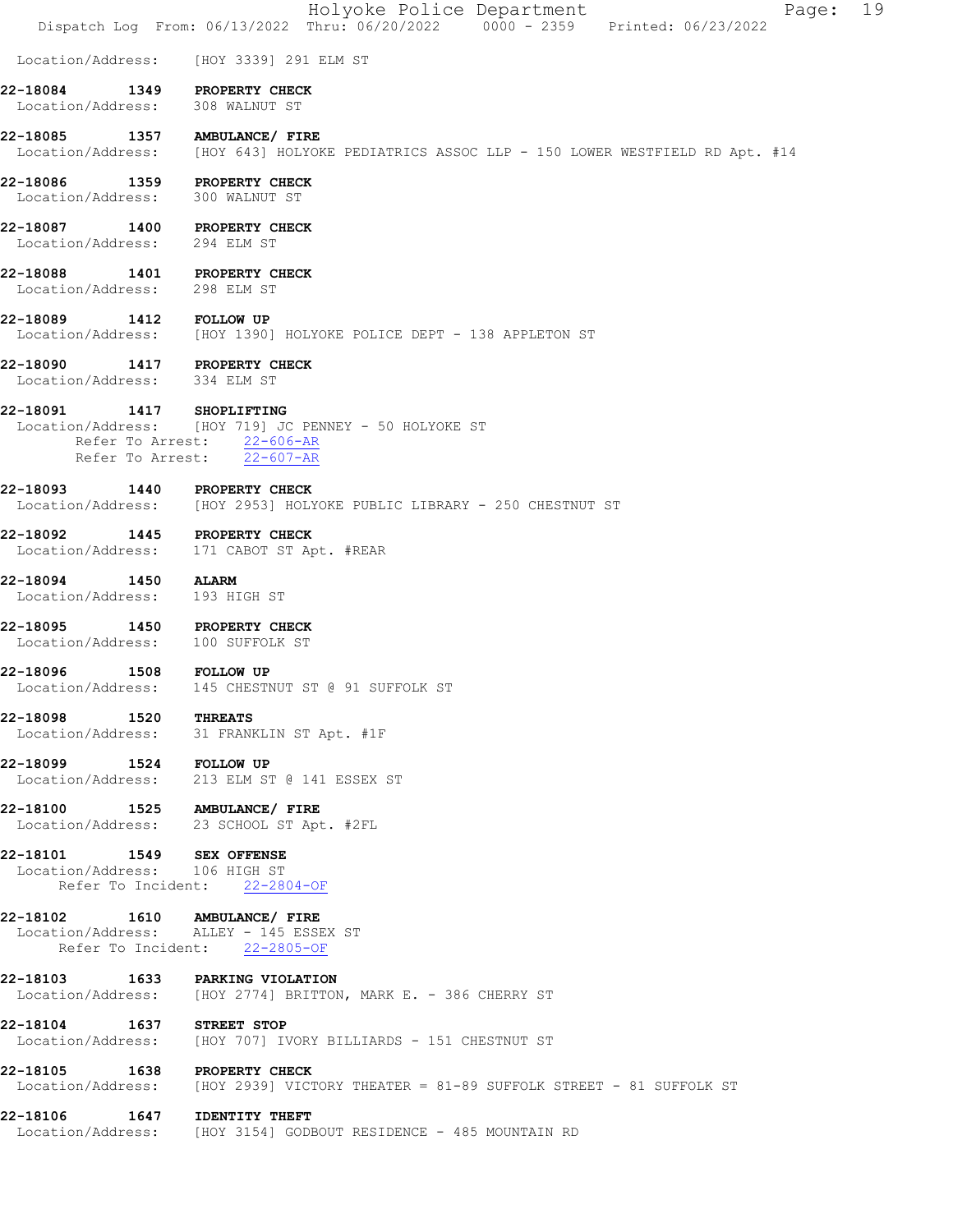Location/Address: [HOY 3339] 291 ELM ST

**22-18084 1349 PROPERTY CHECK**
Location/Address: 308 WALNUT ST

**22-18085 1357 AMBULANCE/ FIRE**
Location/Address: [HOY 643] HOLYOKE PEDIATRICS ASSOC LLP - 150 LOWER WESTFIELD RD Apt. #14

**22-18086 1359 PROPERTY CHECK**
Location/Address: 300 WALNUT ST

**22-18087 1400 PROPERTY CHECK**
Location/Address: 294 ELM ST

**22-18088 1401 PROPERTY CHECK**
Location/Address: 298 ELM ST

**22-18089 1412 FOLLOW UP**
Location/Address: [HOY 1390] HOLYOKE POLICE DEPT - 138 APPLETON ST

**22-18090 1417 PROPERTY CHECK**
Location/Address: 334 ELM ST

**22-18091 1417 SHOPLIFTING**
Location/Address: [HOY 719] JC PENNEY - 50 HOLYOKE ST
Refer To Arrest: 22-606-AR
Refer To Arrest: 22-607-AR

**22-18093 1440 PROPERTY CHECK**
Location/Address: [HOY 2953] HOLYOKE PUBLIC LIBRARY - 250 CHESTNUT ST

**22-18092 1445 PROPERTY CHECK**
Location/Address: 171 CABOT ST Apt. #REAR

**22-18094 1450 ALARM**
Location/Address: 193 HIGH ST

**22-18095 1450 PROPERTY CHECK**
Location/Address: 100 SUFFOLK ST

**22-18096 1508 FOLLOW UP**
Location/Address: 145 CHESTNUT ST @ 91 SUFFOLK ST

**22-18098 1520 THREATS**
Location/Address: 31 FRANKLIN ST Apt. #1F

**22-18099 1524 FOLLOW UP**
Location/Address: 213 ELM ST @ 141 ESSEX ST

**22-18100 1525 AMBULANCE/ FIRE**
Location/Address: 23 SCHOOL ST Apt. #2FL

**22-18101 1549 SEX OFFENSE**
Location/Address: 106 HIGH ST
Refer To Incident: 22-2804-OF

**22-18102 1610 AMBULANCE/ FIRE**
Location/Address: ALLEY - 145 ESSEX ST
Refer To Incident: 22-2805-OF

**22-18103 1633 PARKING VIOLATION**
Location/Address: [HOY 2774] BRITTON, MARK E. - 386 CHERRY ST

**22-18104 1637 STREET STOP**
Location/Address: [HOY 707] IVORY BILLIARDS - 151 CHESTNUT ST

**22-18105 1638 PROPERTY CHECK**
Location/Address: [HOY 2939] VICTORY THEATER = 81-89 SUFFOLK STREET - 81 SUFFOLK ST

**22-18106 1647 IDENTITY THEFT**
Location/Address: [HOY 3154] GODBOUT RESIDENCE - 485 MOUNTAIN RD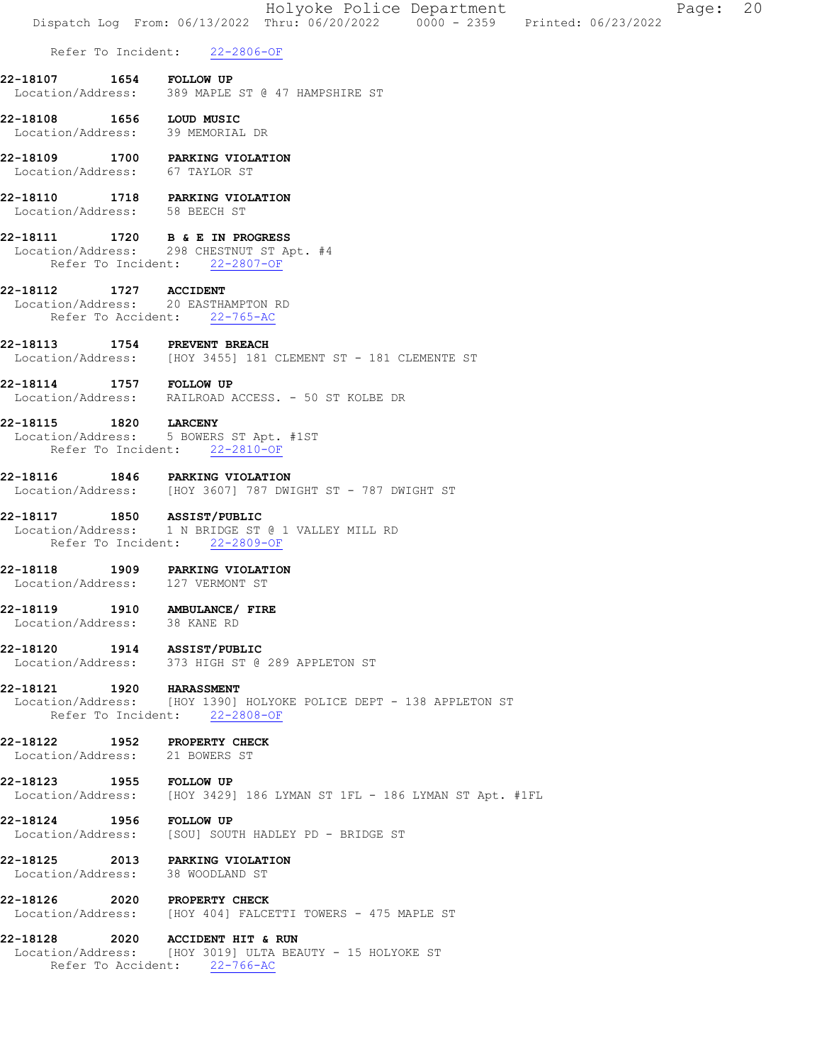Refer To Incident: 22-2806-OF

**22-18107 1654 FOLLOW UP**
Location/Address: 389 MAPLE ST @ 47 HAMPSHIRE ST

**22-18108 1656 LOUD MUSIC**
Location/Address: 39 MEMORIAL DR

**22-18109 1700 PARKING VIOLATION**
Location/Address: 67 TAYLOR ST

**22-18110 1718 PARKING VIOLATION**
Location/Address: 58 BEECH ST

**22-18111 1720 B & E IN PROGRESS**
Location/Address: 298 CHESTNUT ST Apt. #4
Refer To Incident: 22-2807-OF

**22-18112 1727 ACCIDENT**
Location/Address: 20 EASTHAMPTON RD
Refer To Accident: 22-765-AC

**22-18113 1754 PREVENT BREACH**
Location/Address: [HOY 3455] 181 CLEMENT ST - 181 CLEMENTE ST

**22-18114 1757 FOLLOW UP**
Location/Address: RAILROAD ACCESS. - 50 ST KOLBE DR

**22-18115 1820 LARCENY**
Location/Address: 5 BOWERS ST Apt. #1ST
Refer To Incident: 22-2810-OF

**22-18116 1846 PARKING VIOLATION**
Location/Address: [HOY 3607] 787 DWIGHT ST - 787 DWIGHT ST

**22-18117 1850 ASSIST/PUBLIC**
Location/Address: 1 N BRIDGE ST @ 1 VALLEY MILL RD
Refer To Incident: 22-2809-OF

**22-18118 1909 PARKING VIOLATION**
Location/Address: 127 VERMONT ST

**22-18119 1910 AMBULANCE/ FIRE**
Location/Address: 38 KANE RD

**22-18120 1914 ASSIST/PUBLIC**
Location/Address: 373 HIGH ST @ 289 APPLETON ST

**22-18121 1920 HARASSMENT**
Location/Address: [HOY 1390] HOLYOKE POLICE DEPT - 138 APPLETON ST
Refer To Incident: 22-2808-OF

**22-18122 1952 PROPERTY CHECK**
Location/Address: 21 BOWERS ST

**22-18123 1955 FOLLOW UP**
Location/Address: [HOY 3429] 186 LYMAN ST 1FL - 186 LYMAN ST Apt. #1FL

**22-18124 1956 FOLLOW UP**
Location/Address: [SOU] SOUTH HADLEY PD - BRIDGE ST

**22-18125 2013 PARKING VIOLATION**
Location/Address: 38 WOODLAND ST

**22-18126 2020 PROPERTY CHECK**
Location/Address: [HOY 404] FALCETTI TOWERS - 475 MAPLE ST

**22-18128 2020 ACCIDENT HIT & RUN**
Location/Address: [HOY 3019] ULTA BEAUTY - 15 HOLYOKE ST
Refer To Accident: 22-766-AC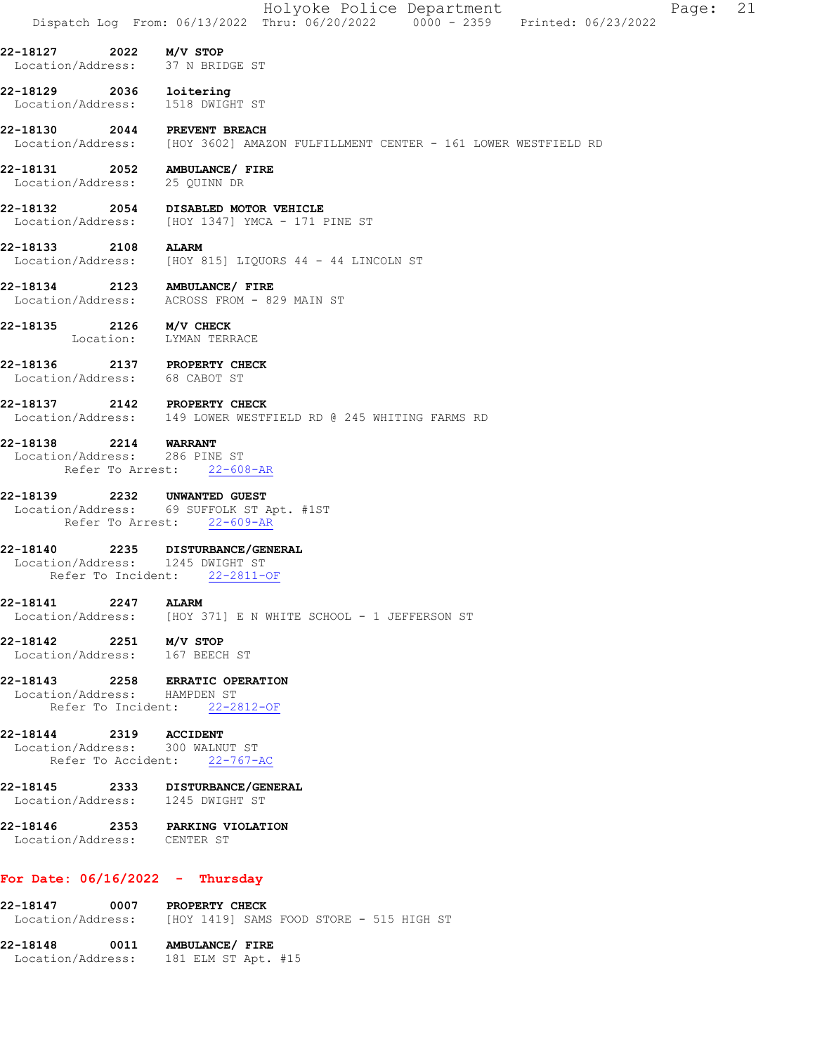22-18127 2022 **M/V STOP**
Location/Address: 37 N BRIDGE ST

22-18129 2036 **loitering**
Location/Address: 1518 DWIGHT ST

22-18130 2044 **PREVENT BREACH**
Location/Address: [HOY 3602] AMAZON FULFILLMENT CENTER - 161 LOWER WESTFIELD RD

22-18131 2052 **AMBULANCE/ FIRE**
Location/Address: 25 QUINN DR

22-18132 2054 **DISABLED MOTOR VEHICLE**
Location/Address: [HOY 1347] YMCA - 171 PINE ST

22-18133 2108 **ALARM**
Location/Address: [HOY 815] LIQUORS 44 - 44 LINCOLN ST

22-18134 2123 **AMBULANCE/ FIRE**
Location/Address: ACROSS FROM - 829 MAIN ST

22-18135 2126 **M/V CHECK**
Location: LYMAN TERRACE

22-18136 2137 **PROPERTY CHECK**
Location/Address: 68 CABOT ST

22-18137 2142 **PROPERTY CHECK**
Location/Address: 149 LOWER WESTFIELD RD @ 245 WHITING FARMS RD

22-18138 2214 **WARRANT**
Location/Address: 286 PINE ST
Refer To Arrest: 22-608-AR

22-18139 2232 **UNWANTED GUEST**
Location/Address: 69 SUFFOLK ST Apt. #1ST
Refer To Arrest: 22-609-AR

22-18140 2235 **DISTURBANCE/GENERAL**
Location/Address: 1245 DWIGHT ST
Refer To Incident: 22-2811-OF

22-18141 2247 **ALARM**
Location/Address: [HOY 371] E N WHITE SCHOOL - 1 JEFFERSON ST

22-18142 2251 **M/V STOP**
Location/Address: 167 BEECH ST

22-18143 2258 **ERRATIC OPERATION**
Location/Address: HAMPDEN ST
Refer To Incident: 22-2812-OF

22-18144 2319 **ACCIDENT**
Location/Address: 300 WALNUT ST
Refer To Accident: 22-767-AC

22-18145 2333 **DISTURBANCE/GENERAL**
Location/Address: 1245 DWIGHT ST

22-18146 2353 **PARKING VIOLATION**
Location/Address: CENTER ST

## For Date: 06/16/2022 - Thursday

22-18147 0007 **PROPERTY CHECK**
Location/Address: [HOY 1419] SAMS FOOD STORE - 515 HIGH ST

22-18148 0011 **AMBULANCE/ FIRE**
Location/Address: 181 ELM ST Apt. #15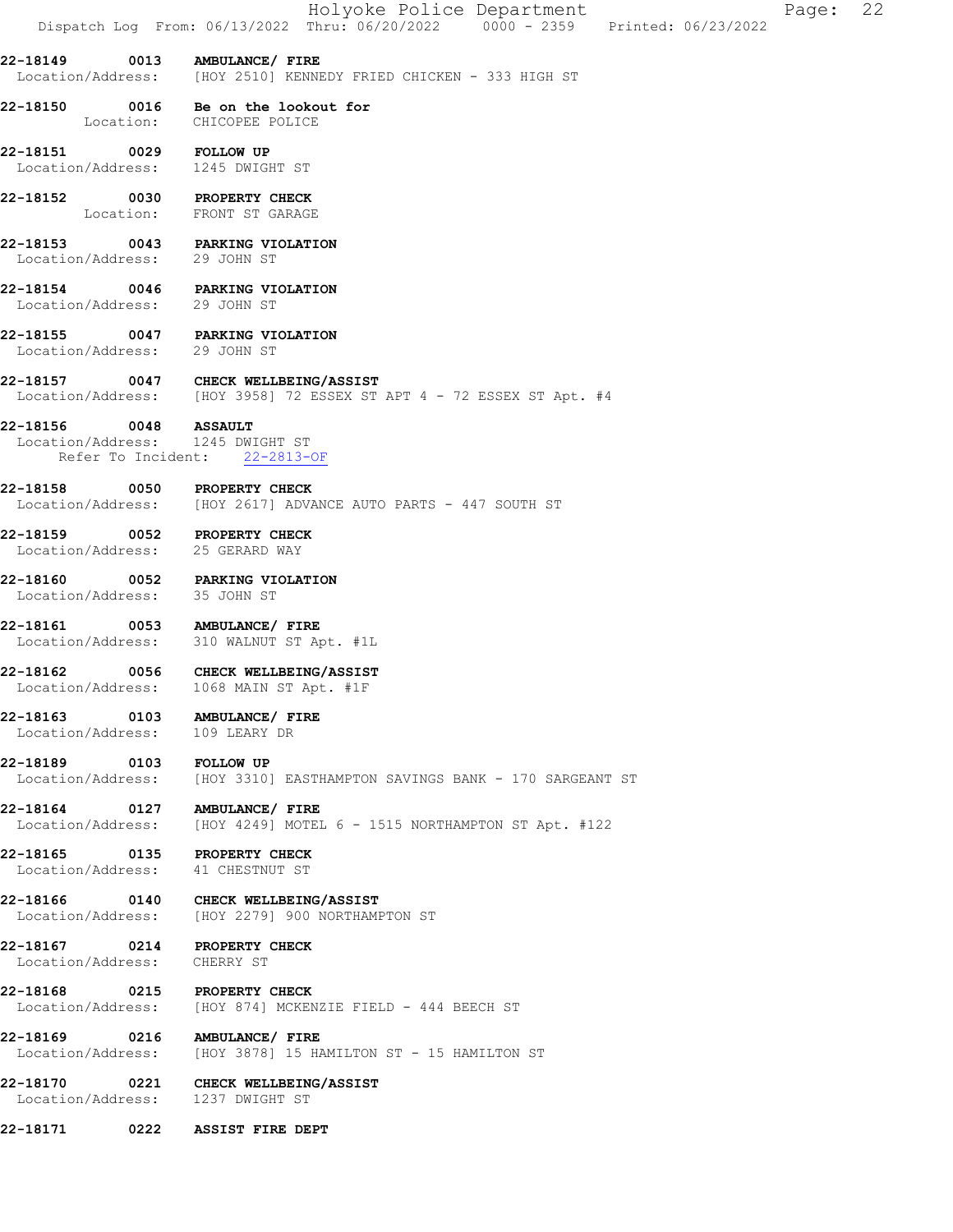**22-18149 0013 AMBULANCE/ FIRE**
Location/Address: [HOY 2510] KENNEDY FRIED CHICKEN - 333 HIGH ST

**22-18150 0016 Be on the lookout for**
Location: CHICOPEE POLICE

**22-18151 0029 FOLLOW UP**
Location/Address: 1245 DWIGHT ST

**22-18152 0030 PROPERTY CHECK**
Location: FRONT ST GARAGE

**22-18153 0043 PARKING VIOLATION**
Location/Address: 29 JOHN ST

**22-18154 0046 PARKING VIOLATION**
Location/Address: 29 JOHN ST

**22-18155 0047 PARKING VIOLATION**
Location/Address: 29 JOHN ST

**22-18157 0047 CHECK WELLBEING/ASSIST**
Location/Address: [HOY 3958] 72 ESSEX ST APT 4 - 72 ESSEX ST Apt. #4

**22-18156 0048 ASSAULT**
Location/Address: 1245 DWIGHT ST
Refer To Incident: 22-2813-OF

**22-18158 0050 PROPERTY CHECK**
Location/Address: [HOY 2617] ADVANCE AUTO PARTS - 447 SOUTH ST

**22-18159 0052 PROPERTY CHECK**
Location/Address: 25 GERARD WAY

**22-18160 0052 PARKING VIOLATION**
Location/Address: 35 JOHN ST

**22-18161 0053 AMBULANCE/ FIRE**
Location/Address: 310 WALNUT ST Apt. #1L

**22-18162 0056 CHECK WELLBEING/ASSIST**
Location/Address: 1068 MAIN ST Apt. #1F

**22-18163 0103 AMBULANCE/ FIRE**
Location/Address: 109 LEARY DR

**22-18189 0103 FOLLOW UP**
Location/Address: [HOY 3310] EASTHAMPTON SAVINGS BANK - 170 SARGEANT ST

**22-18164 0127 AMBULANCE/ FIRE**
Location/Address: [HOY 4249] MOTEL 6 - 1515 NORTHAMPTON ST Apt. #122

**22-18165 0135 PROPERTY CHECK**
Location/Address: 41 CHESTNUT ST

**22-18166 0140 CHECK WELLBEING/ASSIST**
Location/Address: [HOY 2279] 900 NORTHAMPTON ST

**22-18167 0214 PROPERTY CHECK**
Location/Address: CHERRY ST

**22-18168 0215 PROPERTY CHECK**
Location/Address: [HOY 874] MCKENZIE FIELD - 444 BEECH ST

**22-18169 0216 AMBULANCE/ FIRE**
Location/Address: [HOY 3878] 15 HAMILTON ST - 15 HAMILTON ST

**22-18170 0221 CHECK WELLBEING/ASSIST**
Location/Address: 1237 DWIGHT ST

**22-18171 0222 ASSIST FIRE DEPT**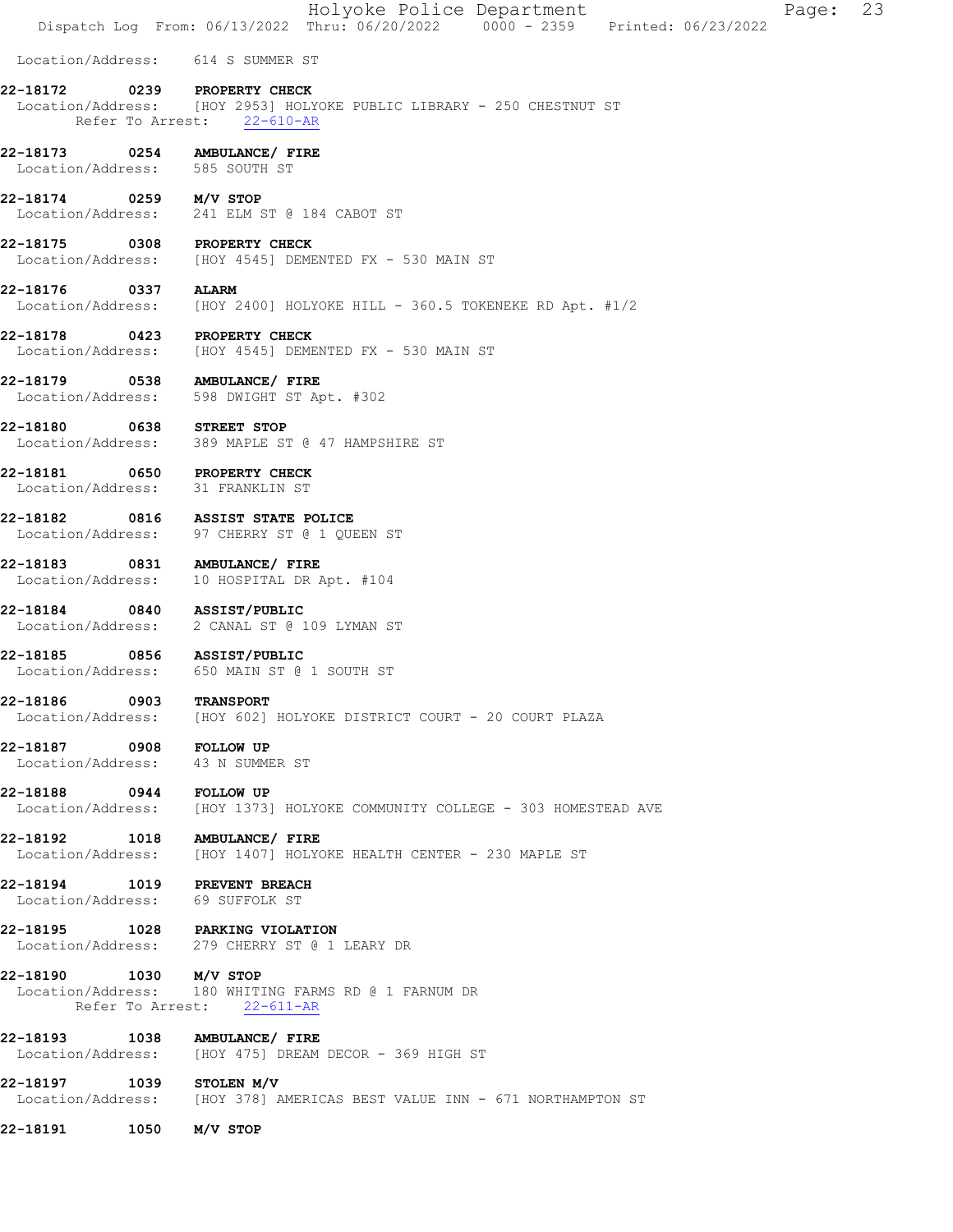Location/Address: 614 S SUMMER ST

**22-18172 0239 PROPERTY CHECK**
Location/Address: [HOY 2953] HOLYOKE PUBLIC LIBRARY - 250 CHESTNUT ST
Refer To Arrest: 22-610-AR

**22-18173 0254 AMBULANCE/ FIRE**
Location/Address: 585 SOUTH ST

**22-18174 0259 M/V STOP**
Location/Address: 241 ELM ST @ 184 CABOT ST

**22-18175 0308 PROPERTY CHECK**
Location/Address: [HOY 4545] DEMENTED FX - 530 MAIN ST

**22-18176 0337 ALARM**
Location/Address: [HOY 2400] HOLYOKE HILL - 360.5 TOKENEKE RD Apt. #1/2

**22-18178 0423 PROPERTY CHECK**
Location/Address: [HOY 4545] DEMENTED FX - 530 MAIN ST

**22-18179 0538 AMBULANCE/ FIRE**
Location/Address: 598 DWIGHT ST Apt. #302

**22-18180 0638 STREET STOP**
Location/Address: 389 MAPLE ST @ 47 HAMPSHIRE ST

**22-18181 0650 PROPERTY CHECK**
Location/Address: 31 FRANKLIN ST

**22-18182 0816 ASSIST STATE POLICE**
Location/Address: 97 CHERRY ST @ 1 QUEEN ST

**22-18183 0831 AMBULANCE/ FIRE**
Location/Address: 10 HOSPITAL DR Apt. #104

**22-18184 0840 ASSIST/PUBLIC**
Location/Address: 2 CANAL ST @ 109 LYMAN ST

**22-18185 0856 ASSIST/PUBLIC**
Location/Address: 650 MAIN ST @ 1 SOUTH ST

**22-18186 0903 TRANSPORT**
Location/Address: [HOY 602] HOLYOKE DISTRICT COURT - 20 COURT PLAZA

**22-18187 0908 FOLLOW UP**
Location/Address: 43 N SUMMER ST

**22-18188 0944 FOLLOW UP**
Location/Address: [HOY 1373] HOLYOKE COMMUNITY COLLEGE - 303 HOMESTEAD AVE

**22-18192 1018 AMBULANCE/ FIRE**
Location/Address: [HOY 1407] HOLYOKE HEALTH CENTER - 230 MAPLE ST

**22-18194 1019 PREVENT BREACH**
Location/Address: 69 SUFFOLK ST

**22-18195 1028 PARKING VIOLATION**
Location/Address: 279 CHERRY ST @ 1 LEARY DR

**22-18190 1030 M/V STOP**
Location/Address: 180 WHITING FARMS RD @ 1 FARNUM DR
Refer To Arrest: 22-611-AR

**22-18193 1038 AMBULANCE/ FIRE**
Location/Address: [HOY 475] DREAM DECOR - 369 HIGH ST

**22-18197 1039 STOLEN M/V**
Location/Address: [HOY 378] AMERICAS BEST VALUE INN - 671 NORTHAMPTON ST

**22-18191 1050 M/V STOP**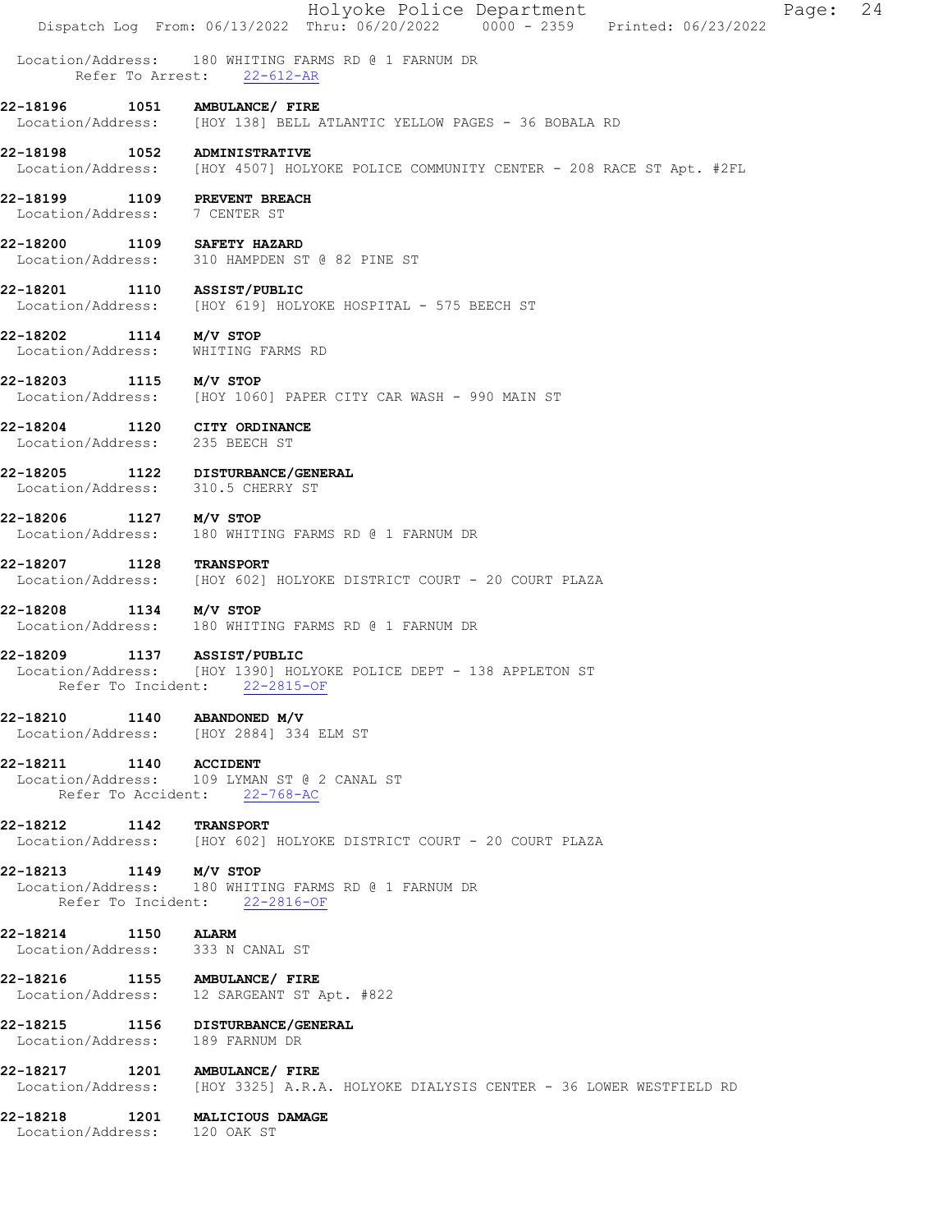Location/Address: 180 WHITING FARMS RD @ 1 FARNUM DR
Refer To Arrest: 22-612-AR

**22-18196 1051 AMBULANCE/ FIRE**
Location/Address: [HOY 138] BELL ATLANTIC YELLOW PAGES - 36 BOBALA RD

**22-18198 1052 ADMINISTRATIVE**
Location/Address: [HOY 4507] HOLYOKE POLICE COMMUNITY CENTER - 208 RACE ST Apt. #2FL

**22-18199 1109 PREVENT BREACH**
Location/Address: 7 CENTER ST

**22-18200 1109 SAFETY HAZARD**
Location/Address: 310 HAMPDEN ST @ 82 PINE ST

**22-18201 1110 ASSIST/PUBLIC**
Location/Address: [HOY 619] HOLYOKE HOSPITAL - 575 BEECH ST

**22-18202 1114 M/V STOP**
Location/Address: WHITING FARMS RD

**22-18203 1115 M/V STOP**
Location/Address: [HOY 1060] PAPER CITY CAR WASH - 990 MAIN ST

**22-18204 1120 CITY ORDINANCE**
Location/Address: 235 BEECH ST

**22-18205 1122 DISTURBANCE/GENERAL**
Location/Address: 310.5 CHERRY ST

**22-18206 1127 M/V STOP**
Location/Address: 180 WHITING FARMS RD @ 1 FARNUM DR

**22-18207 1128 TRANSPORT**
Location/Address: [HOY 602] HOLYOKE DISTRICT COURT - 20 COURT PLAZA

**22-18208 1134 M/V STOP**
Location/Address: 180 WHITING FARMS RD @ 1 FARNUM DR

**22-18209 1137 ASSIST/PUBLIC**
Location/Address: [HOY 1390] HOLYOKE POLICE DEPT - 138 APPLETON ST
Refer To Incident: 22-2815-OF

**22-18210 1140 ABANDONED M/V**
Location/Address: [HOY 2884] 334 ELM ST

**22-18211 1140 ACCIDENT**
Location/Address: 109 LYMAN ST @ 2 CANAL ST
Refer To Accident: 22-768-AC

**22-18212 1142 TRANSPORT**
Location/Address: [HOY 602] HOLYOKE DISTRICT COURT - 20 COURT PLAZA

**22-18213 1149 M/V STOP**
Location/Address: 180 WHITING FARMS RD @ 1 FARNUM DR
Refer To Incident: 22-2816-OF

**22-18214 1150 ALARM**
Location/Address: 333 N CANAL ST

**22-18216 1155 AMBULANCE/ FIRE**
Location/Address: 12 SARGEANT ST Apt. #822

**22-18215 1156 DISTURBANCE/GENERAL**
Location/Address: 189 FARNUM DR

**22-18217 1201 AMBULANCE/ FIRE**
Location/Address: [HOY 3325] A.R.A. HOLYOKE DIALYSIS CENTER - 36 LOWER WESTFIELD RD

**22-18218 1201 MALICIOUS DAMAGE**
Location/Address: 120 OAK ST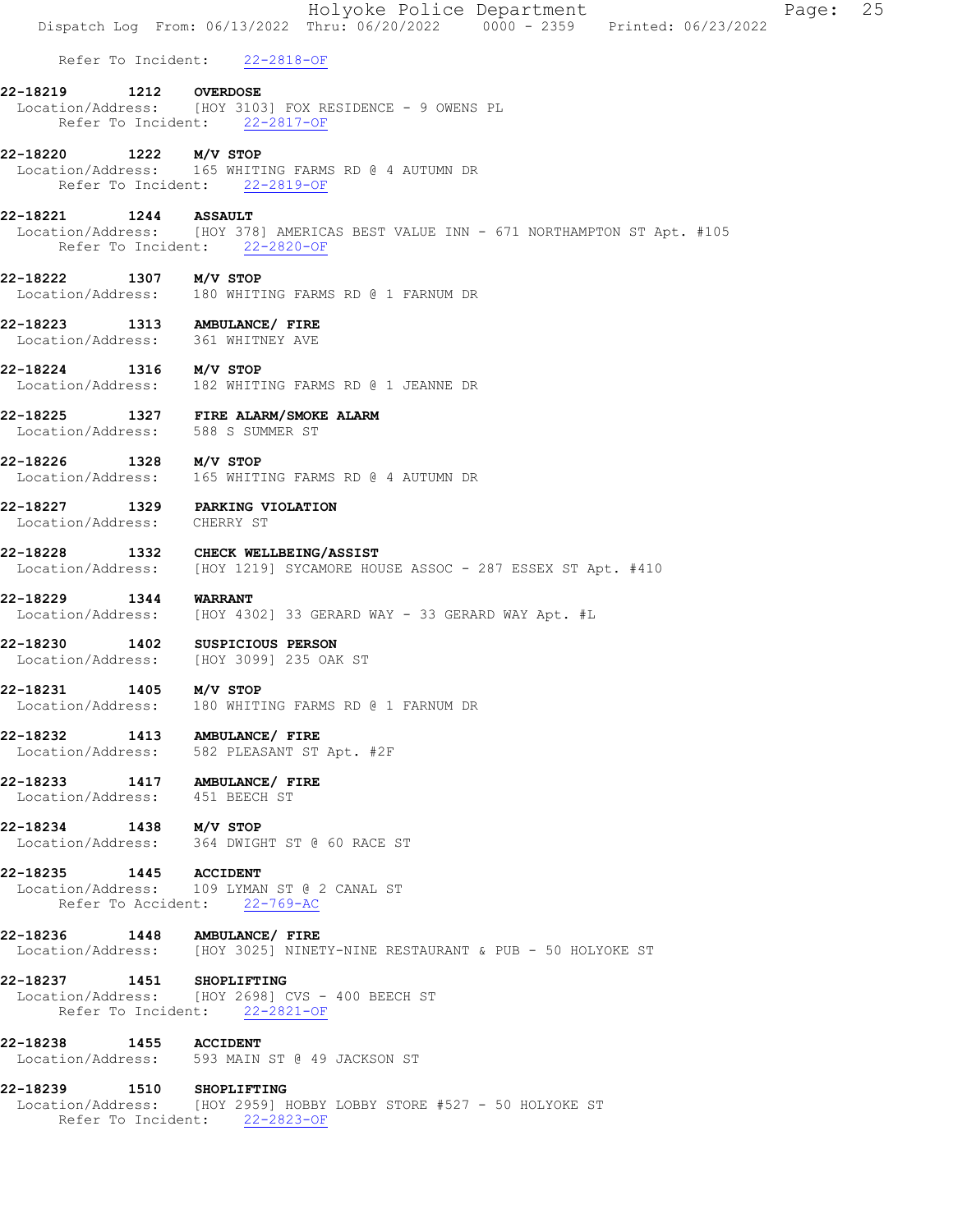Refer To Incident: 22-2818-OF

**22-18219 1212 OVERDOSE**
Location/Address: [HOY 3103] FOX RESIDENCE - 9 OWENS PL
Refer To Incident: 22-2817-OF

**22-18220 1222 M/V STOP**
Location/Address: 165 WHITING FARMS RD @ 4 AUTUMN DR
Refer To Incident: 22-2819-OF

**22-18221 1244 ASSAULT**
Location/Address: [HOY 378] AMERICAS BEST VALUE INN - 671 NORTHAMPTON ST Apt. #105
Refer To Incident: 22-2820-OF

**22-18222 1307 M/V STOP**
Location/Address: 180 WHITING FARMS RD @ 1 FARNUM DR

**22-18223 1313 AMBULANCE/ FIRE**
Location/Address: 361 WHITNEY AVE

**22-18224 1316 M/V STOP**
Location/Address: 182 WHITING FARMS RD @ 1 JEANNE DR

**22-18225 1327 FIRE ALARM/SMOKE ALARM**
Location/Address: 588 S SUMMER ST

**22-18226 1328 M/V STOP**
Location/Address: 165 WHITING FARMS RD @ 4 AUTUMN DR

**22-18227 1329 PARKING VIOLATION**
Location/Address: CHERRY ST

**22-18228 1332 CHECK WELLBEING/ASSIST**
Location/Address: [HOY 1219] SYCAMORE HOUSE ASSOC - 287 ESSEX ST Apt. #410

**22-18229 1344 WARRANT**
Location/Address: [HOY 4302] 33 GERARD WAY - 33 GERARD WAY Apt. #L

**22-18230 1402 SUSPICIOUS PERSON**
Location/Address: [HOY 3099] 235 OAK ST

**22-18231 1405 M/V STOP**
Location/Address: 180 WHITING FARMS RD @ 1 FARNUM DR

**22-18232 1413 AMBULANCE/ FIRE**
Location/Address: 582 PLEASANT ST Apt. #2F

**22-18233 1417 AMBULANCE/ FIRE**
Location/Address: 451 BEECH ST

**22-18234 1438 M/V STOP**
Location/Address: 364 DWIGHT ST @ 60 RACE ST

**22-18235 1445 ACCIDENT**
Location/Address: 109 LYMAN ST @ 2 CANAL ST
Refer To Accident: 22-769-AC

**22-18236 1448 AMBULANCE/ FIRE**
Location/Address: [HOY 3025] NINETY-NINE RESTAURANT & PUB - 50 HOLYOKE ST

**22-18237 1451 SHOPLIFTING**
Location/Address: [HOY 2698] CVS - 400 BEECH ST
Refer To Incident: 22-2821-OF

**22-18238 1455 ACCIDENT**
Location/Address: 593 MAIN ST @ 49 JACKSON ST

**22-18239 1510 SHOPLIFTING**
Location/Address: [HOY 2959] HOBBY LOBBY STORE #527 - 50 HOLYOKE ST
Refer To Incident: 22-2823-OF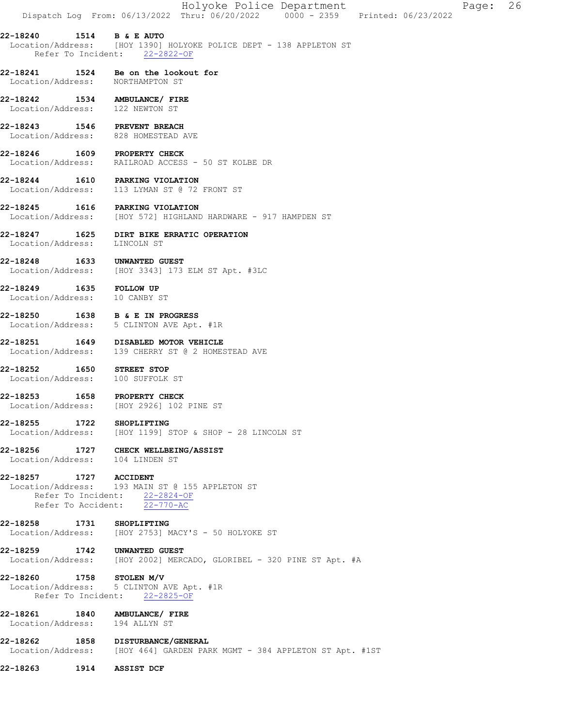**22-18240 1514 B & E AUTO**
Location/Address: [HOY 1390] HOLYOKE POLICE DEPT - 138 APPLETON ST
Refer To Incident: 22-2822-OF

**22-18241 1524 Be on the lookout for**
Location/Address: NORTHAMPTON ST

**22-18242 1534 AMBULANCE/ FIRE**
Location/Address: 122 NEWTON ST

**22-18243 1546 PREVENT BREACH**
Location/Address: 828 HOMESTEAD AVE

**22-18246 1609 PROPERTY CHECK**
Location/Address: RAILROAD ACCESS - 50 ST KOLBE DR

**22-18244 1610 PARKING VIOLATION**
Location/Address: 113 LYMAN ST @ 72 FRONT ST

**22-18245 1616 PARKING VIOLATION**
Location/Address: [HOY 572] HIGHLAND HARDWARE - 917 HAMPDEN ST

**22-18247 1625 DIRT BIKE ERRATIC OPERATION**
Location/Address: LINCOLN ST

**22-18248 1633 UNWANTED GUEST**
Location/Address: [HOY 3343] 173 ELM ST Apt. #3LC

**22-18249 1635 FOLLOW UP**
Location/Address: 10 CANBY ST

**22-18250 1638 B & E IN PROGRESS**
Location/Address: 5 CLINTON AVE Apt. #1R

**22-18251 1649 DISABLED MOTOR VEHICLE**
Location/Address: 139 CHERRY ST @ 2 HOMESTEAD AVE

**22-18252 1650 STREET STOP**
Location/Address: 100 SUFFOLK ST

**22-18253 1658 PROPERTY CHECK**
Location/Address: [HOY 2926] 102 PINE ST

**22-18255 1722 SHOPLIFTING**
Location/Address: [HOY 1199] STOP & SHOP - 28 LINCOLN ST

**22-18256 1727 CHECK WELLBEING/ASSIST**
Location/Address: 104 LINDEN ST

**22-18257 1727 ACCIDENT**
Location/Address: 193 MAIN ST @ 155 APPLETON ST
Refer To Incident: 22-2824-OF
Refer To Accident: 22-770-AC

**22-18258 1731 SHOPLIFTING**
Location/Address: [HOY 2753] MACY'S - 50 HOLYOKE ST

**22-18259 1742 UNWANTED GUEST**
Location/Address: [HOY 2002] MERCADO, GLORIBEL - 320 PINE ST Apt. #A

**22-18260 1758 STOLEN M/V**
Location/Address: 5 CLINTON AVE Apt. #1R
Refer To Incident: 22-2825-OF

**22-18261 1840 AMBULANCE/ FIRE**
Location/Address: 194 ALLYN ST

**22-18262 1858 DISTURBANCE/GENERAL**
Location/Address: [HOY 464] GARDEN PARK MGMT - 384 APPLETON ST Apt. #1ST

**22-18263 1914 ASSIST DCF**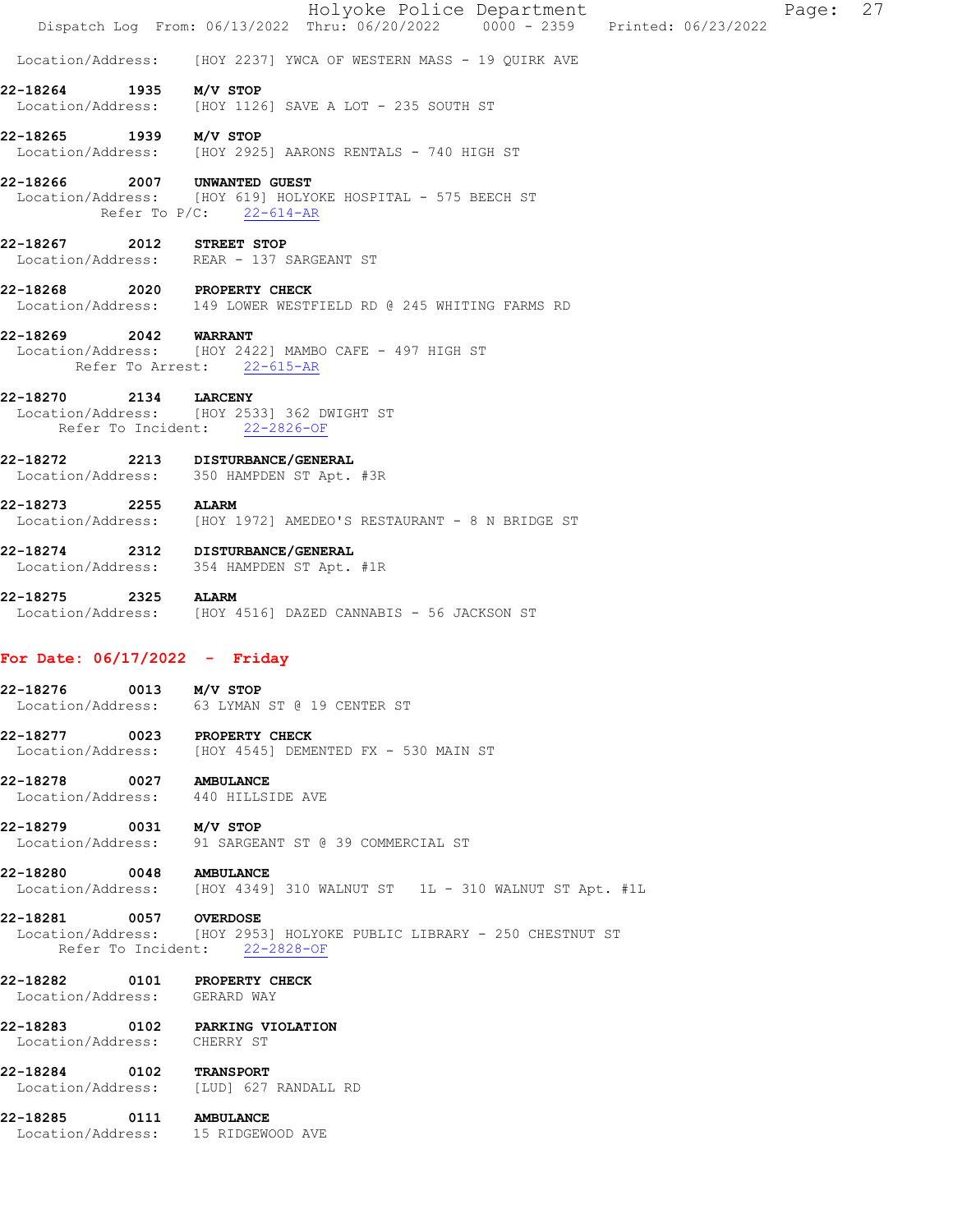Location/Address: [HOY 2237] YWCA OF WESTERN MASS - 19 QUIRK AVE

**22-18264 1935 M/V STOP**
Location/Address: [HOY 1126] SAVE A LOT - 235 SOUTH ST

**22-18265 1939 M/V STOP**
Location/Address: [HOY 2925] AARONS RENTALS - 740 HIGH ST

**22-18266 2007 UNWANTED GUEST**
Location/Address: [HOY 619] HOLYOKE HOSPITAL - 575 BEECH ST
Refer To P/C: 22-614-AR

**22-18267 2012 STREET STOP**
Location/Address: REAR - 137 SARGEANT ST

**22-18268 2020 PROPERTY CHECK**
Location/Address: 149 LOWER WESTFIELD RD @ 245 WHITING FARMS RD

**22-18269 2042 WARRANT**
Location/Address: [HOY 2422] MAMBO CAFE - 497 HIGH ST
Refer To Arrest: 22-615-AR

**22-18270 2134 LARCENY**
Location/Address: [HOY 2533] 362 DWIGHT ST
Refer To Incident: 22-2826-OF

**22-18272 2213 DISTURBANCE/GENERAL**
Location/Address: 350 HAMPDEN ST Apt. #3R

**22-18273 2255 ALARM**
Location/Address: [HOY 1972] AMEDEO'S RESTAURANT - 8 N BRIDGE ST

**22-18274 2312 DISTURBANCE/GENERAL**
Location/Address: 354 HAMPDEN ST Apt. #1R

**22-18275 2325 ALARM**
Location/Address: [HOY 4516] DAZED CANNABIS - 56 JACKSON ST

## For Date: 06/17/2022 - Friday

**22-18276 0013 M/V STOP**
Location/Address: 63 LYMAN ST @ 19 CENTER ST

**22-18277 0023 PROPERTY CHECK**
Location/Address: [HOY 4545] DEMENTED FX - 530 MAIN ST

**22-18278 0027 AMBULANCE**
Location/Address: 440 HILLSIDE AVE

**22-18279 0031 M/V STOP**
Location/Address: 91 SARGEANT ST @ 39 COMMERCIAL ST

**22-18280 0048 AMBULANCE**
Location/Address: [HOY 4349] 310 WALNUT ST 1L - 310 WALNUT ST Apt. #1L

**22-18281 0057 OVERDOSE**
Location/Address: [HOY 2953] HOLYOKE PUBLIC LIBRARY - 250 CHESTNUT ST
Refer To Incident: 22-2828-OF

**22-18282 0101 PROPERTY CHECK**
Location/Address: GERARD WAY

**22-18283 0102 PARKING VIOLATION**
Location/Address: CHERRY ST

**22-18284 0102 TRANSPORT**
Location/Address: [LUD] 627 RANDALL RD

**22-18285 0111 AMBULANCE**
Location/Address: 15 RIDGEWOOD AVE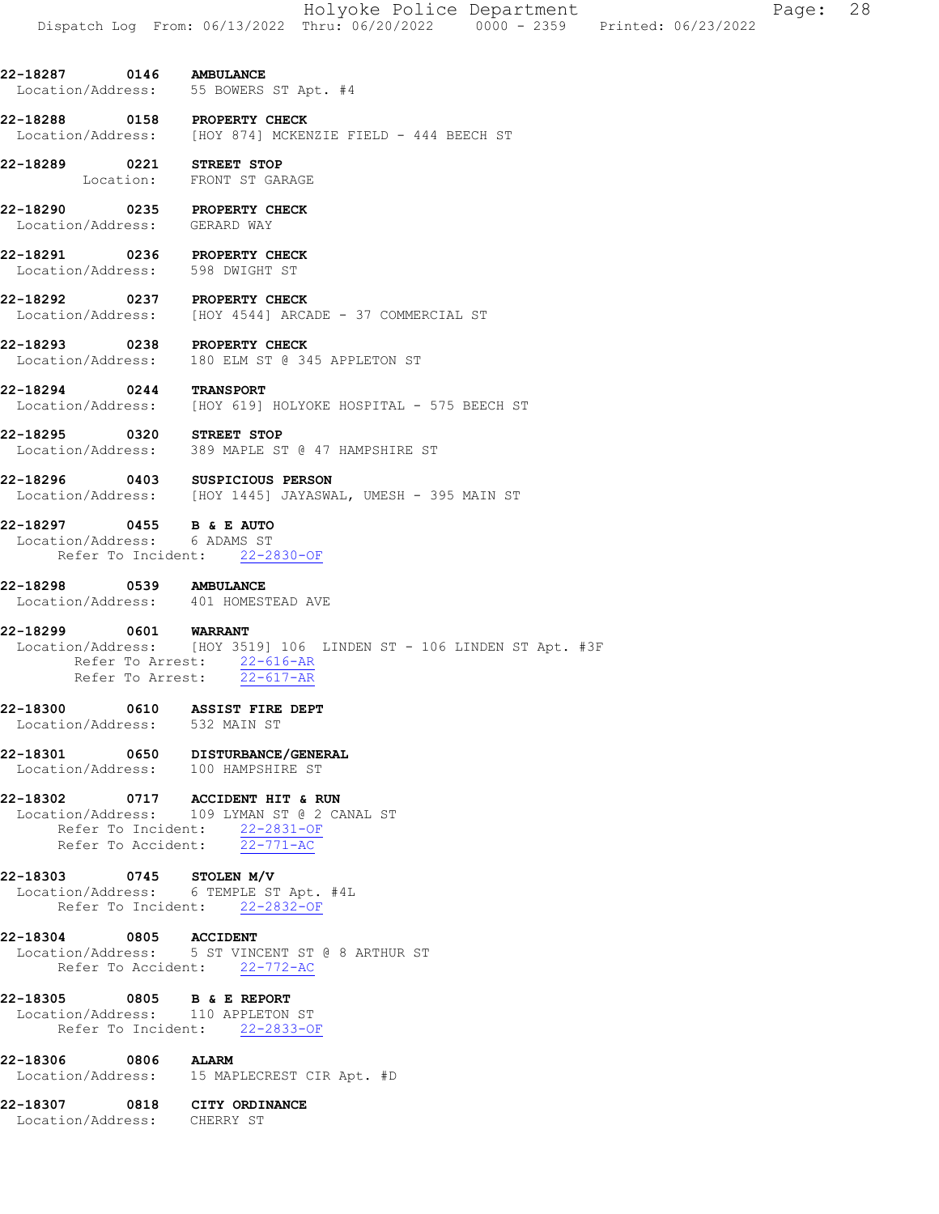**22-18287 0146 AMBULANCE**
Location/Address: 55 BOWERS ST Apt. #4

**22-18288 0158 PROPERTY CHECK**
Location/Address: [HOY 874] MCKENZIE FIELD - 444 BEECH ST

**22-18289 0221 STREET STOP**
Location: FRONT ST GARAGE

**22-18290 0235 PROPERTY CHECK**
Location/Address: GERARD WAY

**22-18291 0236 PROPERTY CHECK**
Location/Address: 598 DWIGHT ST

**22-18292 0237 PROPERTY CHECK**
Location/Address: [HOY 4544] ARCADE - 37 COMMERCIAL ST

**22-18293 0238 PROPERTY CHECK**
Location/Address: 180 ELM ST @ 345 APPLETON ST

**22-18294 0244 TRANSPORT**
Location/Address: [HOY 619] HOLYOKE HOSPITAL - 575 BEECH ST

**22-18295 0320 STREET STOP**
Location/Address: 389 MAPLE ST @ 47 HAMPSHIRE ST

**22-18296 0403 SUSPICIOUS PERSON**
Location/Address: [HOY 1445] JAYASWAL, UMESH - 395 MAIN ST

**22-18297 0455 B & E AUTO**
Location/Address: 6 ADAMS ST
Refer To Incident: 22-2830-OF

**22-18298 0539 AMBULANCE**
Location/Address: 401 HOMESTEAD AVE

**22-18299 0601 WARRANT**
Location/Address: [HOY 3519] 106 LINDEN ST - 106 LINDEN ST Apt. #3F
Refer To Arrest: 22-616-AR
Refer To Arrest: 22-617-AR

**22-18300 0610 ASSIST FIRE DEPT**
Location/Address: 532 MAIN ST

**22-18301 0650 DISTURBANCE/GENERAL**
Location/Address: 100 HAMPSHIRE ST

**22-18302 0717 ACCIDENT HIT & RUN**
Location/Address: 109 LYMAN ST @ 2 CANAL ST
Refer To Incident: 22-2831-OF
Refer To Accident: 22-771-AC

**22-18303 0745 STOLEN M/V**
Location/Address: 6 TEMPLE ST Apt. #4L
Refer To Incident: 22-2832-OF

**22-18304 0805 ACCIDENT**
Location/Address: 5 ST VINCENT ST @ 8 ARTHUR ST
Refer To Accident: 22-772-AC

**22-18305 0805 B & E REPORT**
Location/Address: 110 APPLETON ST
Refer To Incident: 22-2833-OF

**22-18306 0806 ALARM**
Location/Address: 15 MAPLECREST CIR Apt. #D

**22-18307 0818 CITY ORDINANCE**
Location/Address: CHERRY ST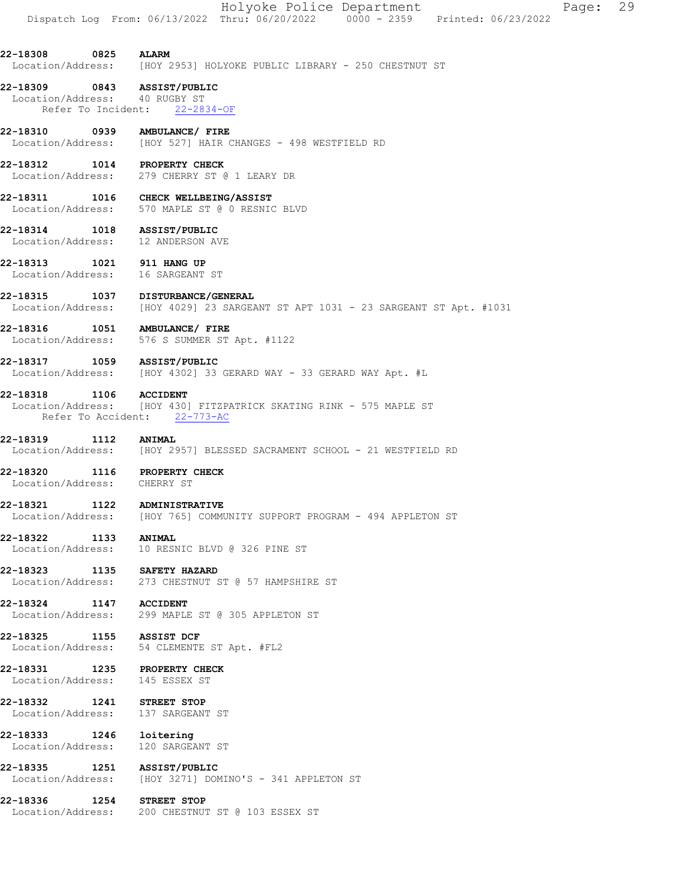**22-18308 0825 ALARM**
Location/Address: [HOY 2953] HOLYOKE PUBLIC LIBRARY - 250 CHESTNUT ST

**22-18309 0843 ASSIST/PUBLIC**
Location/Address: 40 RUGBY ST
Refer To Incident: 22-2834-OF

**22-18310 0939 AMBULANCE/ FIRE**
Location/Address: [HOY 527] HAIR CHANGES - 498 WESTFIELD RD

**22-18312 1014 PROPERTY CHECK**
Location/Address: 279 CHERRY ST @ 1 LEARY DR

**22-18311 1016 CHECK WELLBEING/ASSIST**
Location/Address: 570 MAPLE ST @ 0 RESNIC BLVD

**22-18314 1018 ASSIST/PUBLIC**
Location/Address: 12 ANDERSON AVE

**22-18313 1021 911 HANG UP**
Location/Address: 16 SARGEANT ST

**22-18315 1037 DISTURBANCE/GENERAL**
Location/Address: [HOY 4029] 23 SARGEANT ST APT 1031 - 23 SARGEANT ST Apt. #1031

**22-18316 1051 AMBULANCE/ FIRE**
Location/Address: 576 S SUMMER ST Apt. #1122

**22-18317 1059 ASSIST/PUBLIC**
Location/Address: [HOY 4302] 33 GERARD WAY - 33 GERARD WAY Apt. #L

**22-18318 1106 ACCIDENT**
Location/Address: [HOY 430] FITZPATRICK SKATING RINK - 575 MAPLE ST
Refer To Accident: 22-773-AC

**22-18319 1112 ANIMAL**
Location/Address: [HOY 2957] BLESSED SACRAMENT SCHOOL - 21 WESTFIELD RD

**22-18320 1116 PROPERTY CHECK**
Location/Address: CHERRY ST

**22-18321 1122 ADMINISTRATIVE**
Location/Address: [HOY 765] COMMUNITY SUPPORT PROGRAM - 494 APPLETON ST

**22-18322 1133 ANIMAL**
Location/Address: 10 RESNIC BLVD @ 326 PINE ST

**22-18323 1135 SAFETY HAZARD**
Location/Address: 273 CHESTNUT ST @ 57 HAMPSHIRE ST

**22-18324 1147 ACCIDENT**
Location/Address: 299 MAPLE ST @ 305 APPLETON ST

**22-18325 1155 ASSIST DCF**
Location/Address: 54 CLEMENTE ST Apt. #FL2

**22-18331 1235 PROPERTY CHECK**
Location/Address: 145 ESSEX ST

**22-18332 1241 STREET STOP**
Location/Address: 137 SARGEANT ST

**22-18333 1246 loitering**
Location/Address: 120 SARGEANT ST

**22-18335 1251 ASSIST/PUBLIC**
Location/Address: [HOY 3271] DOMINO'S - 341 APPLETON ST

**22-18336 1254 STREET STOP**
Location/Address: 200 CHESTNUT ST @ 103 ESSEX ST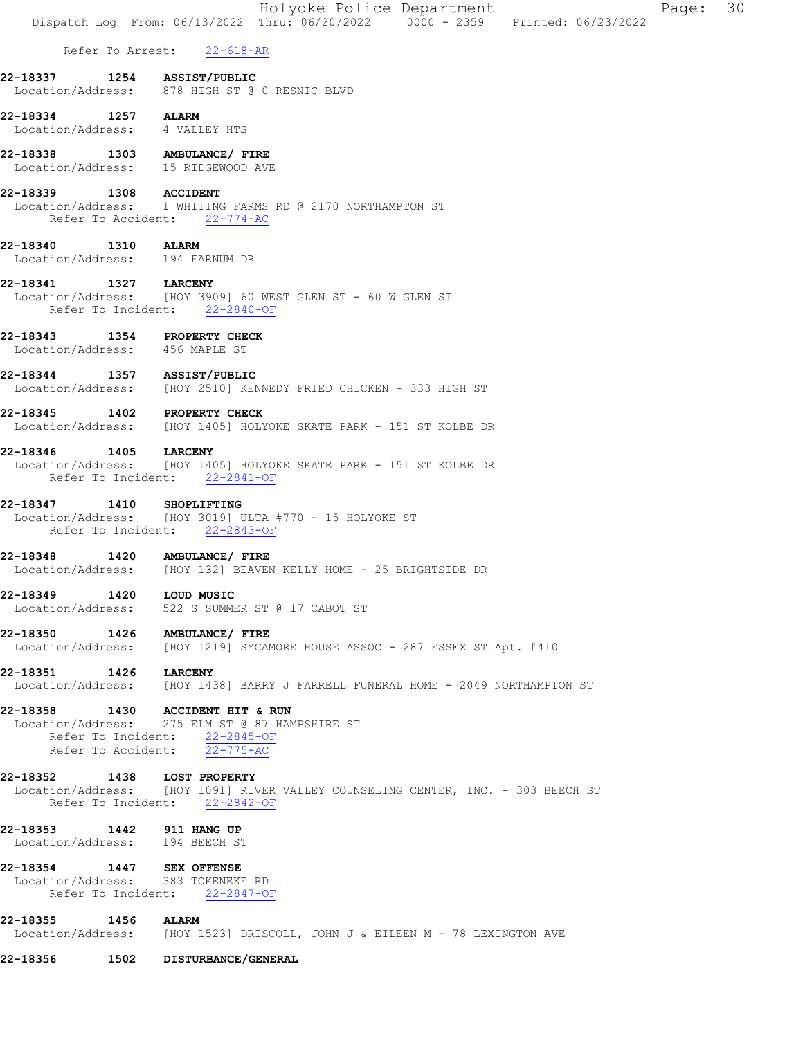Refer To Arrest: 22-618-AR

**22-18337 1254 ASSIST/PUBLIC**
Location/Address: 878 HIGH ST @ 0 RESNIC BLVD

**22-18334 1257 ALARM**
Location/Address: 4 VALLEY HTS

**22-18338 1303 AMBULANCE/ FIRE**
Location/Address: 15 RIDGEWOOD AVE

**22-18339 1308 ACCIDENT**
Location/Address: 1 WHITING FARMS RD @ 2170 NORTHAMPTON ST
Refer To Accident: 22-774-AC

**22-18340 1310 ALARM**
Location/Address: 194 FARNUM DR

**22-18341 1327 LARCENY**
Location/Address: [HOY 3909] 60 WEST GLEN ST - 60 W GLEN ST
Refer To Incident: 22-2840-OF

**22-18343 1354 PROPERTY CHECK**
Location/Address: 456 MAPLE ST

**22-18344 1357 ASSIST/PUBLIC**
Location/Address: [HOY 2510] KENNEDY FRIED CHICKEN - 333 HIGH ST

**22-18345 1402 PROPERTY CHECK**
Location/Address: [HOY 1405] HOLYOKE SKATE PARK - 151 ST KOLBE DR

**22-18346 1405 LARCENY**
Location/Address: [HOY 1405] HOLYOKE SKATE PARK - 151 ST KOLBE DR
Refer To Incident: 22-2841-OF

**22-18347 1410 SHOPLIFTING**
Location/Address: [HOY 3019] ULTA #770 - 15 HOLYOKE ST
Refer To Incident: 22-2843-OF

**22-18348 1420 AMBULANCE/ FIRE**
Location/Address: [HOY 132] BEAVEN KELLY HOME - 25 BRIGHTSIDE DR

**22-18349 1420 LOUD MUSIC**
Location/Address: 522 S SUMMER ST @ 17 CABOT ST

**22-18350 1426 AMBULANCE/ FIRE**
Location/Address: [HOY 1219] SYCAMORE HOUSE ASSOC - 287 ESSEX ST Apt. #410

**22-18351 1426 LARCENY**
Location/Address: [HOY 1438] BARRY J FARRELL FUNERAL HOME - 2049 NORTHAMPTON ST

**22-18358 1430 ACCIDENT HIT & RUN**
Location/Address: 275 ELM ST @ 87 HAMPSHIRE ST
Refer To Incident: 22-2845-OF
Refer To Accident: 22-775-AC

**22-18352 1438 LOST PROPERTY**
Location/Address: [HOY 1091] RIVER VALLEY COUNSELING CENTER, INC. - 303 BEECH ST
Refer To Incident: 22-2842-OF

**22-18353 1442 911 HANG UP**
Location/Address: 194 BEECH ST

**22-18354 1447 SEX OFFENSE**
Location/Address: 383 TOKENEKE RD
Refer To Incident: 22-2847-OF

**22-18355 1456 ALARM**
Location/Address: [HOY 1523] DRISCOLL, JOHN J & EILEEN M - 78 LEXINGTON AVE

**22-18356 1502 DISTURBANCE/GENERAL**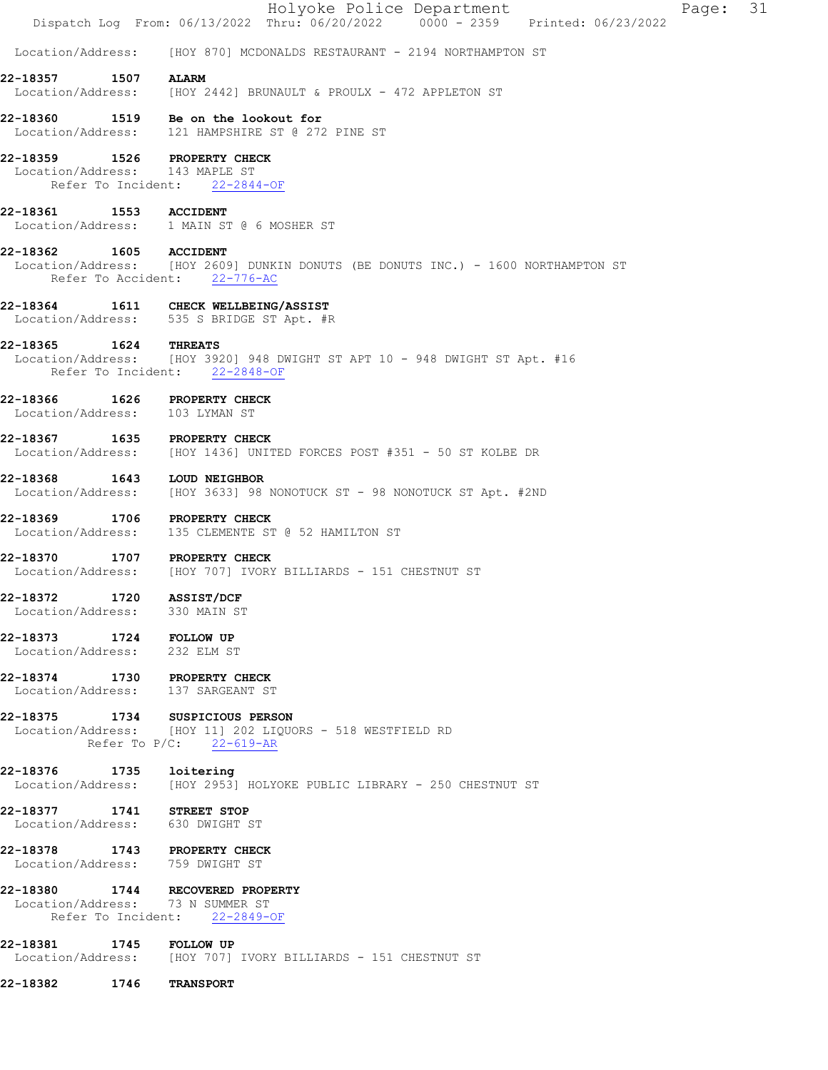Location/Address: [HOY 870] MCDONALDS RESTAURANT - 2194 NORTHAMPTON ST

**22-18357 1507 ALARM**
Location/Address: [HOY 2442] BRUNAULT & PROULX - 472 APPLETON ST

**22-18360 1519 Be on the lookout for**
Location/Address: 121 HAMPSHIRE ST @ 272 PINE ST

**22-18359 1526 PROPERTY CHECK**
Location/Address: 143 MAPLE ST
Refer To Incident: 22-2844-OF

**22-18361 1553 ACCIDENT**
Location/Address: 1 MAIN ST @ 6 MOSHER ST

**22-18362 1605 ACCIDENT**
Location/Address: [HOY 2609] DUNKIN DONUTS (BE DONUTS INC.) - 1600 NORTHAMPTON ST
Refer To Accident: 22-776-AC

**22-18364 1611 CHECK WELLBEING/ASSIST**
Location/Address: 535 S BRIDGE ST Apt. #R

**22-18365 1624 THREATS**
Location/Address: [HOY 3920] 948 DWIGHT ST APT 10 - 948 DWIGHT ST Apt. #16
Refer To Incident: 22-2848-OF

**22-18366 1626 PROPERTY CHECK**
Location/Address: 103 LYMAN ST

**22-18367 1635 PROPERTY CHECK**
Location/Address: [HOY 1436] UNITED FORCES POST #351 - 50 ST KOLBE DR

**22-18368 1643 LOUD NEIGHBOR**
Location/Address: [HOY 3633] 98 NONOTUCK ST - 98 NONOTUCK ST Apt. #2ND

**22-18369 1706 PROPERTY CHECK**
Location/Address: 135 CLEMENTE ST @ 52 HAMILTON ST

**22-18370 1707 PROPERTY CHECK**
Location/Address: [HOY 707] IVORY BILLIARDS - 151 CHESTNUT ST

**22-18372 1720 ASSIST/DCF**
Location/Address: 330 MAIN ST

**22-18373 1724 FOLLOW UP**
Location/Address: 232 ELM ST

**22-18374 1730 PROPERTY CHECK**
Location/Address: 137 SARGEANT ST

**22-18375 1734 SUSPICIOUS PERSON**
Location/Address: [HOY 11] 202 LIQUORS - 518 WESTFIELD RD
Refer To P/C: 22-619-AR

**22-18376 1735 loitering**
Location/Address: [HOY 2953] HOLYOKE PUBLIC LIBRARY - 250 CHESTNUT ST

**22-18377 1741 STREET STOP**
Location/Address: 630 DWIGHT ST

**22-18378 1743 PROPERTY CHECK**
Location/Address: 759 DWIGHT ST

**22-18380 1744 RECOVERED PROPERTY**
Location/Address: 73 N SUMMER ST
Refer To Incident: 22-2849-OF

**22-18381 1745 FOLLOW UP**
Location/Address: [HOY 707] IVORY BILLIARDS - 151 CHESTNUT ST

**22-18382 1746 TRANSPORT**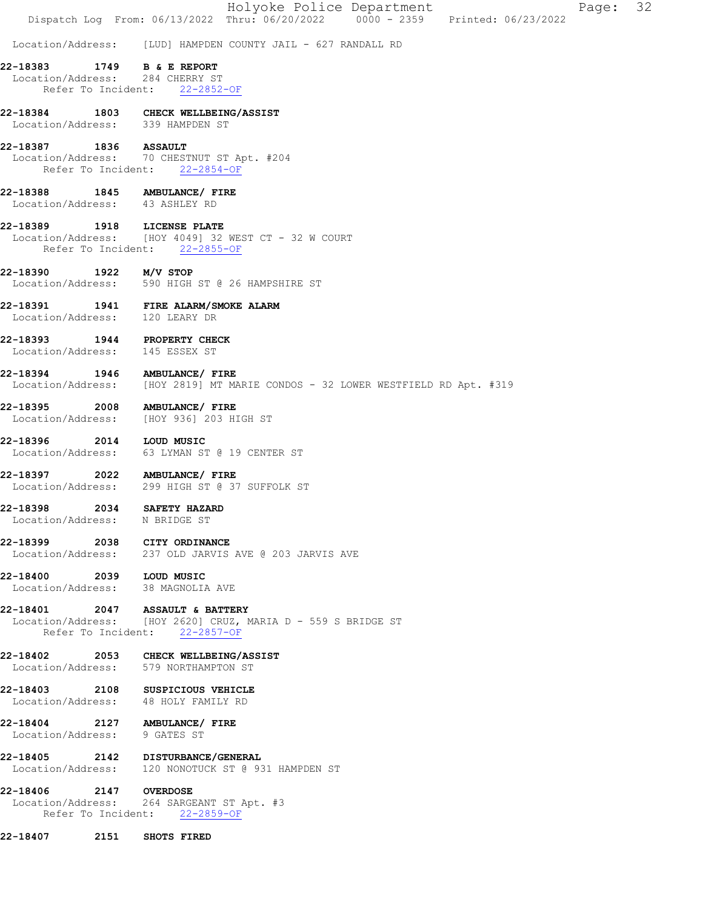Location/Address: [LUD] HAMPDEN COUNTY JAIL - 627 RANDALL RD

**22-18383 1749 B & E REPORT**
Location/Address: 284 CHERRY ST
Refer To Incident: 22-2852-OF

**22-18384 1803 CHECK WELLBEING/ASSIST**
Location/Address: 339 HAMPDEN ST

**22-18387 1836 ASSAULT**
Location/Address: 70 CHESTNUT ST Apt. #204
Refer To Incident: 22-2854-OF

**22-18388 1845 AMBULANCE/ FIRE**
Location/Address: 43 ASHLEY RD

**22-18389 1918 LICENSE PLATE**
Location/Address: [HOY 4049] 32 WEST CT - 32 W COURT
Refer To Incident: 22-2855-OF

**22-18390 1922 M/V STOP**
Location/Address: 590 HIGH ST @ 26 HAMPSHIRE ST

**22-18391 1941 FIRE ALARM/SMOKE ALARM**
Location/Address: 120 LEARY DR

**22-18393 1944 PROPERTY CHECK**
Location/Address: 145 ESSEX ST

**22-18394 1946 AMBULANCE/ FIRE**
Location/Address: [HOY 2819] MT MARIE CONDOS - 32 LOWER WESTFIELD RD Apt. #319

**22-18395 2008 AMBULANCE/ FIRE**
Location/Address: [HOY 936] 203 HIGH ST

**22-18396 2014 LOUD MUSIC**
Location/Address: 63 LYMAN ST @ 19 CENTER ST

**22-18397 2022 AMBULANCE/ FIRE**
Location/Address: 299 HIGH ST @ 37 SUFFOLK ST

**22-18398 2034 SAFETY HAZARD**
Location/Address: N BRIDGE ST

**22-18399 2038 CITY ORDINANCE**
Location/Address: 237 OLD JARVIS AVE @ 203 JARVIS AVE

**22-18400 2039 LOUD MUSIC**
Location/Address: 38 MAGNOLIA AVE

**22-18401 2047 ASSAULT & BATTERY**
Location/Address: [HOY 2620] CRUZ, MARIA D - 559 S BRIDGE ST
Refer To Incident: 22-2857-OF

**22-18402 2053 CHECK WELLBEING/ASSIST**
Location/Address: 579 NORTHAMPTON ST

**22-18403 2108 SUSPICIOUS VEHICLE**
Location/Address: 48 HOLY FAMILY RD

**22-18404 2127 AMBULANCE/ FIRE**
Location/Address: 9 GATES ST

**22-18405 2142 DISTURBANCE/GENERAL**
Location/Address: 120 NONOTUCK ST @ 931 HAMPDEN ST

**22-18406 2147 OVERDOSE**
Location/Address: 264 SARGEANT ST Apt. #3
Refer To Incident: 22-2859-OF

**22-18407 2151 SHOTS FIRED**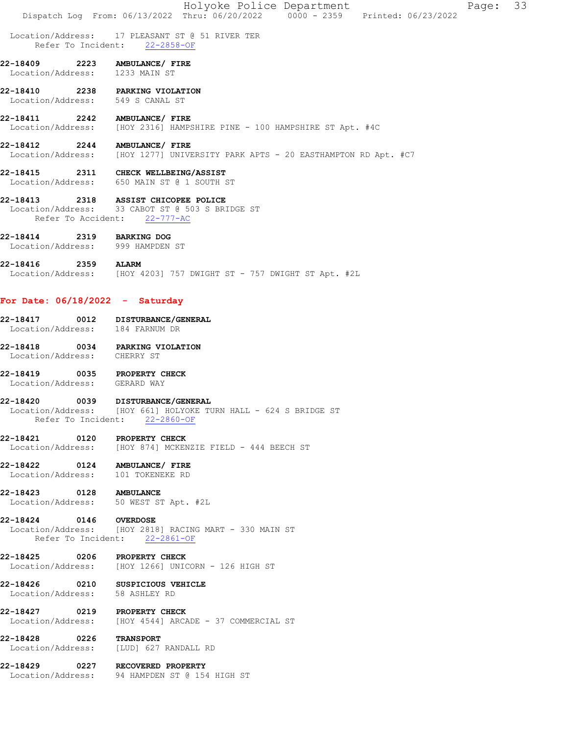Location/Address: 17 PLEASANT ST @ 51 RIVER TER
Refer To Incident: 22-2858-OF

**22-18409 2223 AMBULANCE/ FIRE**
Location/Address: 1233 MAIN ST

**22-18410 2238 PARKING VIOLATION**
Location/Address: 549 S CANAL ST

**22-18411 2242 AMBULANCE/ FIRE**
Location/Address: [HOY 2316] HAMPSHIRE PINE - 100 HAMPSHIRE ST Apt. #4C

**22-18412 2244 AMBULANCE/ FIRE**
Location/Address: [HOY 1277] UNIVERSITY PARK APTS - 20 EASTHAMPTON RD Apt. #C7

**22-18415 2311 CHECK WELLBEING/ASSIST**
Location/Address: 650 MAIN ST @ 1 SOUTH ST

**22-18413 2318 ASSIST CHICOPEE POLICE**
Location/Address: 33 CABOT ST @ 503 S BRIDGE ST
Refer To Accident: 22-777-AC

**22-18414 2319 BARKING DOG**
Location/Address: 999 HAMPDEN ST

**22-18416 2359 ALARM**
Location/Address: [HOY 4203] 757 DWIGHT ST - 757 DWIGHT ST Apt. #2L

## For Date: 06/18/2022 - Saturday

**22-18417 0012 DISTURBANCE/GENERAL**
Location/Address: 184 FARNUM DR

**22-18418 0034 PARKING VIOLATION**
Location/Address: CHERRY ST

**22-18419 0035 PROPERTY CHECK**
Location/Address: GERARD WAY

**22-18420 0039 DISTURBANCE/GENERAL**
Location/Address: [HOY 661] HOLYOKE TURN HALL - 624 S BRIDGE ST
Refer To Incident: 22-2860-OF

**22-18421 0120 PROPERTY CHECK**
Location/Address: [HOY 874] MCKENZIE FIELD - 444 BEECH ST

**22-18422 0124 AMBULANCE/ FIRE**
Location/Address: 101 TOKENEKE RD

**22-18423 0128 AMBULANCE**
Location/Address: 50 WEST ST Apt. #2L

**22-18424 0146 OVERDOSE**
Location/Address: [HOY 2818] RACING MART - 330 MAIN ST
Refer To Incident: 22-2861-OF

**22-18425 0206 PROPERTY CHECK**
Location/Address: [HOY 1266] UNICORN - 126 HIGH ST

**22-18426 0210 SUSPICIOUS VEHICLE**
Location/Address: 58 ASHLEY RD

**22-18427 0219 PROPERTY CHECK**
Location/Address: [HOY 4544] ARCADE - 37 COMMERCIAL ST

**22-18428 0226 TRANSPORT**
Location/Address: [LUD] 627 RANDALL RD

**22-18429 0227 RECOVERED PROPERTY**
Location/Address: 94 HAMPDEN ST @ 154 HIGH ST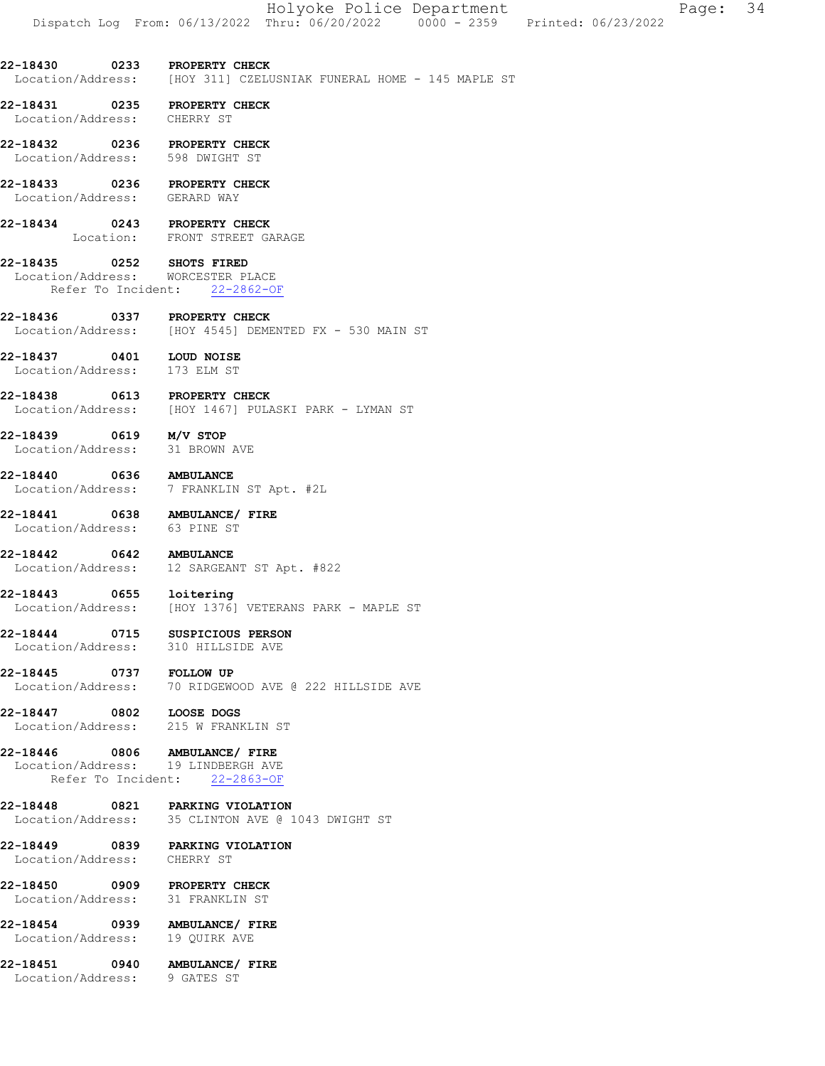**22-18430 0233 PROPERTY CHECK**
Location/Address: [HOY 311] CZELUSNIAK FUNERAL HOME - 145 MAPLE ST

**22-18431 0235 PROPERTY CHECK**
Location/Address: CHERRY ST

**22-18432 0236 PROPERTY CHECK**
Location/Address: 598 DWIGHT ST

**22-18433 0236 PROPERTY CHECK**
Location/Address: GERARD WAY

**22-18434 0243 PROPERTY CHECK**
Location: FRONT STREET GARAGE

**22-18435 0252 SHOTS FIRED**
Location/Address: WORCESTER PLACE
Refer To Incident: 22-2862-OF

**22-18436 0337 PROPERTY CHECK**
Location/Address: [HOY 4545] DEMENTED FX - 530 MAIN ST

**22-18437 0401 LOUD NOISE**
Location/Address: 173 ELM ST

**22-18438 0613 PROPERTY CHECK**
Location/Address: [HOY 1467] PULASKI PARK - LYMAN ST

**22-18439 0619 M/V STOP**
Location/Address: 31 BROWN AVE

**22-18440 0636 AMBULANCE**
Location/Address: 7 FRANKLIN ST Apt. #2L

**22-18441 0638 AMBULANCE/ FIRE**
Location/Address: 63 PINE ST

**22-18442 0642 AMBULANCE**
Location/Address: 12 SARGEANT ST Apt. #822

**22-18443 0655 loitering**
Location/Address: [HOY 1376] VETERANS PARK - MAPLE ST

**22-18444 0715 SUSPICIOUS PERSON**
Location/Address: 310 HILLSIDE AVE

**22-18445 0737 FOLLOW UP**
Location/Address: 70 RIDGEWOOD AVE @ 222 HILLSIDE AVE

**22-18447 0802 LOOSE DOGS**
Location/Address: 215 W FRANKLIN ST

**22-18446 0806 AMBULANCE/ FIRE**
Location/Address: 19 LINDBERGH AVE
Refer To Incident: 22-2863-OF

**22-18448 0821 PARKING VIOLATION**
Location/Address: 35 CLINTON AVE @ 1043 DWIGHT ST

**22-18449 0839 PARKING VIOLATION**
Location/Address: CHERRY ST

**22-18450 0909 PROPERTY CHECK**
Location/Address: 31 FRANKLIN ST

**22-18454 0939 AMBULANCE/ FIRE**
Location/Address: 19 QUIRK AVE

**22-18451 0940 AMBULANCE/ FIRE**
Location/Address: 9 GATES ST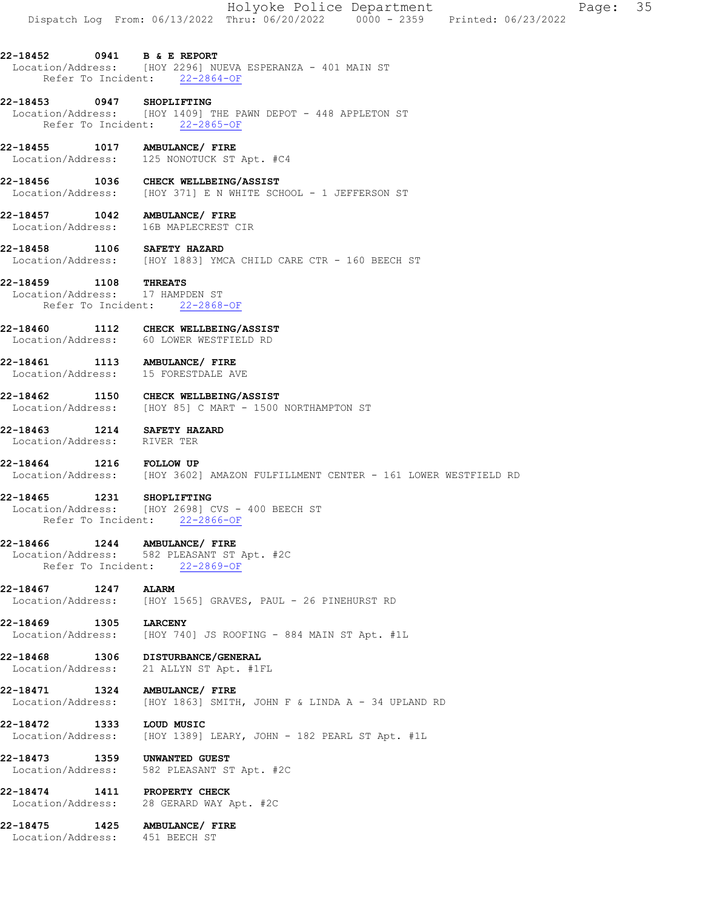**22-18452 0941 B & E REPORT**
Location/Address: [HOY 2296] NUEVA ESPERANZA - 401 MAIN ST
Refer To Incident: 22-2864-OF

**22-18453 0947 SHOPLIFTING**
Location/Address: [HOY 1409] THE PAWN DEPOT - 448 APPLETON ST
Refer To Incident: 22-2865-OF

**22-18455 1017 AMBULANCE/ FIRE**
Location/Address: 125 NONOTUCK ST Apt. #C4

**22-18456 1036 CHECK WELLBEING/ASSIST**
Location/Address: [HOY 371] E N WHITE SCHOOL - 1 JEFFERSON ST

**22-18457 1042 AMBULANCE/ FIRE**
Location/Address: 16B MAPLECREST CIR

**22-18458 1106 SAFETY HAZARD**
Location/Address: [HOY 1883] YMCA CHILD CARE CTR - 160 BEECH ST

**22-18459 1108 THREATS**
Location/Address: 17 HAMPDEN ST
Refer To Incident: 22-2868-OF

**22-18460 1112 CHECK WELLBEING/ASSIST**
Location/Address: 60 LOWER WESTFIELD RD

**22-18461 1113 AMBULANCE/ FIRE**
Location/Address: 15 FORESTDALE AVE

**22-18462 1150 CHECK WELLBEING/ASSIST**
Location/Address: [HOY 85] C MART - 1500 NORTHAMPTON ST

**22-18463 1214 SAFETY HAZARD**
Location/Address: RIVER TER

**22-18464 1216 FOLLOW UP**
Location/Address: [HOY 3602] AMAZON FULFILLMENT CENTER - 161 LOWER WESTFIELD RD

**22-18465 1231 SHOPLIFTING**
Location/Address: [HOY 2698] CVS - 400 BEECH ST
Refer To Incident: 22-2866-OF

**22-18466 1244 AMBULANCE/ FIRE**
Location/Address: 582 PLEASANT ST Apt. #2C
Refer To Incident: 22-2869-OF

**22-18467 1247 ALARM**
Location/Address: [HOY 1565] GRAVES, PAUL - 26 PINEHURST RD

**22-18469 1305 LARCENY**
Location/Address: [HOY 740] JS ROOFING - 884 MAIN ST Apt. #1L

**22-18468 1306 DISTURBANCE/GENERAL**
Location/Address: 21 ALLYN ST Apt. #1FL

**22-18471 1324 AMBULANCE/ FIRE**
Location/Address: [HOY 1863] SMITH, JOHN F & LINDA A - 34 UPLAND RD

**22-18472 1333 LOUD MUSIC**
Location/Address: [HOY 1389] LEARY, JOHN - 182 PEARL ST Apt. #1L

**22-18473 1359 UNWANTED GUEST**
Location/Address: 582 PLEASANT ST Apt. #2C

**22-18474 1411 PROPERTY CHECK**
Location/Address: 28 GERARD WAY Apt. #2C

**22-18475 1425 AMBULANCE/ FIRE**
Location/Address: 451 BEECH ST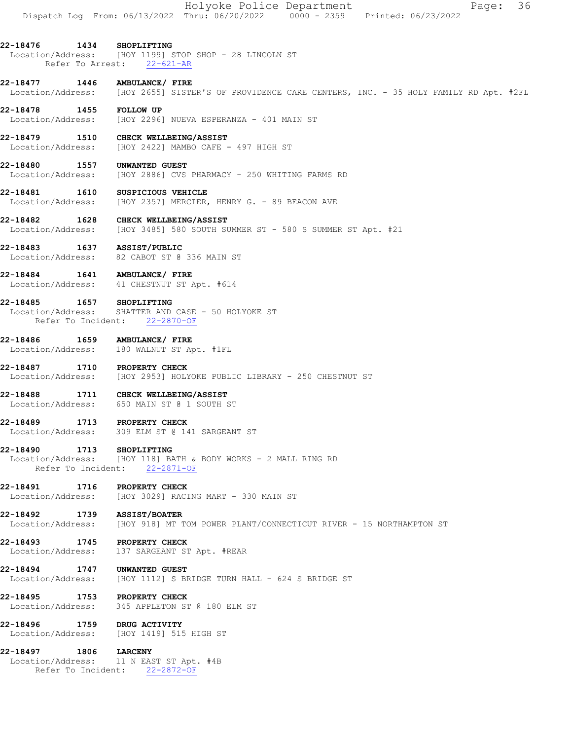**22-18476 1434 SHOPLIFTING**
Location/Address: [HOY 1199] STOP SHOP - 28 LINCOLN ST
Refer To Arrest: 22-621-AR

**22-18477 1446 AMBULANCE/ FIRE**
Location/Address: [HOY 2655] SISTER'S OF PROVIDENCE CARE CENTERS, INC. - 35 HOLY FAMILY RD Apt. #2FL

**22-18478 1455 FOLLOW UP**
Location/Address: [HOY 2296] NUEVA ESPERANZA - 401 MAIN ST

**22-18479 1510 CHECK WELLBEING/ASSIST**
Location/Address: [HOY 2422] MAMBO CAFE - 497 HIGH ST

**22-18480 1557 UNWANTED GUEST**
Location/Address: [HOY 2886] CVS PHARMACY - 250 WHITING FARMS RD

**22-18481 1610 SUSPICIOUS VEHICLE**
Location/Address: [HOY 2357] MERCIER, HENRY G. - 89 BEACON AVE

**22-18482 1628 CHECK WELLBEING/ASSIST**
Location/Address: [HOY 3485] 580 SOUTH SUMMER ST - 580 S SUMMER ST Apt. #21

**22-18483 1637 ASSIST/PUBLIC**
Location/Address: 82 CABOT ST @ 336 MAIN ST

**22-18484 1641 AMBULANCE/ FIRE**
Location/Address: 41 CHESTNUT ST Apt. #614

**22-18485 1657 SHOPLIFTING**
Location/Address: SHATTER AND CASE - 50 HOLYOKE ST
Refer To Incident: 22-2870-OF

**22-18486 1659 AMBULANCE/ FIRE**
Location/Address: 180 WALNUT ST Apt. #1FL

**22-18487 1710 PROPERTY CHECK**
Location/Address: [HOY 2953] HOLYOKE PUBLIC LIBRARY - 250 CHESTNUT ST

**22-18488 1711 CHECK WELLBEING/ASSIST**
Location/Address: 650 MAIN ST @ 1 SOUTH ST

**22-18489 1713 PROPERTY CHECK**
Location/Address: 309 ELM ST @ 141 SARGEANT ST

**22-18490 1713 SHOPLIFTING**
Location/Address: [HOY 118] BATH & BODY WORKS - 2 MALL RING RD
Refer To Incident: 22-2871-OF

**22-18491 1716 PROPERTY CHECK**
Location/Address: [HOY 3029] RACING MART - 330 MAIN ST

**22-18492 1739 ASSIST/BOATER**
Location/Address: [HOY 918] MT TOM POWER PLANT/CONNECTICUT RIVER - 15 NORTHAMPTON ST

**22-18493 1745 PROPERTY CHECK**
Location/Address: 137 SARGEANT ST Apt. #REAR

**22-18494 1747 UNWANTED GUEST**
Location/Address: [HOY 1112] S BRIDGE TURN HALL - 624 S BRIDGE ST

**22-18495 1753 PROPERTY CHECK**
Location/Address: 345 APPLETON ST @ 180 ELM ST

**22-18496 1759 DRUG ACTIVITY**
Location/Address: [HOY 1419] 515 HIGH ST

**22-18497 1806 LARCENY**
Location/Address: 11 N EAST ST Apt. #4B
Refer To Incident: 22-2872-OF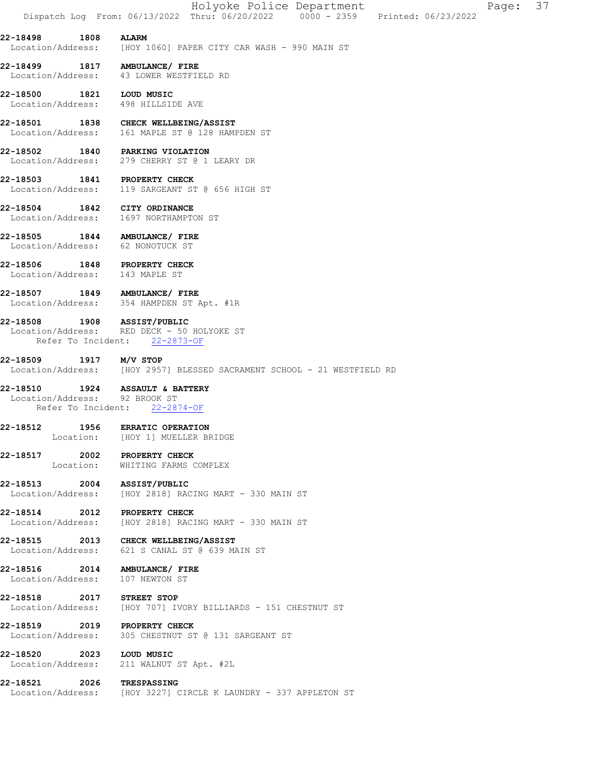**22-18498 1808 ALARM**
Location/Address: [HOY 1060] PAPER CITY CAR WASH - 990 MAIN ST

**22-18499 1817 AMBULANCE/ FIRE**
Location/Address: 43 LOWER WESTFIELD RD

**22-18500 1821 LOUD MUSIC**
Location/Address: 498 HILLSIDE AVE

**22-18501 1838 CHECK WELLBEING/ASSIST**
Location/Address: 161 MAPLE ST @ 128 HAMPDEN ST

**22-18502 1840 PARKING VIOLATION**
Location/Address: 279 CHERRY ST @ 1 LEARY DR

**22-18503 1841 PROPERTY CHECK**
Location/Address: 119 SARGEANT ST @ 656 HIGH ST

**22-18504 1842 CITY ORDINANCE**
Location/Address: 1697 NORTHAMPTON ST

**22-18505 1844 AMBULANCE/ FIRE**
Location/Address: 62 NONOTUCK ST

**22-18506 1848 PROPERTY CHECK**
Location/Address: 143 MAPLE ST

**22-18507 1849 AMBULANCE/ FIRE**
Location/Address: 354 HAMPDEN ST Apt. #1R

**22-18508 1908 ASSIST/PUBLIC**
Location/Address: RED DECK - 50 HOLYOKE ST
Refer To Incident: 22-2873-OF

**22-18509 1917 M/V STOP**
Location/Address: [HOY 2957] BLESSED SACRAMENT SCHOOL - 21 WESTFIELD RD

**22-18510 1924 ASSAULT & BATTERY**
Location/Address: 92 BROOK ST
Refer To Incident: 22-2874-OF

**22-18512 1956 ERRATIC OPERATION**
Location: [HOY 1] MUELLER BRIDGE

**22-18517 2002 PROPERTY CHECK**
Location: WHITING FARMS COMPLEX

**22-18513 2004 ASSIST/PUBLIC**
Location/Address: [HOY 2818] RACING MART - 330 MAIN ST

**22-18514 2012 PROPERTY CHECK**
Location/Address: [HOY 2818] RACING MART - 330 MAIN ST

**22-18515 2013 CHECK WELLBEING/ASSIST**
Location/Address: 621 S CANAL ST @ 639 MAIN ST

**22-18516 2014 AMBULANCE/ FIRE**
Location/Address: 107 NEWTON ST

**22-18518 2017 STREET STOP**
Location/Address: [HOY 707] IVORY BILLIARDS - 151 CHESTNUT ST

**22-18519 2019 PROPERTY CHECK**
Location/Address: 305 CHESTNUT ST @ 131 SARGEANT ST

**22-18520 2023 LOUD MUSIC**
Location/Address: 211 WALNUT ST Apt. #2L

**22-18521 2026 TRESPASSING**
Location/Address: [HOY 3227] CIRCLE K LAUNDRY - 337 APPLETON ST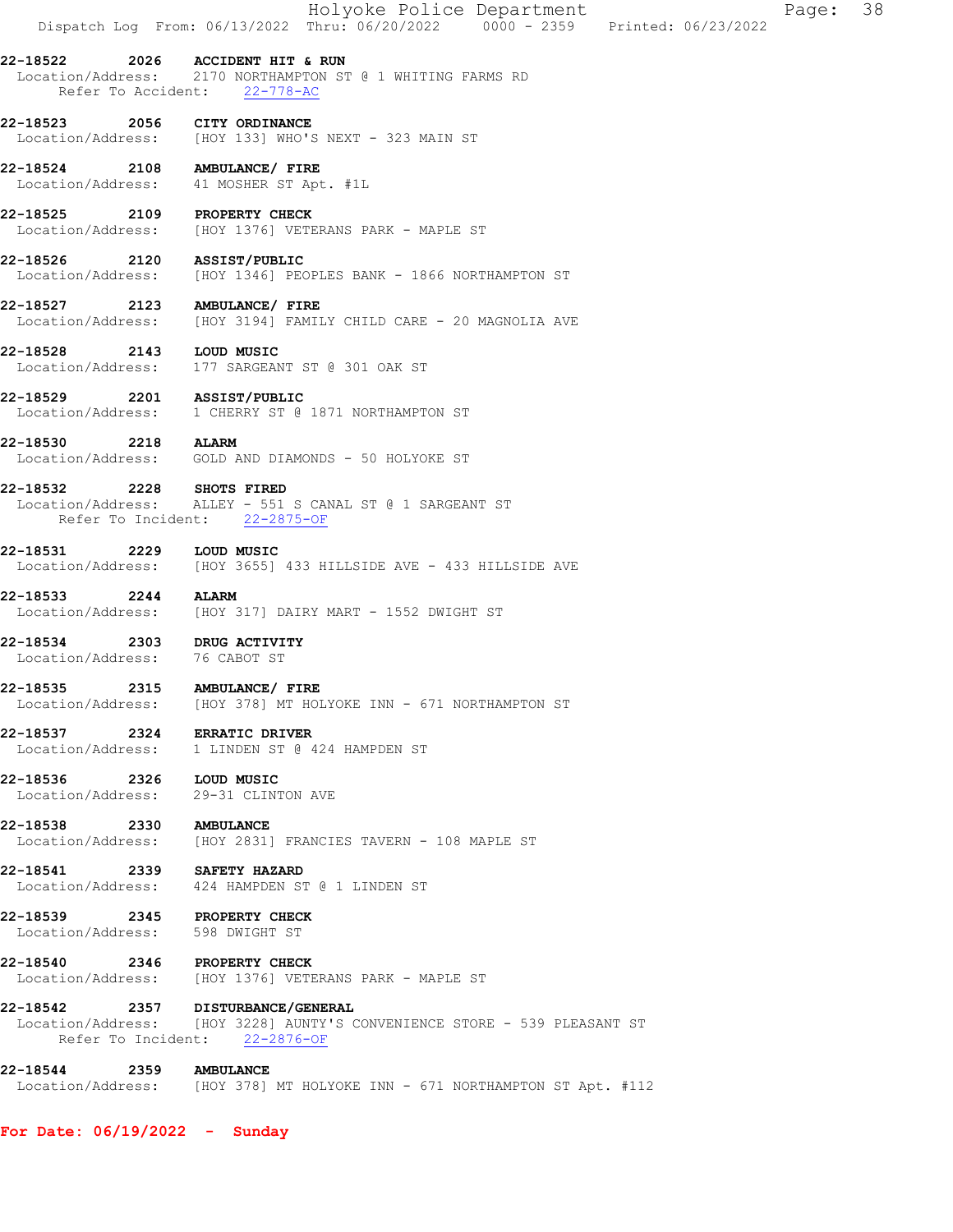**22-18522 2026 ACCIDENT HIT & RUN**
Location/Address: 2170 NORTHAMPTON ST @ 1 WHITING FARMS RD
Refer To Accident: 22-778-AC

**22-18523 2056 CITY ORDINANCE**
Location/Address: [HOY 133] WHO'S NEXT - 323 MAIN ST

**22-18524 2108 AMBULANCE/ FIRE**
Location/Address: 41 MOSHER ST Apt. #1L

**22-18525 2109 PROPERTY CHECK**
Location/Address: [HOY 1376] VETERANS PARK - MAPLE ST

**22-18526 2120 ASSIST/PUBLIC**
Location/Address: [HOY 1346] PEOPLES BANK - 1866 NORTHAMPTON ST

**22-18527 2123 AMBULANCE/ FIRE**
Location/Address: [HOY 3194] FAMILY CHILD CARE - 20 MAGNOLIA AVE

**22-18528 2143 LOUD MUSIC**
Location/Address: 177 SARGEANT ST @ 301 OAK ST

**22-18529 2201 ASSIST/PUBLIC**
Location/Address: 1 CHERRY ST @ 1871 NORTHAMPTON ST

**22-18530 2218 ALARM**
Location/Address: GOLD AND DIAMONDS - 50 HOLYOKE ST

**22-18532 2228 SHOTS FIRED**
Location/Address: ALLEY - 551 S CANAL ST @ 1 SARGEANT ST
Refer To Incident: 22-2875-OF

**22-18531 2229 LOUD MUSIC**
Location/Address: [HOY 3655] 433 HILLSIDE AVE - 433 HILLSIDE AVE

**22-18533 2244 ALARM**
Location/Address: [HOY 317] DAIRY MART - 1552 DWIGHT ST

**22-18534 2303 DRUG ACTIVITY**
Location/Address: 76 CABOT ST

**22-18535 2315 AMBULANCE/ FIRE**
Location/Address: [HOY 378] MT HOLYOKE INN - 671 NORTHAMPTON ST

**22-18537 2324 ERRATIC DRIVER**
Location/Address: 1 LINDEN ST @ 424 HAMPDEN ST

**22-18536 2326 LOUD MUSIC**
Location/Address: 29-31 CLINTON AVE

**22-18538 2330 AMBULANCE**
Location/Address: [HOY 2831] FRANCIES TAVERN - 108 MAPLE ST

**22-18541 2339 SAFETY HAZARD**
Location/Address: 424 HAMPDEN ST @ 1 LINDEN ST

**22-18539 2345 PROPERTY CHECK**
Location/Address: 598 DWIGHT ST

**22-18540 2346 PROPERTY CHECK**
Location/Address: [HOY 1376] VETERANS PARK - MAPLE ST

**22-18542 2357 DISTURBANCE/GENERAL**
Location/Address: [HOY 3228] AUNTY'S CONVENIENCE STORE - 539 PLEASANT ST
Refer To Incident: 22-2876-OF

**22-18544 2359 AMBULANCE**
Location/Address: [HOY 378] MT HOLYOKE INN - 671 NORTHAMPTON ST Apt. #112

**For Date: 06/19/2022 - Sunday**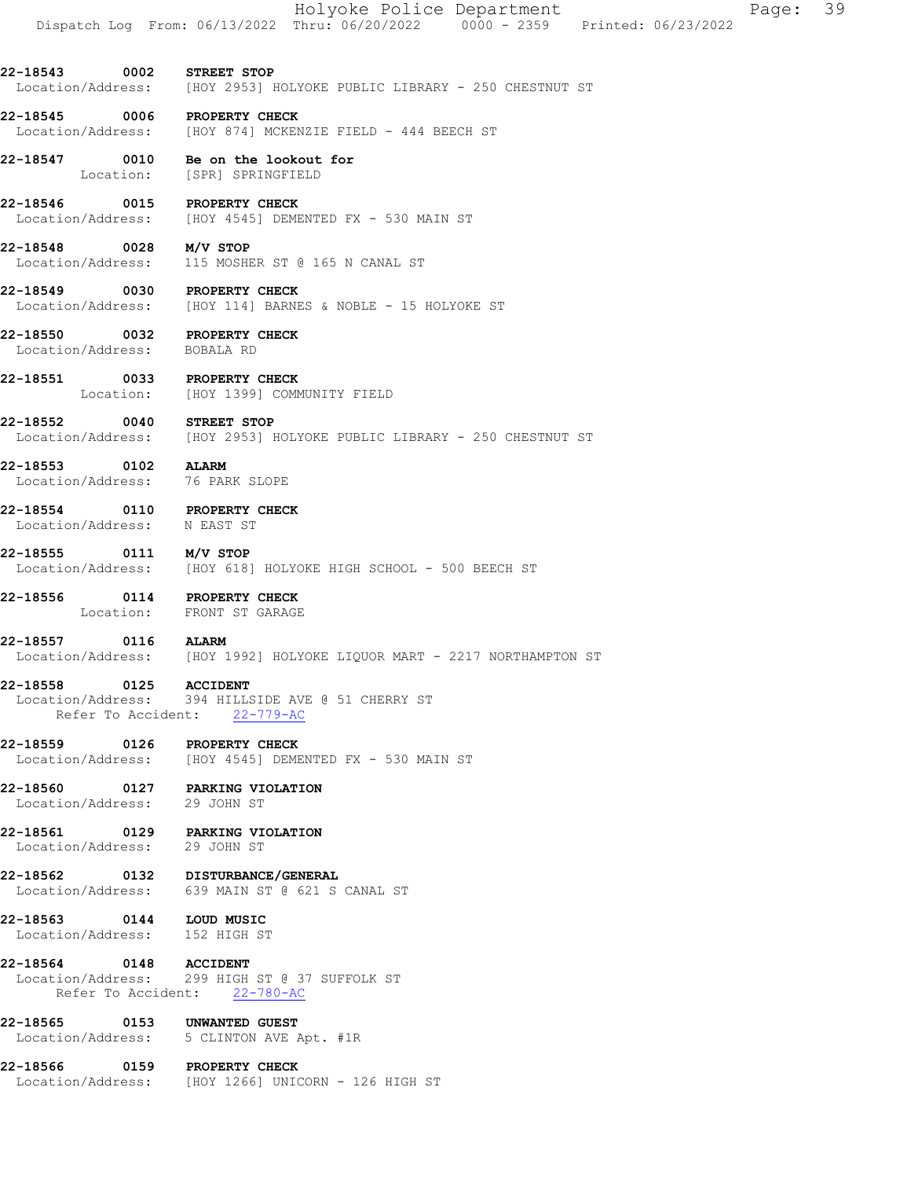**22-18543 0002 STREET STOP**
Location/Address: [HOY 2953] HOLYOKE PUBLIC LIBRARY - 250 CHESTNUT ST

**22-18545 0006 PROPERTY CHECK**
Location/Address: [HOY 874] MCKENZIE FIELD - 444 BEECH ST

**22-18547 0010 Be on the lookout for**
Location: [SPR] SPRINGFIELD

**22-18546 0015 PROPERTY CHECK**
Location/Address: [HOY 4545] DEMENTED FX - 530 MAIN ST

**22-18548 0028 M/V STOP**
Location/Address: 115 MOSHER ST @ 165 N CANAL ST

**22-18549 0030 PROPERTY CHECK**
Location/Address: [HOY 114] BARNES & NOBLE - 15 HOLYOKE ST

**22-18550 0032 PROPERTY CHECK**
Location/Address: BOBALA RD

**22-18551 0033 PROPERTY CHECK**
Location: [HOY 1399] COMMUNITY FIELD

**22-18552 0040 STREET STOP**
Location/Address: [HOY 2953] HOLYOKE PUBLIC LIBRARY - 250 CHESTNUT ST

**22-18553 0102 ALARM**
Location/Address: 76 PARK SLOPE

**22-18554 0110 PROPERTY CHECK**
Location/Address: N EAST ST

**22-18555 0111 M/V STOP**
Location/Address: [HOY 618] HOLYOKE HIGH SCHOOL - 500 BEECH ST

**22-18556 0114 PROPERTY CHECK**
Location: FRONT ST GARAGE

**22-18557 0116 ALARM**
Location/Address: [HOY 1992] HOLYOKE LIQUOR MART - 2217 NORTHAMPTON ST

**22-18558 0125 ACCIDENT**
Location/Address: 394 HILLSIDE AVE @ 51 CHERRY ST
Refer To Accident: 22-779-AC

**22-18559 0126 PROPERTY CHECK**
Location/Address: [HOY 4545] DEMENTED FX - 530 MAIN ST

**22-18560 0127 PARKING VIOLATION**
Location/Address: 29 JOHN ST

**22-18561 0129 PARKING VIOLATION**
Location/Address: 29 JOHN ST

**22-18562 0132 DISTURBANCE/GENERAL**
Location/Address: 639 MAIN ST @ 621 S CANAL ST

**22-18563 0144 LOUD MUSIC**
Location/Address: 152 HIGH ST

**22-18564 0148 ACCIDENT**
Location/Address: 299 HIGH ST @ 37 SUFFOLK ST
Refer To Accident: 22-780-AC

**22-18565 0153 UNWANTED GUEST**
Location/Address: 5 CLINTON AVE Apt. #1R

**22-18566 0159 PROPERTY CHECK**
Location/Address: [HOY 1266] UNICORN - 126 HIGH ST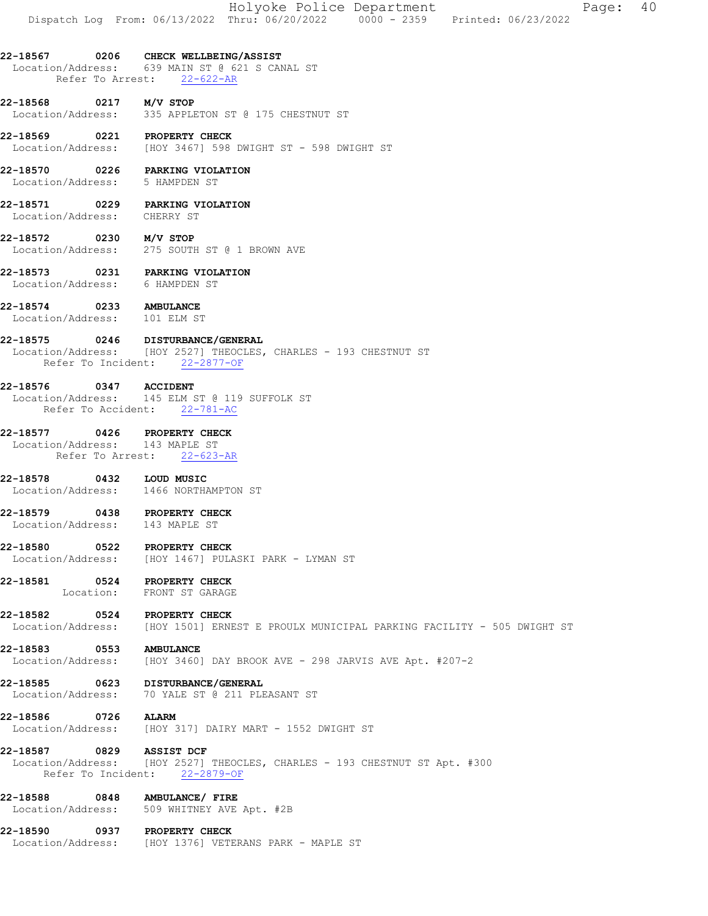22-18567 0206 **CHECK WELLBEING/ASSIST**
Location/Address: 639 MAIN ST @ 621 S CANAL ST
Refer To Arrest: 22-622-AR

22-18568 0217 **M/V STOP**
Location/Address: 335 APPLETON ST @ 175 CHESTNUT ST

22-18569 0221 **PROPERTY CHECK**
Location/Address: [HOY 3467] 598 DWIGHT ST - 598 DWIGHT ST

22-18570 0226 **PARKING VIOLATION**
Location/Address: 5 HAMPDEN ST

22-18571 0229 **PARKING VIOLATION**
Location/Address: CHERRY ST

22-18572 0230 **M/V STOP**
Location/Address: 275 SOUTH ST @ 1 BROWN AVE

22-18573 0231 **PARKING VIOLATION**
Location/Address: 6 HAMPDEN ST

22-18574 0233 **AMBULANCE**
Location/Address: 101 ELM ST

22-18575 0246 **DISTURBANCE/GENERAL**
Location/Address: [HOY 2527] THEOCLES, CHARLES - 193 CHESTNUT ST
Refer To Incident: 22-2877-OF

22-18576 0347 **ACCIDENT**
Location/Address: 145 ELM ST @ 119 SUFFOLK ST
Refer To Accident: 22-781-AC

22-18577 0426 **PROPERTY CHECK**
Location/Address: 143 MAPLE ST
Refer To Arrest: 22-623-AR

22-18578 0432 **LOUD MUSIC**
Location/Address: 1466 NORTHAMPTON ST

22-18579 0438 **PROPERTY CHECK**
Location/Address: 143 MAPLE ST

22-18580 0522 **PROPERTY CHECK**
Location/Address: [HOY 1467] PULASKI PARK - LYMAN ST

22-18581 0524 **PROPERTY CHECK**
Location: FRONT ST GARAGE

22-18582 0524 **PROPERTY CHECK**
Location/Address: [HOY 1501] ERNEST E PROULX MUNICIPAL PARKING FACILITY - 505 DWIGHT ST

22-18583 0553 **AMBULANCE**
Location/Address: [HOY 3460] DAY BROOK AVE - 298 JARVIS AVE Apt. #207-2

22-18585 0623 **DISTURBANCE/GENERAL**
Location/Address: 70 YALE ST @ 211 PLEASANT ST

22-18586 0726 **ALARM**
Location/Address: [HOY 317] DAIRY MART - 1552 DWIGHT ST

22-18587 0829 **ASSIST DCF**
Location/Address: [HOY 2527] THEOCLES, CHARLES - 193 CHESTNUT ST Apt. #300
Refer To Incident: 22-2879-OF

22-18588 0848 **AMBULANCE/ FIRE**
Location/Address: 509 WHITNEY AVE Apt. #2B

22-18590 0937 **PROPERTY CHECK**
Location/Address: [HOY 1376] VETERANS PARK - MAPLE ST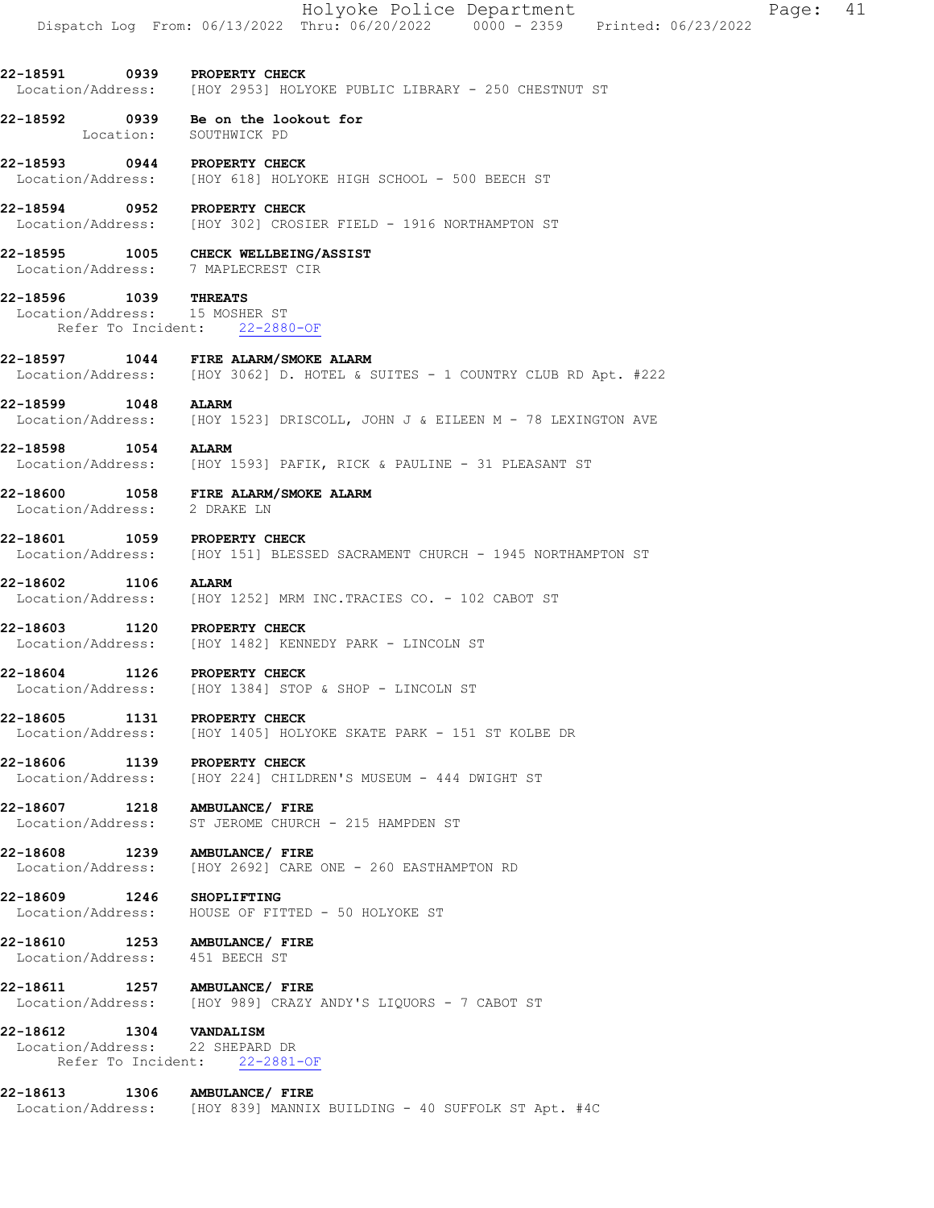22-18591 0939 **PROPERTY CHECK**
Location/Address: [HOY 2953] HOLYOKE PUBLIC LIBRARY - 250 CHESTNUT ST

22-18592 0939 **Be on the lookout for**
Location: SOUTHWICK PD

22-18593 0944 **PROPERTY CHECK**
Location/Address: [HOY 618] HOLYOKE HIGH SCHOOL - 500 BEECH ST

22-18594 0952 **PROPERTY CHECK**
Location/Address: [HOY 302] CROSIER FIELD - 1916 NORTHAMPTON ST

22-18595 1005 **CHECK WELLBEING/ASSIST**
Location/Address: 7 MAPLECREST CIR

22-18596 1039 **THREATS**
Location/Address: 15 MOSHER ST
Refer To Incident: 22-2880-OF

22-18597 1044 **FIRE ALARM/SMOKE ALARM**
Location/Address: [HOY 3062] D. HOTEL & SUITES - 1 COUNTRY CLUB RD Apt. #222

22-18599 1048 **ALARM**
Location/Address: [HOY 1523] DRISCOLL, JOHN J & EILEEN M - 78 LEXINGTON AVE

22-18598 1054 **ALARM**
Location/Address: [HOY 1593] PAFIK, RICK & PAULINE - 31 PLEASANT ST

22-18600 1058 **FIRE ALARM/SMOKE ALARM**
Location/Address: 2 DRAKE LN

22-18601 1059 **PROPERTY CHECK**
Location/Address: [HOY 151] BLESSED SACRAMENT CHURCH - 1945 NORTHAMPTON ST

22-18602 1106 **ALARM**
Location/Address: [HOY 1252] MRM INC.TRACIES CO. - 102 CABOT ST

22-18603 1120 **PROPERTY CHECK**
Location/Address: [HOY 1482] KENNEDY PARK - LINCOLN ST

22-18604 1126 **PROPERTY CHECK**
Location/Address: [HOY 1384] STOP & SHOP - LINCOLN ST

22-18605 1131 **PROPERTY CHECK**
Location/Address: [HOY 1405] HOLYOKE SKATE PARK - 151 ST KOLBE DR

22-18606 1139 **PROPERTY CHECK**
Location/Address: [HOY 224] CHILDREN'S MUSEUM - 444 DWIGHT ST

22-18607 1218 **AMBULANCE/ FIRE**
Location/Address: ST JEROME CHURCH - 215 HAMPDEN ST

22-18608 1239 **AMBULANCE/ FIRE**
Location/Address: [HOY 2692] CARE ONE - 260 EASTHAMPTON RD

22-18609 1246 **SHOPLIFTING**
Location/Address: HOUSE OF FITTED - 50 HOLYOKE ST

22-18610 1253 **AMBULANCE/ FIRE**
Location/Address: 451 BEECH ST

22-18611 1257 **AMBULANCE/ FIRE**
Location/Address: [HOY 989] CRAZY ANDY'S LIQUORS - 7 CABOT ST

22-18612 1304 **VANDALISM**
Location/Address: 22 SHEPARD DR
Refer To Incident: 22-2881-OF

22-18613 1306 **AMBULANCE/ FIRE**
Location/Address: [HOY 839] MANNIX BUILDING - 40 SUFFOLK ST Apt. #4C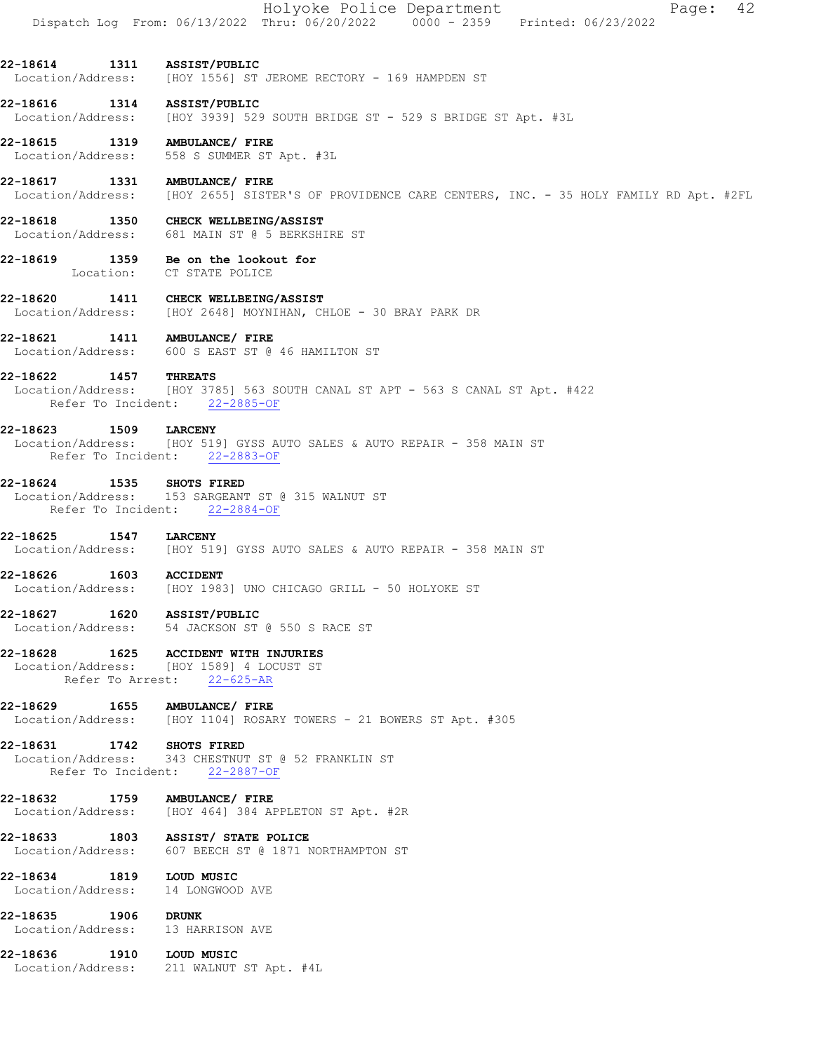**22-18614 1311 ASSIST/PUBLIC**
Location/Address: [HOY 1556] ST JEROME RECTORY - 169 HAMPDEN ST

**22-18616 1314 ASSIST/PUBLIC**
Location/Address: [HOY 3939] 529 SOUTH BRIDGE ST - 529 S BRIDGE ST Apt. #3L

**22-18615 1319 AMBULANCE/ FIRE**
Location/Address: 558 S SUMMER ST Apt. #3L

**22-18617 1331 AMBULANCE/ FIRE**
Location/Address: [HOY 2655] SISTER'S OF PROVIDENCE CARE CENTERS, INC. - 35 HOLY FAMILY RD Apt. #2FL

**22-18618 1350 CHECK WELLBEING/ASSIST**
Location/Address: 681 MAIN ST @ 5 BERKSHIRE ST

**22-18619 1359 Be on the lookout for**
Location: CT STATE POLICE

**22-18620 1411 CHECK WELLBEING/ASSIST**
Location/Address: [HOY 2648] MOYNIHAN, CHLOE - 30 BRAY PARK DR

**22-18621 1411 AMBULANCE/ FIRE**
Location/Address: 600 S EAST ST @ 46 HAMILTON ST

**22-18622 1457 THREATS**
Location/Address: [HOY 3785] 563 SOUTH CANAL ST APT - 563 S CANAL ST Apt. #422
Refer To Incident: 22-2885-OF

**22-18623 1509 LARCENY**
Location/Address: [HOY 519] GYSS AUTO SALES & AUTO REPAIR - 358 MAIN ST
Refer To Incident: 22-2883-OF

**22-18624 1535 SHOTS FIRED**
Location/Address: 153 SARGEANT ST @ 315 WALNUT ST
Refer To Incident: 22-2884-OF

**22-18625 1547 LARCENY**
Location/Address: [HOY 519] GYSS AUTO SALES & AUTO REPAIR - 358 MAIN ST

**22-18626 1603 ACCIDENT**
Location/Address: [HOY 1983] UNO CHICAGO GRILL - 50 HOLYOKE ST

**22-18627 1620 ASSIST/PUBLIC**
Location/Address: 54 JACKSON ST @ 550 S RACE ST

**22-18628 1625 ACCIDENT WITH INJURIES**
Location/Address: [HOY 1589] 4 LOCUST ST
Refer To Arrest: 22-625-AR

**22-18629 1655 AMBULANCE/ FIRE**
Location/Address: [HOY 1104] ROSARY TOWERS - 21 BOWERS ST Apt. #305

**22-18631 1742 SHOTS FIRED**
Location/Address: 343 CHESTNUT ST @ 52 FRANKLIN ST
Refer To Incident: 22-2887-OF

**22-18632 1759 AMBULANCE/ FIRE**
Location/Address: [HOY 464] 384 APPLETON ST Apt. #2R

**22-18633 1803 ASSIST/ STATE POLICE**
Location/Address: 607 BEECH ST @ 1871 NORTHAMPTON ST

**22-18634 1819 LOUD MUSIC**
Location/Address: 14 LONGWOOD AVE

**22-18635 1906 DRUNK**
Location/Address: 13 HARRISON AVE

**22-18636 1910 LOUD MUSIC**
Location/Address: 211 WALNUT ST Apt. #4L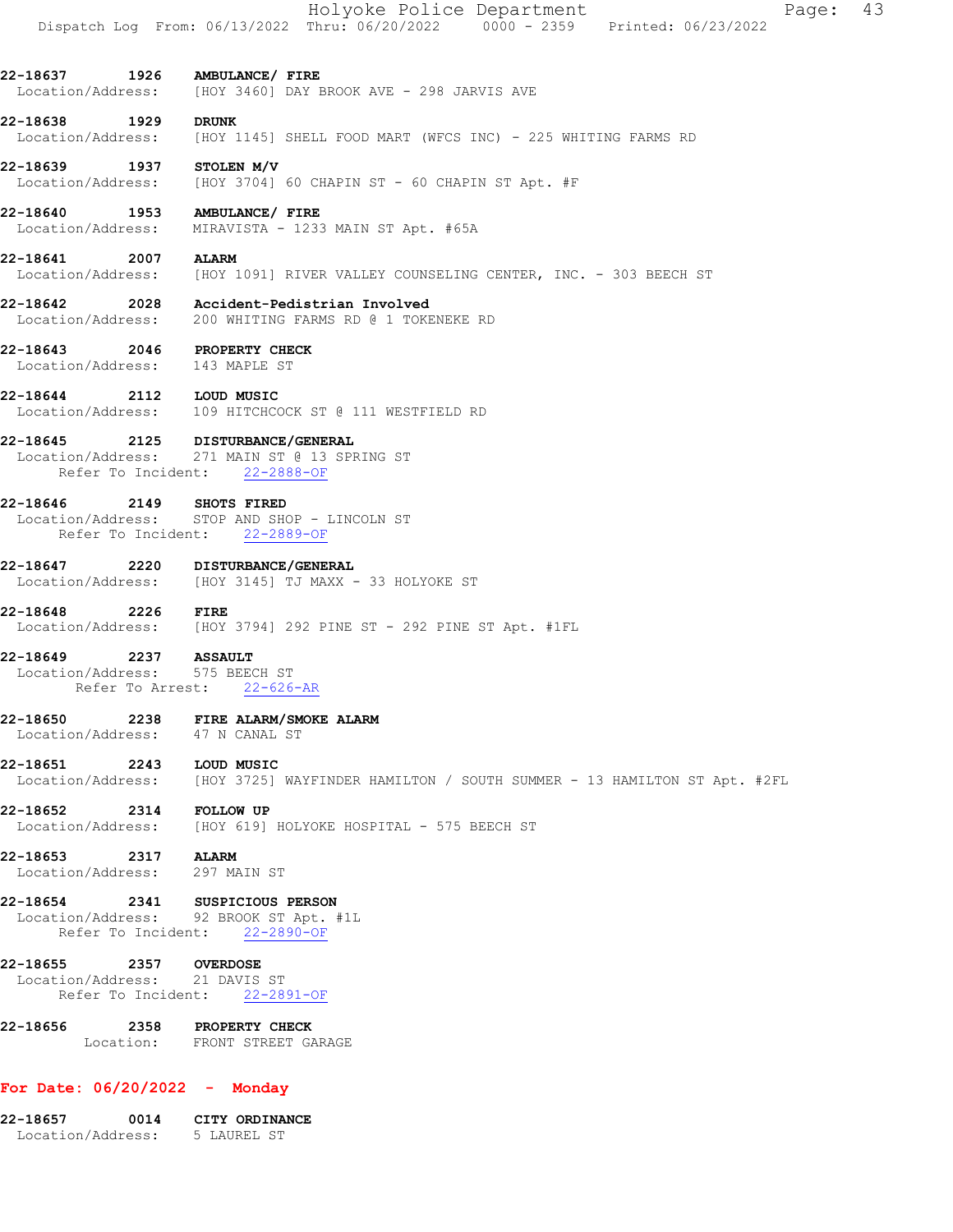22-18637 1926 **AMBULANCE/ FIRE**
Location/Address: [HOY 3460] DAY BROOK AVE - 298 JARVIS AVE

22-18638 1929 **DRUNK**
Location/Address: [HOY 1145] SHELL FOOD MART (WFCS INC) - 225 WHITING FARMS RD

22-18639 1937 **STOLEN M/V**
Location/Address: [HOY 3704] 60 CHAPIN ST - 60 CHAPIN ST Apt. #F

22-18640 1953 **AMBULANCE/ FIRE**
Location/Address: MIRAVISTA - 1233 MAIN ST Apt. #65A

22-18641 2007 **ALARM**
Location/Address: [HOY 1091] RIVER VALLEY COUNSELING CENTER, INC. - 303 BEECH ST

22-18642 2028 **Accident-Pedestrian Involved**
Location/Address: 200 WHITING FARMS RD @ 1 TOKENEKE RD

22-18643 2046 **PROPERTY CHECK**
Location/Address: 143 MAPLE ST

22-18644 2112 **LOUD MUSIC**
Location/Address: 109 HITCHCOCK ST @ 111 WESTFIELD RD

22-18645 2125 **DISTURBANCE/GENERAL**
Location/Address: 271 MAIN ST @ 13 SPRING ST
Refer To Incident: 22-2888-OF

22-18646 2149 **SHOTS FIRED**
Location/Address: STOP AND SHOP - LINCOLN ST
Refer To Incident: 22-2889-OF

22-18647 2220 **DISTURBANCE/GENERAL**
Location/Address: [HOY 3145] TJ MAXX - 33 HOLYOKE ST

22-18648 2226 **FIRE**
Location/Address: [HOY 3794] 292 PINE ST - 292 PINE ST Apt. #1FL

22-18649 2237 **ASSAULT**
Location/Address: 575 BEECH ST
Refer To Arrest: 22-626-AR

22-18650 2238 **FIRE ALARM/SMOKE ALARM**
Location/Address: 47 N CANAL ST

22-18651 2243 **LOUD MUSIC**
Location/Address: [HOY 3725] WAYFINDER HAMILTON / SOUTH SUMMER - 13 HAMILTON ST Apt. #2FL

22-18652 2314 **FOLLOW UP**
Location/Address: [HOY 619] HOLYOKE HOSPITAL - 575 BEECH ST

22-18653 2317 **ALARM**
Location/Address: 297 MAIN ST

22-18654 2341 **SUSPICIOUS PERSON**
Location/Address: 92 BROOK ST Apt. #1L
Refer To Incident: 22-2890-OF

22-18655 2357 **OVERDOSE**
Location/Address: 21 DAVIS ST
Refer To Incident: 22-2891-OF

22-18656 2358 **PROPERTY CHECK**
Location: FRONT STREET GARAGE

## For Date: 06/20/2022 - Monday

22-18657 0014 **CITY ORDINANCE**
Location/Address: 5 LAUREL ST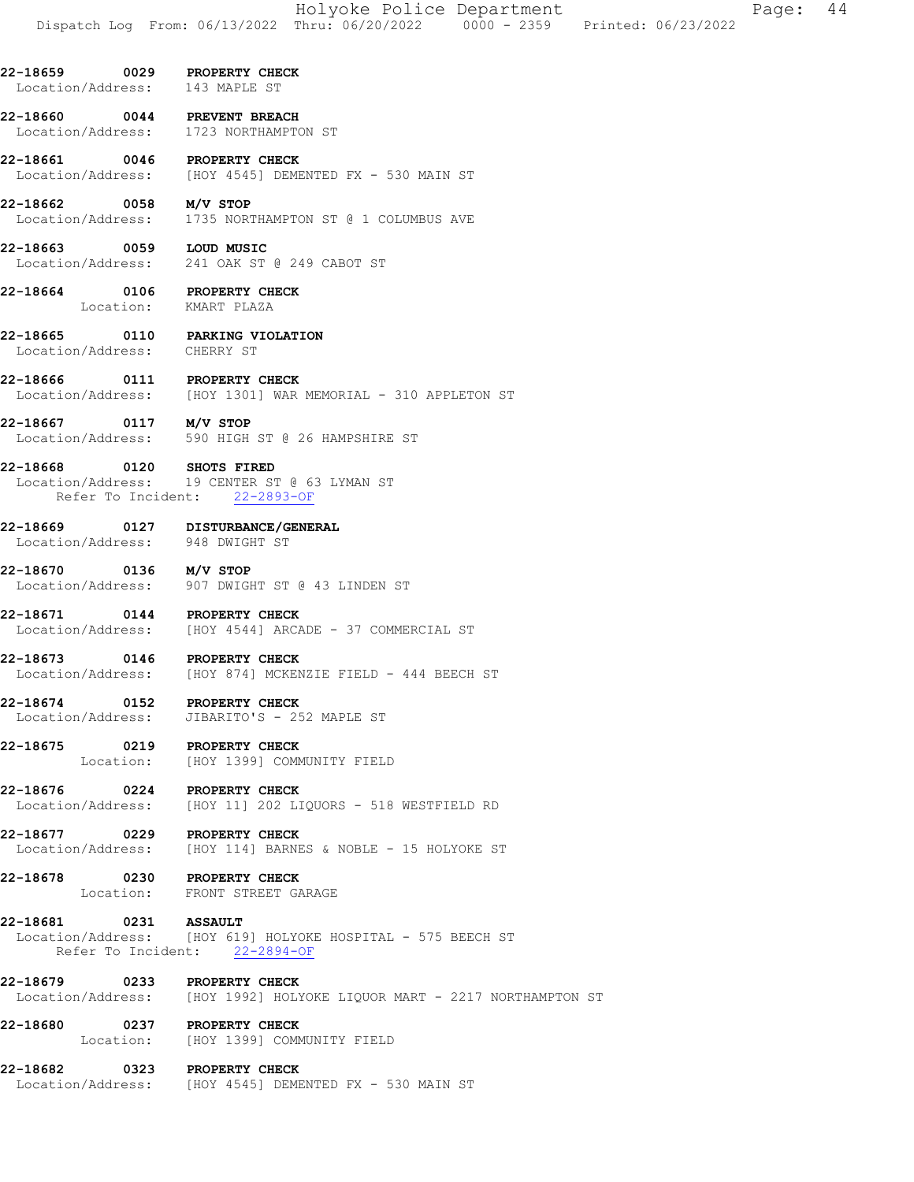**22-18659 0029 PROPERTY CHECK**
Location/Address: 143 MAPLE ST

**22-18660 0044 PREVENT BREACH**
Location/Address: 1723 NORTHAMPTON ST

**22-18661 0046 PROPERTY CHECK**
Location/Address: [HOY 4545] DEMENTED FX - 530 MAIN ST

**22-18662 0058 M/V STOP**
Location/Address: 1735 NORTHAMPTON ST @ 1 COLUMBUS AVE

**22-18663 0059 LOUD MUSIC**
Location/Address: 241 OAK ST @ 249 CABOT ST

**22-18664 0106 PROPERTY CHECK**
Location: KMART PLAZA

**22-18665 0110 PARKING VIOLATION**
Location/Address: CHERRY ST

**22-18666 0111 PROPERTY CHECK**
Location/Address: [HOY 1301] WAR MEMORIAL - 310 APPLETON ST

**22-18667 0117 M/V STOP**
Location/Address: 590 HIGH ST @ 26 HAMPSHIRE ST

**22-18668 0120 SHOTS FIRED**
Location/Address: 19 CENTER ST @ 63 LYMAN ST
Refer To Incident: 22-2893-OF

**22-18669 0127 DISTURBANCE/GENERAL**
Location/Address: 948 DWIGHT ST

**22-18670 0136 M/V STOP**
Location/Address: 907 DWIGHT ST @ 43 LINDEN ST

**22-18671 0144 PROPERTY CHECK**
Location/Address: [HOY 4544] ARCADE - 37 COMMERCIAL ST

**22-18673 0146 PROPERTY CHECK**
Location/Address: [HOY 874] MCKENZIE FIELD - 444 BEECH ST

**22-18674 0152 PROPERTY CHECK**
Location/Address: JIBARITO'S - 252 MAPLE ST

**22-18675 0219 PROPERTY CHECK**
Location: [HOY 1399] COMMUNITY FIELD

**22-18676 0224 PROPERTY CHECK**
Location/Address: [HOY 11] 202 LIQUORS - 518 WESTFIELD RD

**22-18677 0229 PROPERTY CHECK**
Location/Address: [HOY 114] BARNES & NOBLE - 15 HOLYOKE ST

**22-18678 0230 PROPERTY CHECK**
Location: FRONT STREET GARAGE

**22-18681 0231 ASSAULT**
Location/Address: [HOY 619] HOLYOKE HOSPITAL - 575 BEECH ST
Refer To Incident: 22-2894-OF

**22-18679 0233 PROPERTY CHECK**
Location/Address: [HOY 1992] HOLYOKE LIQUOR MART - 2217 NORTHAMPTON ST

**22-18680 0237 PROPERTY CHECK**
Location: [HOY 1399] COMMUNITY FIELD

**22-18682 0323 PROPERTY CHECK**
Location/Address: [HOY 4545] DEMENTED FX - 530 MAIN ST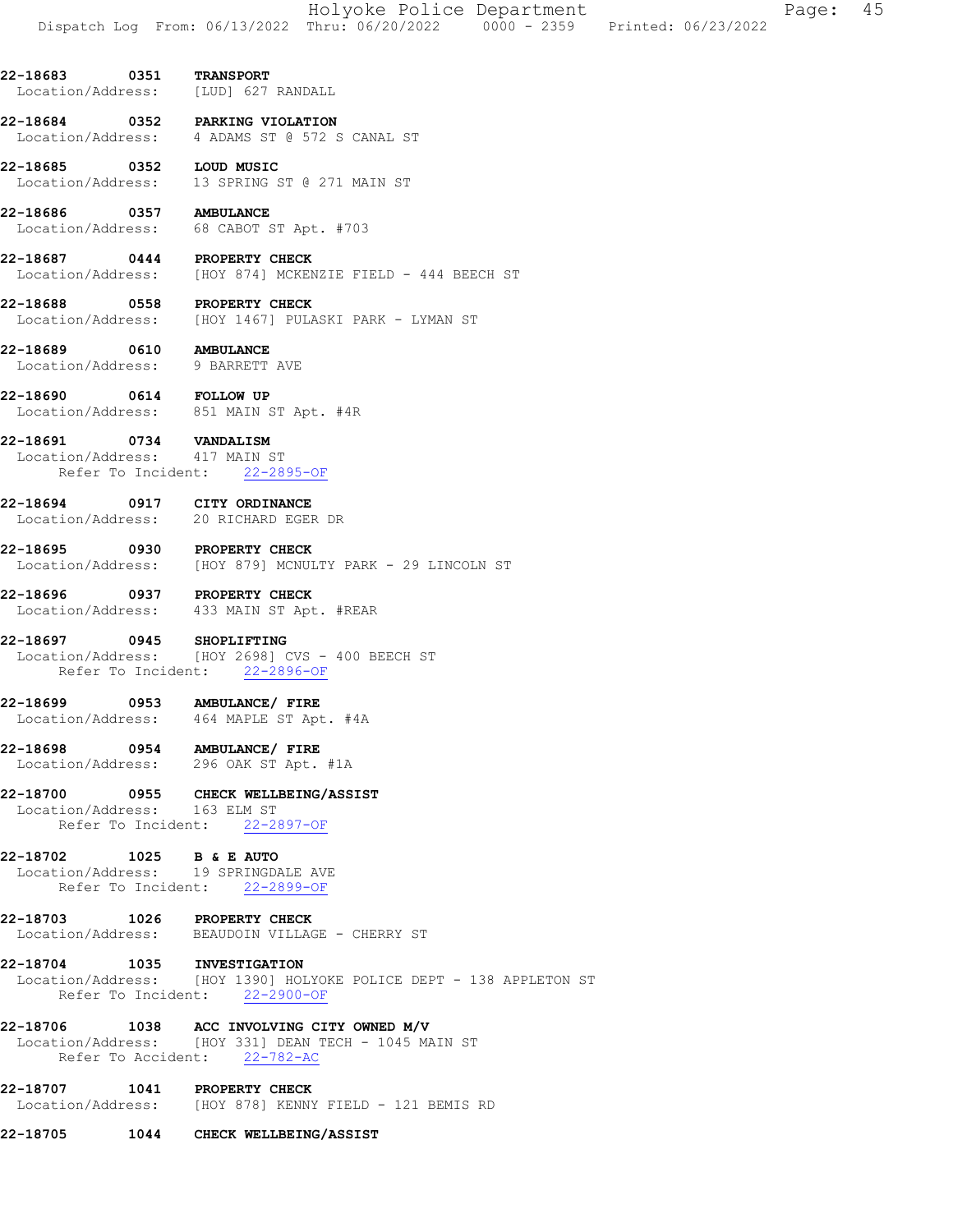22-18683 0351 **TRANSPORT**
Location/Address: [LUD] 627 RANDALL

22-18684 0352 **PARKING VIOLATION**
Location/Address: 4 ADAMS ST @ 572 S CANAL ST

22-18685 0352 **LOUD MUSIC**
Location/Address: 13 SPRING ST @ 271 MAIN ST

22-18686 0357 **AMBULANCE**
Location/Address: 68 CABOT ST Apt. #703

22-18687 0444 **PROPERTY CHECK**
Location/Address: [HOY 874] MCKENZIE FIELD - 444 BEECH ST

22-18688 0558 **PROPERTY CHECK**
Location/Address: [HOY 1467] PULASKI PARK - LYMAN ST

22-18689 0610 **AMBULANCE**
Location/Address: 9 BARRETT AVE

22-18690 0614 **FOLLOW UP**
Location/Address: 851 MAIN ST Apt. #4R

22-18691 0734 **VANDALISM**
Location/Address: 417 MAIN ST
Refer To Incident: 22-2895-OF

22-18694 0917 **CITY ORDINANCE**
Location/Address: 20 RICHARD EGER DR

22-18695 0930 **PROPERTY CHECK**
Location/Address: [HOY 879] MCNULTY PARK - 29 LINCOLN ST

22-18696 0937 **PROPERTY CHECK**
Location/Address: 433 MAIN ST Apt. #REAR

22-18697 0945 **SHOPLIFTING**
Location/Address: [HOY 2698] CVS - 400 BEECH ST
Refer To Incident: 22-2896-OF

22-18699 0953 **AMBULANCE/ FIRE**
Location/Address: 464 MAPLE ST Apt. #4A

22-18698 0954 **AMBULANCE/ FIRE**
Location/Address: 296 OAK ST Apt. #1A

22-18700 0955 **CHECK WELLBEING/ASSIST**
Location/Address: 163 ELM ST
Refer To Incident: 22-2897-OF

22-18702 1025 **B & E AUTO**
Location/Address: 19 SPRINGDALE AVE
Refer To Incident: 22-2899-OF

22-18703 1026 **PROPERTY CHECK**
Location/Address: BEAUDOIN VILLAGE - CHERRY ST

22-18704 1035 **INVESTIGATION**
Location/Address: [HOY 1390] HOLYOKE POLICE DEPT - 138 APPLETON ST
Refer To Incident: 22-2900-OF

22-18706 1038 **ACC INVOLVING CITY OWNED M/V**
Location/Address: [HOY 331] DEAN TECH - 1045 MAIN ST
Refer To Accident: 22-782-AC

22-18707 1041 **PROPERTY CHECK**
Location/Address: [HOY 878] KENNY FIELD - 121 BEMIS RD

22-18705 1044 **CHECK WELLBEING/ASSIST**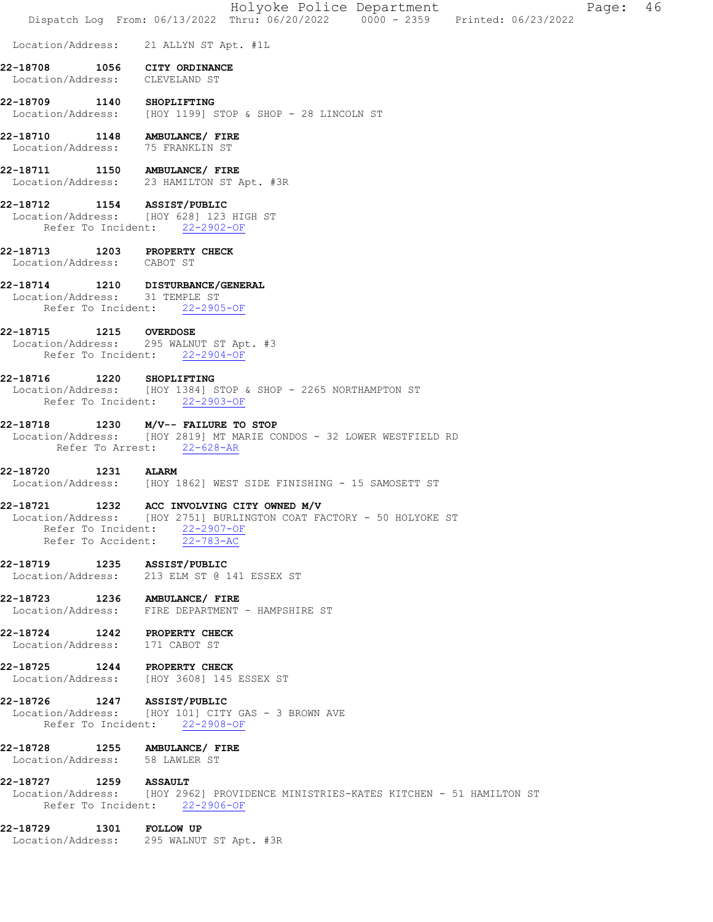Location/Address: 21 ALLYN ST Apt. #1L

**22-18708 1056 CITY ORDINANCE**
Location/Address: CLEVELAND ST

**22-18709 1140 SHOPLIFTING**
Location/Address: [HOY 1199] STOP & SHOP - 28 LINCOLN ST

**22-18710 1148 AMBULANCE/ FIRE**
Location/Address: 75 FRANKLIN ST

**22-18711 1150 AMBULANCE/ FIRE**
Location/Address: 23 HAMILTON ST Apt. #3R

**22-18712 1154 ASSIST/PUBLIC**
Location/Address: [HOY 628] 123 HIGH ST
Refer To Incident: 22-2902-OF

**22-18713 1203 PROPERTY CHECK**
Location/Address: CABOT ST

**22-18714 1210 DISTURBANCE/GENERAL**
Location/Address: 31 TEMPLE ST
Refer To Incident: 22-2905-OF

**22-18715 1215 OVERDOSE**
Location/Address: 295 WALNUT ST Apt. #3
Refer To Incident: 22-2904-OF

**22-18716 1220 SHOPLIFTING**
Location/Address: [HOY 1384] STOP & SHOP - 2265 NORTHAMPTON ST
Refer To Incident: 22-2903-OF

**22-18718 1230 M/V-- FAILURE TO STOP**
Location/Address: [HOY 2819] MT MARIE CONDOS - 32 LOWER WESTFIELD RD
Refer To Arrest: 22-628-AR

**22-18720 1231 ALARM**
Location/Address: [HOY 1862] WEST SIDE FINISHING - 15 SAMOSETT ST

**22-18721 1232 ACC INVOLVING CITY OWNED M/V**
Location/Address: [HOY 2751] BURLINGTON COAT FACTORY - 50 HOLYOKE ST
Refer To Incident: 22-2907-OF
Refer To Accident: 22-783-AC

**22-18719 1235 ASSIST/PUBLIC**
Location/Address: 213 ELM ST @ 141 ESSEX ST

**22-18723 1236 AMBULANCE/ FIRE**
Location/Address: FIRE DEPARTMENT - HAMPSHIRE ST

**22-18724 1242 PROPERTY CHECK**
Location/Address: 171 CABOT ST

**22-18725 1244 PROPERTY CHECK**
Location/Address: [HOY 3608] 145 ESSEX ST

**22-18726 1247 ASSIST/PUBLIC**
Location/Address: [HOY 101] CITY GAS - 3 BROWN AVE
Refer To Incident: 22-2908-OF

**22-18728 1255 AMBULANCE/ FIRE**
Location/Address: 58 LAWLER ST

**22-18727 1259 ASSAULT**
Location/Address: [HOY 2962] PROVIDENCE MINISTRIES-KATES KITCHEN - 51 HAMILTON ST
Refer To Incident: 22-2906-OF

**22-18729 1301 FOLLOW UP**
Location/Address: 295 WALNUT ST Apt. #3R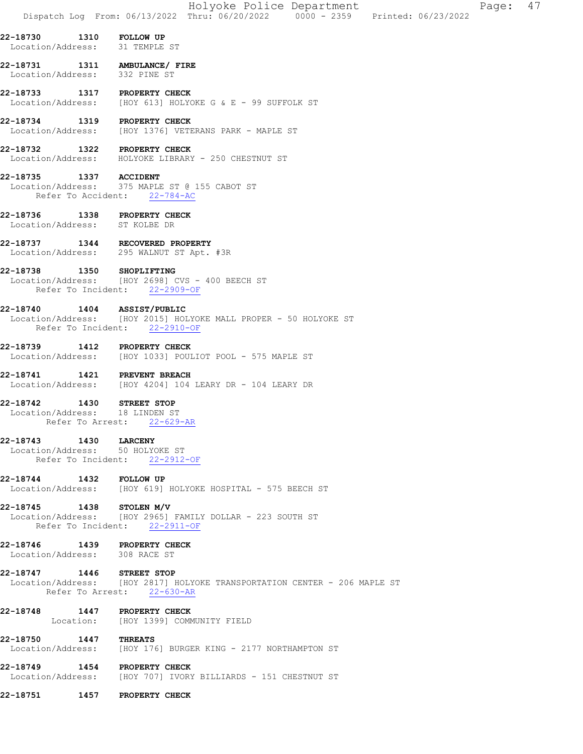**22-18730 1310 FOLLOW UP**
Location/Address: 31 TEMPLE ST

**22-18731 1311 AMBULANCE/ FIRE**
Location/Address: 332 PINE ST

**22-18733 1317 PROPERTY CHECK**
Location/Address: [HOY 613] HOLYOKE G & E - 99 SUFFOLK ST

**22-18734 1319 PROPERTY CHECK**
Location/Address: [HOY 1376] VETERANS PARK - MAPLE ST

**22-18732 1322 PROPERTY CHECK**
Location/Address: HOLYOKE LIBRARY - 250 CHESTNUT ST

**22-18735 1337 ACCIDENT**
Location/Address: 375 MAPLE ST @ 155 CABOT ST
Refer To Accident: 22-784-AC

**22-18736 1338 PROPERTY CHECK**
Location/Address: ST KOLBE DR

**22-18737 1344 RECOVERED PROPERTY**
Location/Address: 295 WALNUT ST Apt. #3R

**22-18738 1350 SHOPLIFTING**
Location/Address: [HOY 2698] CVS - 400 BEECH ST
Refer To Incident: 22-2909-OF

**22-18740 1404 ASSIST/PUBLIC**
Location/Address: [HOY 2015] HOLYOKE MALL PROPER - 50 HOLYOKE ST
Refer To Incident: 22-2910-OF

**22-18739 1412 PROPERTY CHECK**
Location/Address: [HOY 1033] POULIOT POOL - 575 MAPLE ST

**22-18741 1421 PREVENT BREACH**
Location/Address: [HOY 4204] 104 LEARY DR - 104 LEARY DR

**22-18742 1430 STREET STOP**
Location/Address: 18 LINDEN ST
Refer To Arrest: 22-629-AR

**22-18743 1430 LARCENY**
Location/Address: 50 HOLYOKE ST
Refer To Incident: 22-2912-OF

**22-18744 1432 FOLLOW UP**
Location/Address: [HOY 619] HOLYOKE HOSPITAL - 575 BEECH ST

**22-18745 1438 STOLEN M/V**
Location/Address: [HOY 2965] FAMILY DOLLAR - 223 SOUTH ST
Refer To Incident: 22-2911-OF

**22-18746 1439 PROPERTY CHECK**
Location/Address: 308 RACE ST

**22-18747 1446 STREET STOP**
Location/Address: [HOY 2817] HOLYOKE TRANSPORTATION CENTER - 206 MAPLE ST
Refer To Arrest: 22-630-AR

**22-18748 1447 PROPERTY CHECK**
Location: [HOY 1399] COMMUNITY FIELD

**22-18750 1447 THREATS**
Location/Address: [HOY 176] BURGER KING - 2177 NORTHAMPTON ST

**22-18749 1454 PROPERTY CHECK**
Location/Address: [HOY 707] IVORY BILLIARDS - 151 CHESTNUT ST

**22-18751 1457 PROPERTY CHECK**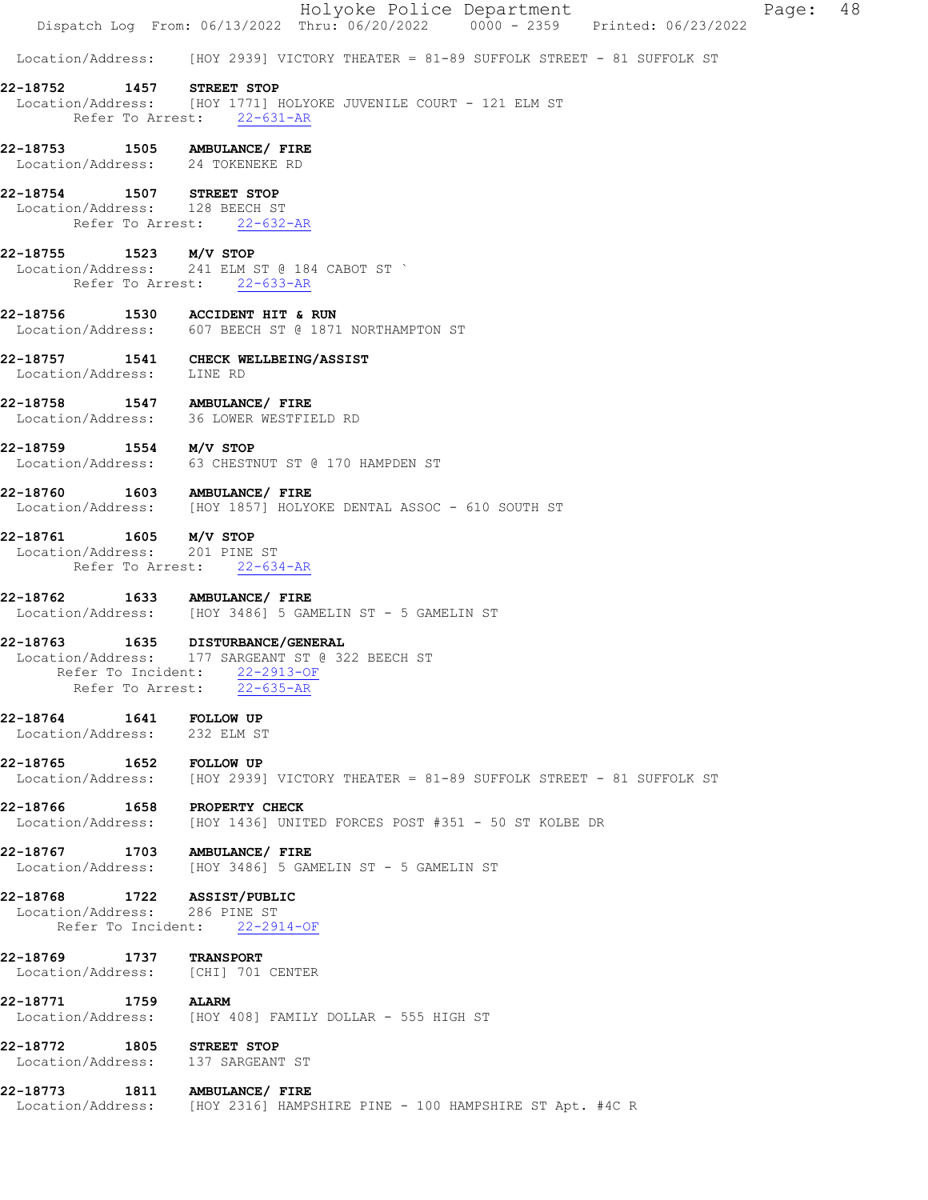Location/Address: [HOY 2939] VICTORY THEATER = 81-89 SUFFOLK STREET - 81 SUFFOLK ST

**22-18752 1457 STREET STOP**
Location/Address: [HOY 1771] HOLYOKE JUVENILE COURT - 121 ELM ST
Refer To Arrest: 22-631-AR

**22-18753 1505 AMBULANCE/ FIRE**
Location/Address: 24 TOKENEKE RD

**22-18754 1507 STREET STOP**
Location/Address: 128 BEECH ST
Refer To Arrest: 22-632-AR

**22-18755 1523 M/V STOP**
Location/Address: 241 ELM ST @ 184 CABOT ST `
Refer To Arrest: 22-633-AR

**22-18756 1530 ACCIDENT HIT & RUN**
Location/Address: 607 BEECH ST @ 1871 NORTHAMPTON ST

**22-18757 1541 CHECK WELLBEING/ASSIST**
Location/Address: LINE RD

**22-18758 1547 AMBULANCE/ FIRE**
Location/Address: 36 LOWER WESTFIELD RD

**22-18759 1554 M/V STOP**
Location/Address: 63 CHESTNUT ST @ 170 HAMPDEN ST

**22-18760 1603 AMBULANCE/ FIRE**
Location/Address: [HOY 1857] HOLYOKE DENTAL ASSOC - 610 SOUTH ST

**22-18761 1605 M/V STOP**
Location/Address: 201 PINE ST
Refer To Arrest: 22-634-AR

**22-18762 1633 AMBULANCE/ FIRE**
Location/Address: [HOY 3486] 5 GAMELIN ST - 5 GAMELIN ST

**22-18763 1635 DISTURBANCE/GENERAL**
Location/Address: 177 SARGEANT ST @ 322 BEECH ST
Refer To Incident: 22-2913-OF
Refer To Arrest: 22-635-AR

**22-18764 1641 FOLLOW UP**
Location/Address: 232 ELM ST

**22-18765 1652 FOLLOW UP**
Location/Address: [HOY 2939] VICTORY THEATER = 81-89 SUFFOLK STREET - 81 SUFFOLK ST

**22-18766 1658 PROPERTY CHECK**
Location/Address: [HOY 1436] UNITED FORCES POST #351 - 50 ST KOLBE DR

**22-18767 1703 AMBULANCE/ FIRE**
Location/Address: [HOY 3486] 5 GAMELIN ST - 5 GAMELIN ST

**22-18768 1722 ASSIST/PUBLIC**
Location/Address: 286 PINE ST
Refer To Incident: 22-2914-OF

**22-18769 1737 TRANSPORT**
Location/Address: [CHI] 701 CENTER

**22-18771 1759 ALARM**
Location/Address: [HOY 408] FAMILY DOLLAR - 555 HIGH ST

**22-18772 1805 STREET STOP**
Location/Address: 137 SARGEANT ST

**22-18773 1811 AMBULANCE/ FIRE**
Location/Address: [HOY 2316] HAMPSHIRE PINE - 100 HAMPSHIRE ST Apt. #4C R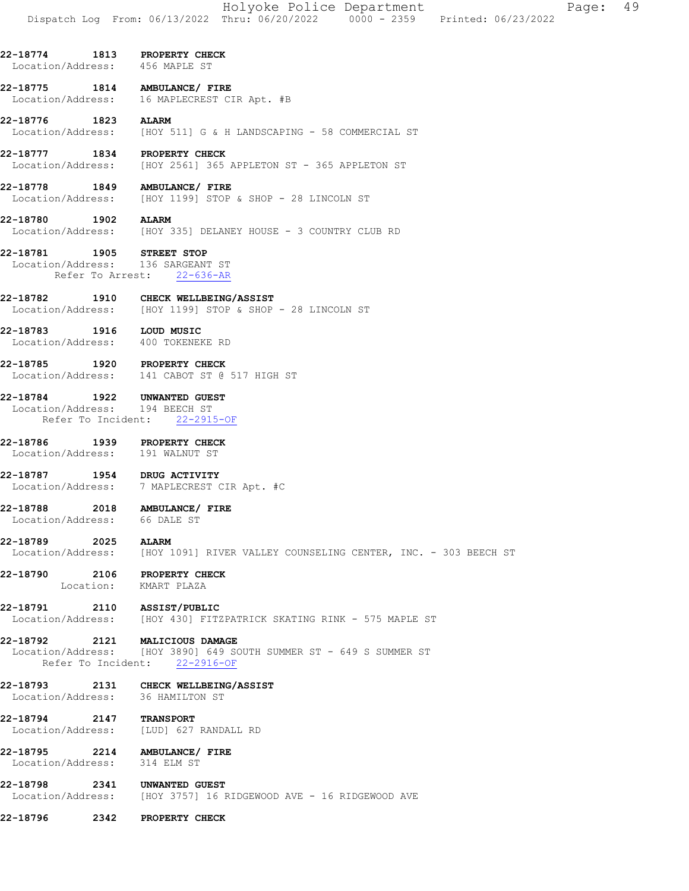**22-18774 1813 PROPERTY CHECK**
Location/Address: 456 MAPLE ST

**22-18775 1814 AMBULANCE/ FIRE**
Location/Address: 16 MAPLECREST CIR Apt. #B

**22-18776 1823 ALARM**
Location/Address: [HOY 511] G & H LANDSCAPING - 58 COMMERCIAL ST

**22-18777 1834 PROPERTY CHECK**
Location/Address: [HOY 2561] 365 APPLETON ST - 365 APPLETON ST

**22-18778 1849 AMBULANCE/ FIRE**
Location/Address: [HOY 1199] STOP & SHOP - 28 LINCOLN ST

**22-18780 1902 ALARM**
Location/Address: [HOY 335] DELANEY HOUSE - 3 COUNTRY CLUB RD

**22-18781 1905 STREET STOP**
Location/Address: 136 SARGEANT ST
Refer To Arrest: 22-636-AR

**22-18782 1910 CHECK WELLBEING/ASSIST**
Location/Address: [HOY 1199] STOP & SHOP - 28 LINCOLN ST

**22-18783 1916 LOUD MUSIC**
Location/Address: 400 TOKENEKE RD

**22-18785 1920 PROPERTY CHECK**
Location/Address: 141 CABOT ST @ 517 HIGH ST

**22-18784 1922 UNWANTED GUEST**
Location/Address: 194 BEECH ST
Refer To Incident: 22-2915-OF

**22-18786 1939 PROPERTY CHECK**
Location/Address: 191 WALNUT ST

**22-18787 1954 DRUG ACTIVITY**
Location/Address: 7 MAPLECREST CIR Apt. #C

**22-18788 2018 AMBULANCE/ FIRE**
Location/Address: 66 DALE ST

**22-18789 2025 ALARM**
Location/Address: [HOY 1091] RIVER VALLEY COUNSELING CENTER, INC. - 303 BEECH ST

**22-18790 2106 PROPERTY CHECK**
Location: KMART PLAZA

**22-18791 2110 ASSIST/PUBLIC**
Location/Address: [HOY 430] FITZPATRICK SKATING RINK - 575 MAPLE ST

**22-18792 2121 MALICIOUS DAMAGE**
Location/Address: [HOY 3890] 649 SOUTH SUMMER ST - 649 S SUMMER ST
Refer To Incident: 22-2916-OF

**22-18793 2131 CHECK WELLBEING/ASSIST**
Location/Address: 36 HAMILTON ST

**22-18794 2147 TRANSPORT**
Location/Address: [LUD] 627 RANDALL RD

**22-18795 2214 AMBULANCE/ FIRE**
Location/Address: 314 ELM ST

**22-18798 2341 UNWANTED GUEST**
Location/Address: [HOY 3757] 16 RIDGEWOOD AVE - 16 RIDGEWOOD AVE

**22-18796 2342 PROPERTY CHECK**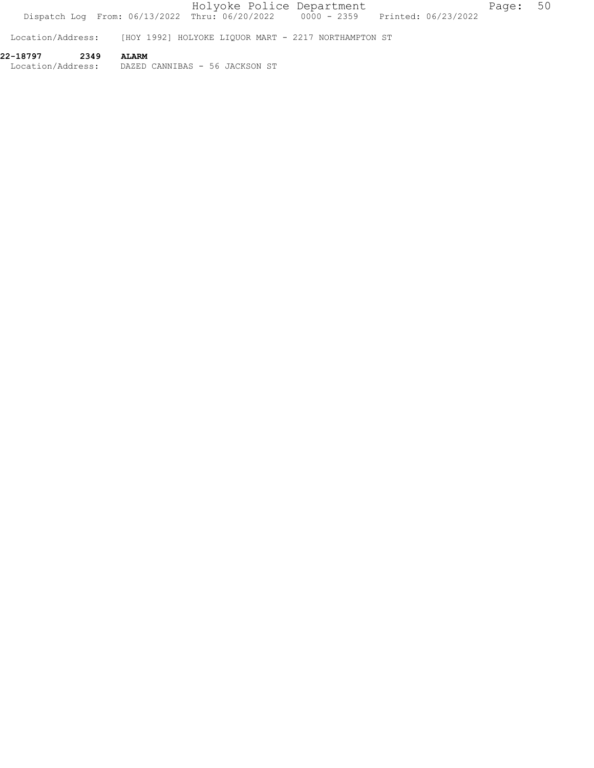Location/Address: [HOY 1992] HOLYOKE LIQUOR MART - 2217 NORTHAMPTON ST

**22-18797 2349 ALARM**

Location/Address: DAZED CANNIBAS - 56 JACKSON ST